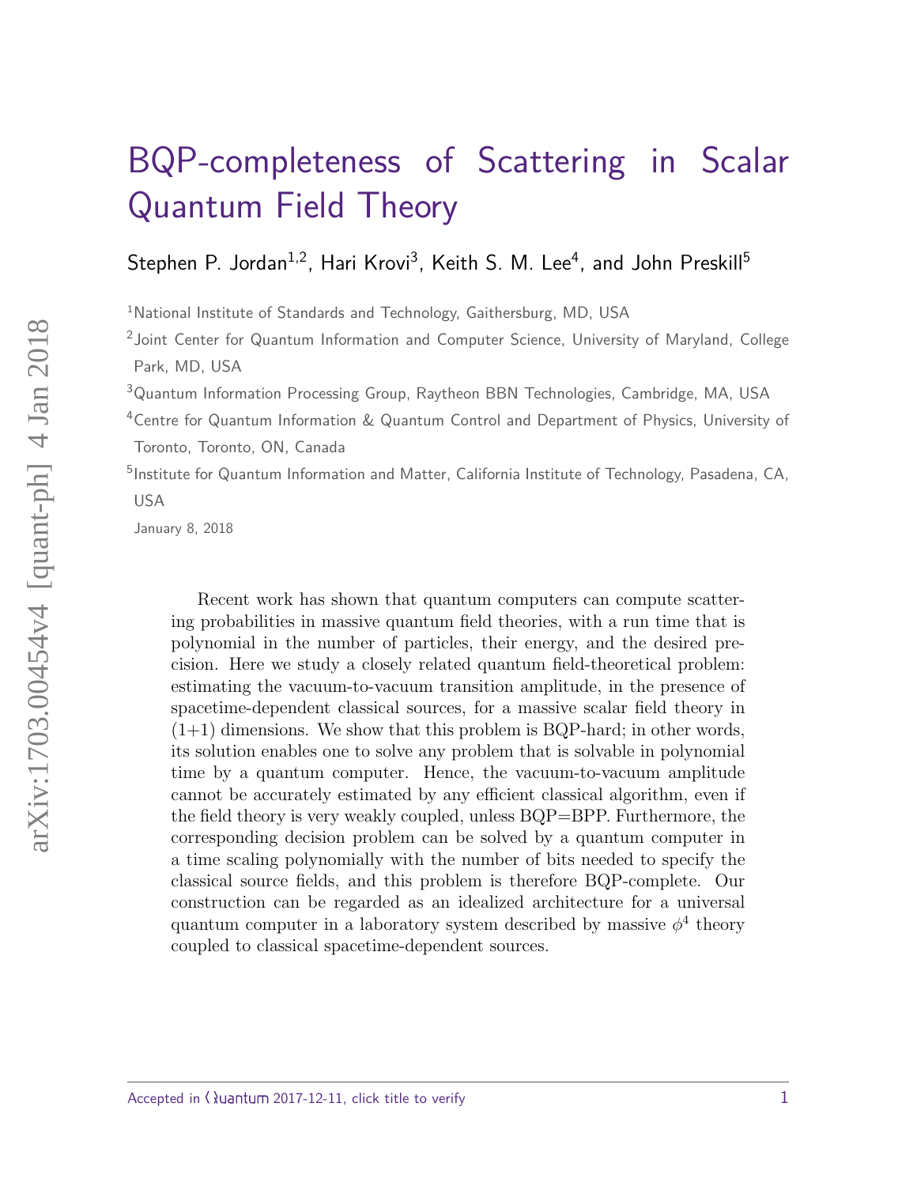# BQP-completeness of Scattering in Scalar Quantum Field Theory

Stephen P. Jordan[1,2], Hari Krovi[3], Keith S. M. Lee[4], and John Preskill[5]

[1]National Institute of Standards and Technology, Gaithersburg, MD, USA

[2]Joint Center for Quantum Information and Computer Science, University of Maryland, College Park, MD, USA

[3]Quantum Information Processing Group, Raytheon BBN Technologies, Cambridge, MA, USA

[4]Centre for Quantum Information & Quantum Control and Department of Physics, University of Toronto, Toronto, ON, Canada

[5]Institute for Quantum Information and Matter, California Institute of Technology, Pasadena, CA, USA

January 8, 2018

Recent work has shown that quantum computers can compute scattering probabilities in massive quantum field theories, with a run time that is polynomial in the number of particles, their energy, and the desired precision. Here we study a closely related quantum field-theoretical problem: estimating the vacuum-to-vacuum transition amplitude, in the presence of spacetime-dependent classical sources, for a massive scalar field theory in (1+1) dimensions. We show that this problem is BQP-hard; in other words, its solution enables one to solve any problem that is solvable in polynomial time by a quantum computer. Hence, the vacuum-to-vacuum amplitude cannot be accurately estimated by any efficient classical algorithm, even if the field theory is very weakly coupled, unless BQP=BPP. Furthermore, the corresponding decision problem can be solved by a quantum computer in a time scaling polynomially with the number of bits needed to specify the classical source fields, and this problem is therefore BQP-complete. Our construction can be regarded as an idealized architecture for a universal quantum computer in a laboratory system described by massive $\phi^4$ theory coupled to classical spacetime-dependent sources.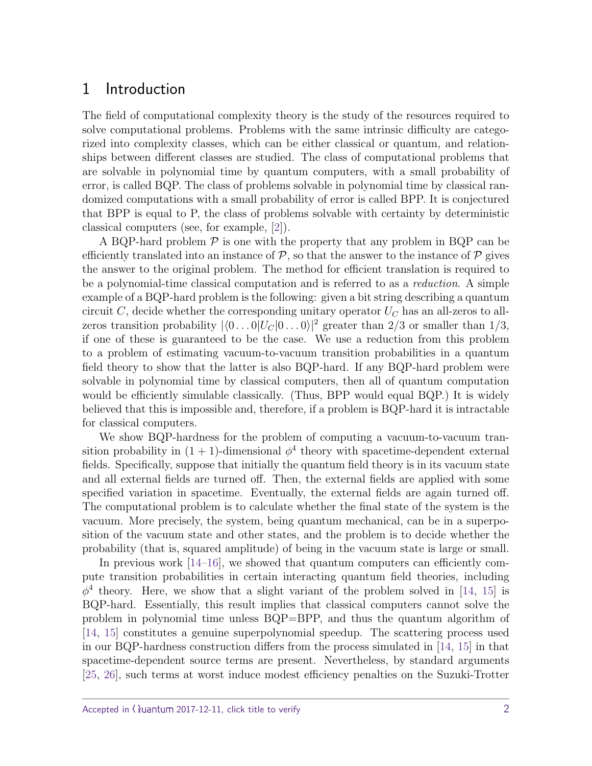# 1 Introduction

The field of computational complexity theory is the study of the resources required to solve computational problems. Problems with the same intrinsic difficulty are categorized into complexity classes, which can be either classical or quantum, and relationships between different classes are studied. The class of computational problems that are solvable in polynomial time by quantum computers, with a small probability of error, is called BQP. The class of problems solvable in polynomial time by classical randomized computations with a small probability of error is called BPP. It is conjectured that BPP is equal to P, the class of problems solvable with certainty by deterministic classical computers (see, for example, [2]).

A BQP-hard problem $\mathcal{P}$ is one with the property that any problem in BQP can be efficiently translated into an instance of $\mathcal{P}$, so that the answer to the instance of $\mathcal{P}$ gives the answer to the original problem. The method for efficient translation is required to be a polynomial-time classical computation and is referred to as a *reduction*. A simple example of a BQP-hard problem is the following: given a bit string describing a quantum circuit $C$, decide whether the corresponding unitary operator $U_C$ has an all-zeros to all-zeros transition probability $|\langle 0 \ldots 0|U_C|0 \ldots 0\rangle|^2$ greater than $2/3$ or smaller than $1/3$, if one of these is guaranteed to be the case. We use a reduction from this problem to a problem of estimating vacuum-to-vacuum transition probabilities in a quantum field theory to show that the latter is also BQP-hard. If any BQP-hard problem were solvable in polynomial time by classical computers, then all of quantum computation would be efficiently simulable classically. (Thus, BPP would equal BQP.) It is widely believed that this is impossible and, therefore, if a problem is BQP-hard it is intractable for classical computers.

We show BQP-hardness for the problem of computing a vacuum-to-vacuum transition probability in $(1+1)$-dimensional $\phi^4$ theory with spacetime-dependent external fields. Specifically, suppose that initially the quantum field theory is in its vacuum state and all external fields are turned off. Then, the external fields are applied with some specified variation in spacetime. Eventually, the external fields are again turned off. The computational problem is to calculate whether the final state of the system is the vacuum. More precisely, the system, being quantum mechanical, can be in a superposition of the vacuum state and other states, and the problem is to decide whether the probability (that is, squared amplitude) of being in the vacuum state is large or small.

In previous work [14–16], we showed that quantum computers can efficiently compute transition probabilities in certain interacting quantum field theories, including $\phi^4$ theory. Here, we show that a slight variant of the problem solved in [14, 15] is BQP-hard. Essentially, this result implies that classical computers cannot solve the problem in polynomial time unless BQP=BPP, and thus the quantum algorithm of [14, 15] constitutes a genuine superpolynomial speedup. The scattering process used in our BQP-hardness construction differs from the process simulated in [14, 15] in that spacetime-dependent source terms are present. Nevertheless, by standard arguments [25, 26], such terms at worst induce modest efficiency penalties on the Suzuki-Trotter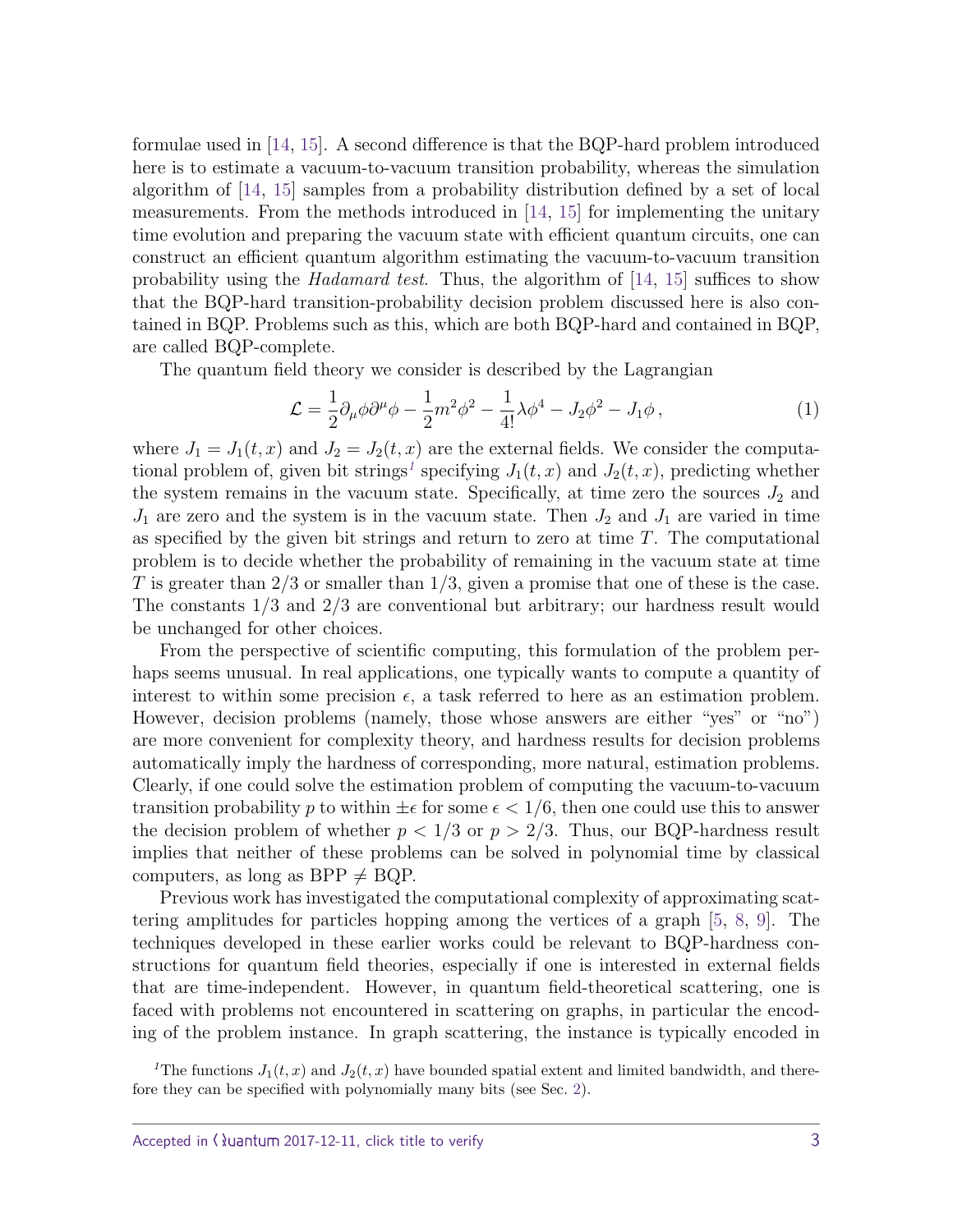formulae used in [14, 15]. A second difference is that the BQP-hard problem introduced here is to estimate a vacuum-to-vacuum transition probability, whereas the simulation algorithm of [14, 15] samples from a probability distribution defined by a set of local measurements. From the methods introduced in [14, 15] for implementing the unitary time evolution and preparing the vacuum state with efficient quantum circuits, one can construct an efficient quantum algorithm estimating the vacuum-to-vacuum transition probability using the *Hadamard test*. Thus, the algorithm of [14, 15] suffices to show that the BQP-hard transition-probability decision problem discussed here is also contained in BQP. Problems such as this, which are both BQP-hard and contained in BQP, are called BQP-complete.

The quantum field theory we consider is described by the Lagrangian

$$\mathcal{L} = \frac{1}{2}\partial_\mu \phi \partial^\mu \phi - \frac{1}{2}m^2\phi^2 - \frac{1}{4!}\lambda\phi^4 - J_2\phi^2 - J_1\phi\,, \tag{1}$$

where $J_1 = J_1(t,x)$ and $J_2 = J_2(t,x)$ are the external fields. We consider the computational problem of, given bit strings[1] specifying $J_1(t,x)$ and $J_2(t,x)$, predicting whether the system remains in the vacuum state. Specifically, at time zero the sources $J_2$ and $J_1$ are zero and the system is in the vacuum state. Then $J_2$ and $J_1$ are varied in time as specified by the given bit strings and return to zero at time $T$. The computational problem is to decide whether the probability of remaining in the vacuum state at time $T$ is greater than 2/3 or smaller than 1/3, given a promise that one of these is the case. The constants 1/3 and 2/3 are conventional but arbitrary; our hardness result would be unchanged for other choices.

From the perspective of scientific computing, this formulation of the problem perhaps seems unusual. In real applications, one typically wants to compute a quantity of interest to within some precision $\epsilon$, a task referred to here as an estimation problem. However, decision problems (namely, those whose answers are either "yes" or "no") are more convenient for complexity theory, and hardness results for decision problems automatically imply the hardness of corresponding, more natural, estimation problems. Clearly, if one could solve the estimation problem of computing the vacuum-to-vacuum transition probability $p$ to within $\pm\epsilon$ for some $\epsilon < 1/6$, then one could use this to answer the decision problem of whether $p < 1/3$ or $p > 2/3$. Thus, our BQP-hardness result implies that neither of these problems can be solved in polynomial time by classical computers, as long as BPP $\neq$ BQP.

Previous work has investigated the computational complexity of approximating scattering amplitudes for particles hopping among the vertices of a graph [5, 8, 9]. The techniques developed in these earlier works could be relevant to BQP-hardness constructions for quantum field theories, especially if one is interested in external fields that are time-independent. However, in quantum field-theoretical scattering, one is faced with problems not encountered in scattering on graphs, in particular the encoding of the problem instance. In graph scattering, the instance is typically encoded in

[1] The functions $J_1(t,x)$ and $J_2(t,x)$ have bounded spatial extent and limited bandwidth, and therefore they can be specified with polynomially many bits (see Sec. 2).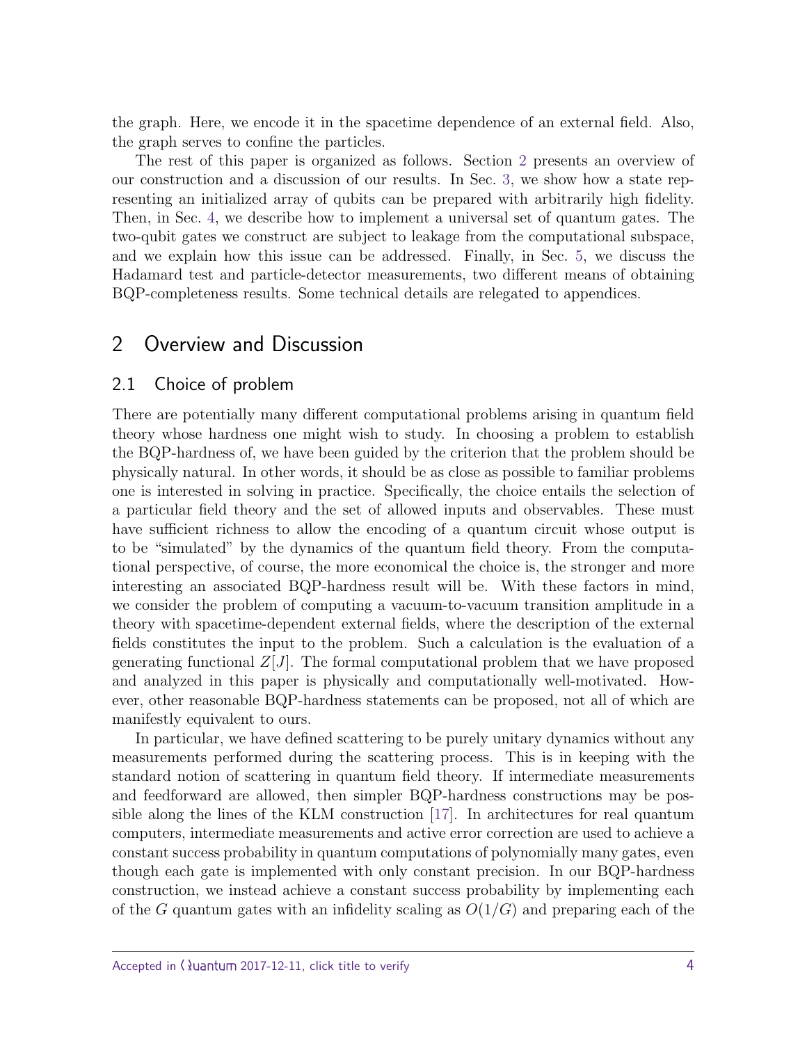the graph. Here, we encode it in the spacetime dependence of an external field. Also, the graph serves to confine the particles.

The rest of this paper is organized as follows. Section 2 presents an overview of our construction and a discussion of our results. In Sec. 3, we show how a state representing an initialized array of qubits can be prepared with arbitrarily high fidelity. Then, in Sec. 4, we describe how to implement a universal set of quantum gates. The two-qubit gates we construct are subject to leakage from the computational subspace, and we explain how this issue can be addressed. Finally, in Sec. 5, we discuss the Hadamard test and particle-detector measurements, two different means of obtaining BQP-completeness results. Some technical details are relegated to appendices.

# 2 Overview and Discussion

## 2.1 Choice of problem

There are potentially many different computational problems arising in quantum field theory whose hardness one might wish to study. In choosing a problem to establish the BQP-hardness of, we have been guided by the criterion that the problem should be physically natural. In other words, it should be as close as possible to familiar problems one is interested in solving in practice. Specifically, the choice entails the selection of a particular field theory and the set of allowed inputs and observables. These must have sufficient richness to allow the encoding of a quantum circuit whose output is to be "simulated" by the dynamics of the quantum field theory. From the computational perspective, of course, the more economical the choice is, the stronger and more interesting an associated BQP-hardness result will be. With these factors in mind, we consider the problem of computing a vacuum-to-vacuum transition amplitude in a theory with spacetime-dependent external fields, where the description of the external fields constitutes the input to the problem. Such a calculation is the evaluation of a generating functional $Z[J]$. The formal computational problem that we have proposed and analyzed in this paper is physically and computationally well-motivated. However, other reasonable BQP-hardness statements can be proposed, not all of which are manifestly equivalent to ours.

In particular, we have defined scattering to be purely unitary dynamics without any measurements performed during the scattering process. This is in keeping with the standard notion of scattering in quantum field theory. If intermediate measurements and feedforward are allowed, then simpler BQP-hardness constructions may be possible along the lines of the KLM construction [17]. In architectures for real quantum computers, intermediate measurements and active error correction are used to achieve a constant success probability in quantum computations of polynomially many gates, even though each gate is implemented with only constant precision. In our BQP-hardness construction, we instead achieve a constant success probability by implementing each of the $G$ quantum gates with an infidelity scaling as $O(1/G)$ and preparing each of the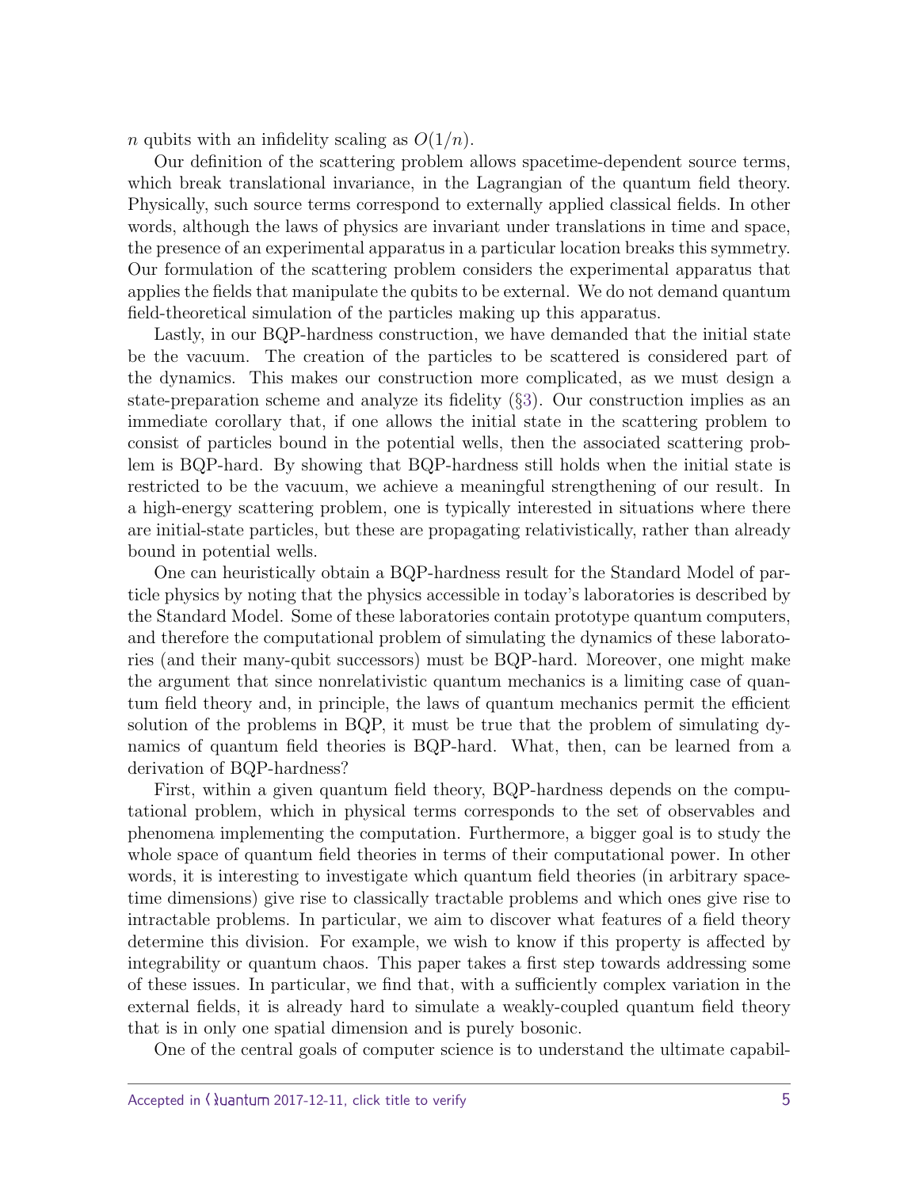$n$ qubits with an infidelity scaling as $O(1/n)$.

Our definition of the scattering problem allows spacetime-dependent source terms, which break translational invariance, in the Lagrangian of the quantum field theory. Physically, such source terms correspond to externally applied classical fields. In other words, although the laws of physics are invariant under translations in time and space, the presence of an experimental apparatus in a particular location breaks this symmetry. Our formulation of the scattering problem considers the experimental apparatus that applies the fields that manipulate the qubits to be external. We do not demand quantum field-theoretical simulation of the particles making up this apparatus.

Lastly, in our BQP-hardness construction, we have demanded that the initial state be the vacuum. The creation of the particles to be scattered is considered part of the dynamics. This makes our construction more complicated, as we must design a state-preparation scheme and analyze its fidelity (§3). Our construction implies as an immediate corollary that, if one allows the initial state in the scattering problem to consist of particles bound in the potential wells, then the associated scattering problem is BQP-hard. By showing that BQP-hardness still holds when the initial state is restricted to be the vacuum, we achieve a meaningful strengthening of our result. In a high-energy scattering problem, one is typically interested in situations where there are initial-state particles, but these are propagating relativistically, rather than already bound in potential wells.

One can heuristically obtain a BQP-hardness result for the Standard Model of particle physics by noting that the physics accessible in today's laboratories is described by the Standard Model. Some of these laboratories contain prototype quantum computers, and therefore the computational problem of simulating the dynamics of these laboratories (and their many-qubit successors) must be BQP-hard. Moreover, one might make the argument that since nonrelativistic quantum mechanics is a limiting case of quantum field theory and, in principle, the laws of quantum mechanics permit the efficient solution of the problems in BQP, it must be true that the problem of simulating dynamics of quantum field theories is BQP-hard. What, then, can be learned from a derivation of BQP-hardness?

First, within a given quantum field theory, BQP-hardness depends on the computational problem, which in physical terms corresponds to the set of observables and phenomena implementing the computation. Furthermore, a bigger goal is to study the whole space of quantum field theories in terms of their computational power. In other words, it is interesting to investigate which quantum field theories (in arbitrary spacetime dimensions) give rise to classically tractable problems and which ones give rise to intractable problems. In particular, we aim to discover what features of a field theory determine this division. For example, we wish to know if this property is affected by integrability or quantum chaos. This paper takes a first step towards addressing some of these issues. In particular, we find that, with a sufficiently complex variation in the external fields, it is already hard to simulate a weakly-coupled quantum field theory that is in only one spatial dimension and is purely bosonic.

One of the central goals of computer science is to understand the ultimate capabil-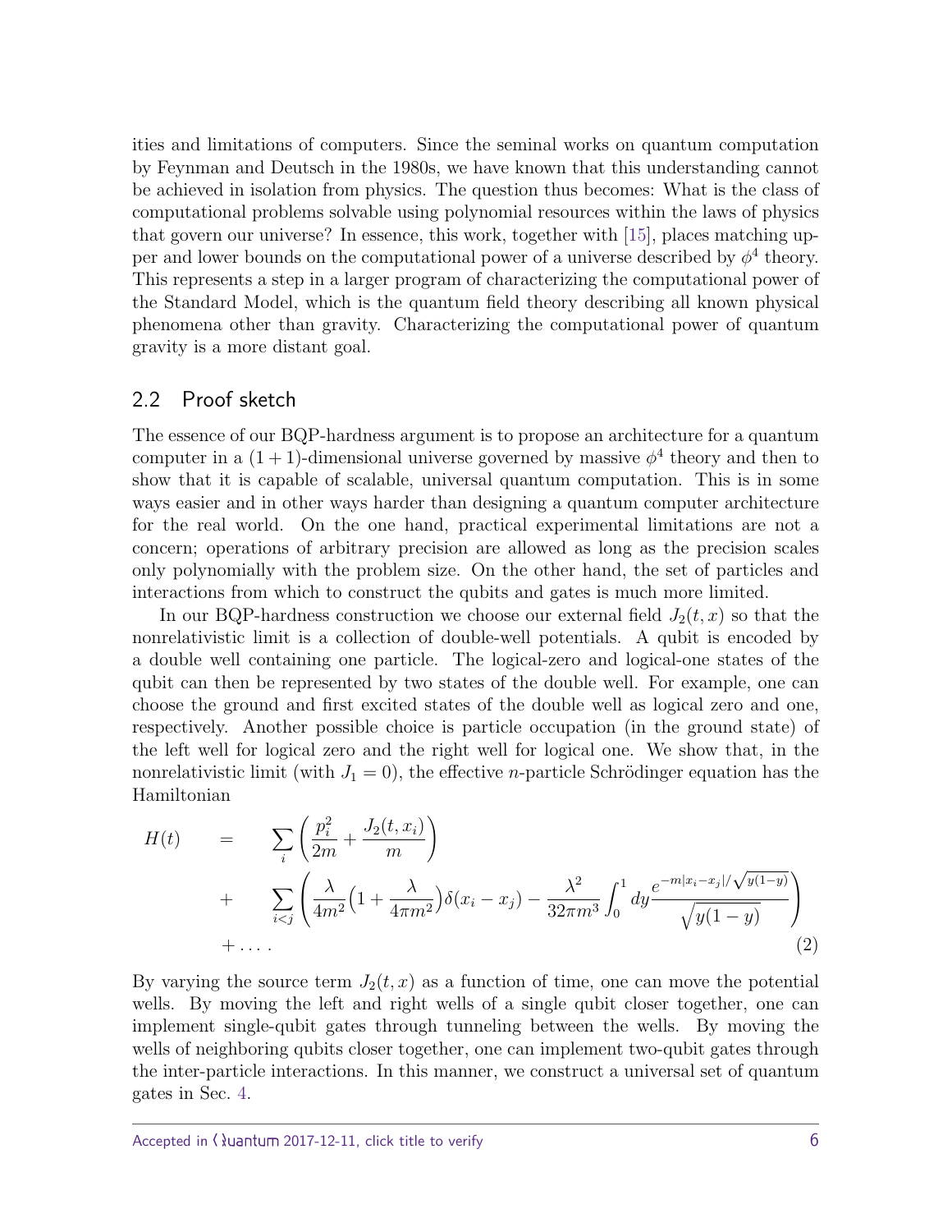ities and limitations of computers. Since the seminal works on quantum computation by Feynman and Deutsch in the 1980s, we have known that this understanding cannot be achieved in isolation from physics. The question thus becomes: What is the class of computational problems solvable using polynomial resources within the laws of physics that govern our universe? In essence, this work, together with [15], places matching upper and lower bounds on the computational power of a universe described by $\phi^4$ theory. This represents a step in a larger program of characterizing the computational power of the Standard Model, which is the quantum field theory describing all known physical phenomena other than gravity. Characterizing the computational power of quantum gravity is a more distant goal.

## 2.2 Proof sketch

The essence of our BQP-hardness argument is to propose an architecture for a quantum computer in a $(1+1)$-dimensional universe governed by massive $\phi^4$ theory and then to show that it is capable of scalable, universal quantum computation. This is in some ways easier and in other ways harder than designing a quantum computer architecture for the real world. On the one hand, practical experimental limitations are not a concern; operations of arbitrary precision are allowed as long as the precision scales only polynomially with the problem size. On the other hand, the set of particles and interactions from which to construct the qubits and gates is much more limited.

In our BQP-hardness construction we choose our external field $J_2(t,x)$ so that the nonrelativistic limit is a collection of double-well potentials. A qubit is encoded by a double well containing one particle. The logical-zero and logical-one states of the qubit can then be represented by two states of the double well. For example, one can choose the ground and first excited states of the double well as logical zero and one, respectively. Another possible choice is particle occupation (in the ground state) of the left well for logical zero and the right well for logical one. We show that, in the nonrelativistic limit (with $J_1 = 0$), the effective $n$-particle Schrödinger equation has the Hamiltonian

$$
\begin{aligned}
H(t) \quad &= \quad \sum_i \left( \frac{p_i^2}{2m} + \frac{J_2(t,x_i)}{m} \right) \\
&+ \quad \sum_{i<j} \left( \frac{\lambda}{4m^2}\Big(1 + \frac{\lambda}{4\pi m^2}\Big)\delta(x_i - x_j) - \frac{\lambda^2}{32\pi m^3} \int_0^1 dy \frac{e^{-m|x_i - x_j|/\sqrt{y(1-y)}}}{\sqrt{y(1-y)}} \right) \\
&+ \ldots .
\end{aligned}
\tag{2}
$$

By varying the source term $J_2(t,x)$ as a function of time, one can move the potential wells. By moving the left and right wells of a single qubit closer together, one can implement single-qubit gates through tunneling between the wells. By moving the wells of neighboring qubits closer together, one can implement two-qubit gates through the inter-particle interactions. In this manner, we construct a universal set of quantum gates in Sec. 4.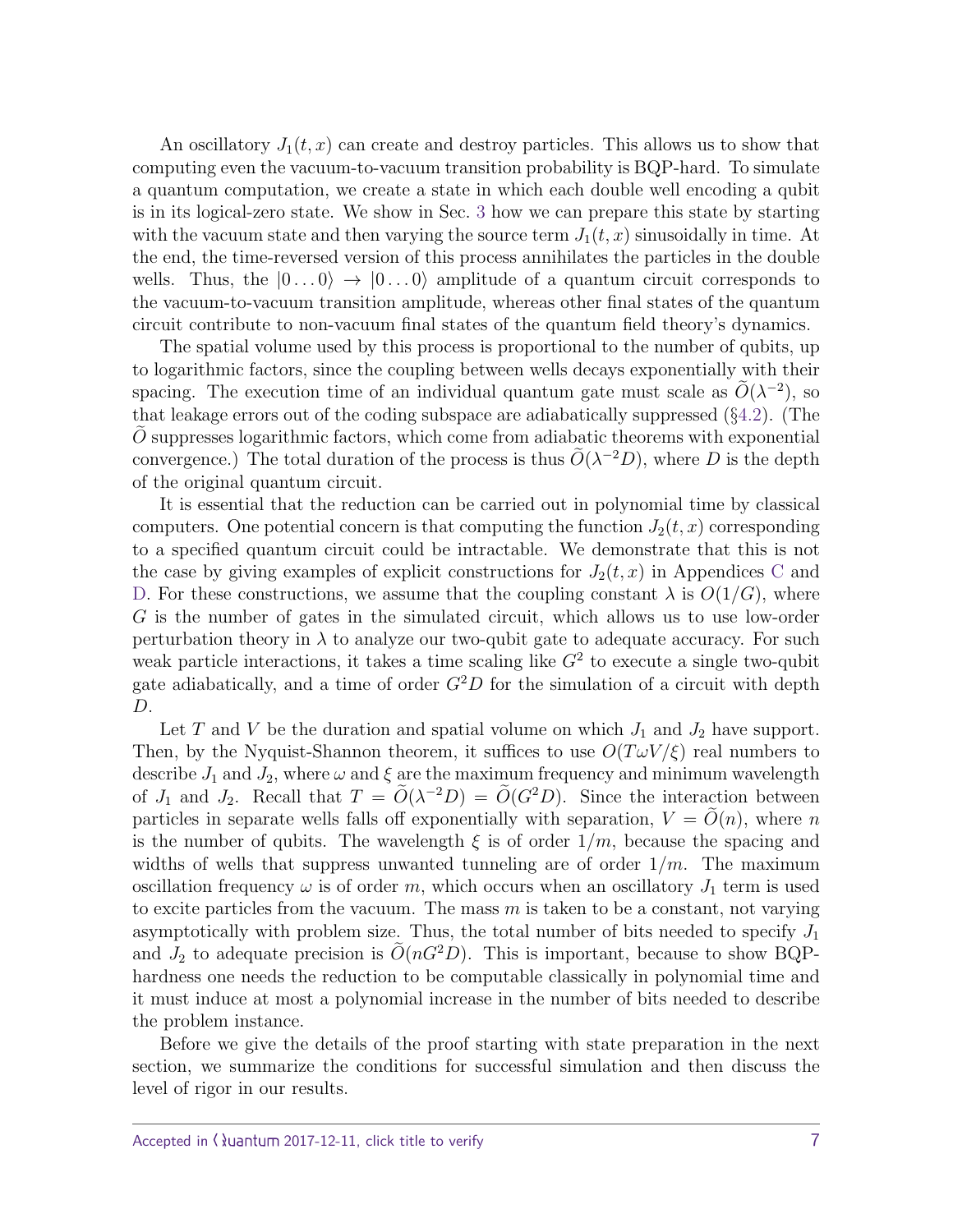An oscillatory $J_1(t,x)$ can create and destroy particles. This allows us to show that computing even the vacuum-to-vacuum transition probability is BQP-hard. To simulate a quantum computation, we create a state in which each double well encoding a qubit is in its logical-zero state. We show in Sec. 3 how we can prepare this state by starting with the vacuum state and then varying the source term $J_1(t,x)$ sinusoidally in time. At the end, the time-reversed version of this process annihilates the particles in the double wells. Thus, the $|0\dots0\rangle \to |0\dots0\rangle$ amplitude of a quantum circuit corresponds to the vacuum-to-vacuum transition amplitude, whereas other final states of the quantum circuit contribute to non-vacuum final states of the quantum field theory's dynamics.

The spatial volume used by this process is proportional to the number of qubits, up to logarithmic factors, since the coupling between wells decays exponentially with their spacing. The execution time of an individual quantum gate must scale as $\widetilde{O}(\lambda^{-2})$, so that leakage errors out of the coding subspace are adiabatically suppressed (§4.2). (The $\widetilde{O}$ suppresses logarithmic factors, which come from adiabatic theorems with exponential convergence.) The total duration of the process is thus $\widetilde{O}(\lambda^{-2}D)$, where $D$ is the depth of the original quantum circuit.

It is essential that the reduction can be carried out in polynomial time by classical computers. One potential concern is that computing the function $J_2(t,x)$ corresponding to a specified quantum circuit could be intractable. We demonstrate that this is not the case by giving examples of explicit constructions for $J_2(t,x)$ in Appendices C and D. For these constructions, we assume that the coupling constant $\lambda$ is $O(1/G)$, where $G$ is the number of gates in the simulated circuit, which allows us to use low-order perturbation theory in $\lambda$ to analyze our two-qubit gate to adequate accuracy. For such weak particle interactions, it takes a time scaling like $G^2$ to execute a single two-qubit gate adiabatically, and a time of order $G^2D$ for the simulation of a circuit with depth $D$.

Let $T$ and $V$ be the duration and spatial volume on which $J_1$ and $J_2$ have support. Then, by the Nyquist-Shannon theorem, it suffices to use $O(T\omega V/\xi)$ real numbers to describe $J_1$ and $J_2$, where $\omega$ and $\xi$ are the maximum frequency and minimum wavelength of $J_1$ and $J_2$. Recall that $T = \widetilde{O}(\lambda^{-2}D) = \widetilde{O}(G^2D)$. Since the interaction between particles in separate wells falls off exponentially with separation, $V = \widetilde{O}(n)$, where $n$ is the number of qubits. The wavelength $\xi$ is of order $1/m$, because the spacing and widths of wells that suppress unwanted tunneling are of order $1/m$. The maximum oscillation frequency $\omega$ is of order $m$, which occurs when an oscillatory $J_1$ term is used to excite particles from the vacuum. The mass $m$ is taken to be a constant, not varying asymptotically with problem size. Thus, the total number of bits needed to specify $J_1$ and $J_2$ to adequate precision is $\widetilde{O}(nG^2D)$. This is important, because to show BQP-hardness one needs the reduction to be computable classically in polynomial time and it must induce at most a polynomial increase in the number of bits needed to describe the problem instance.

Before we give the details of the proof starting with state preparation in the next section, we summarize the conditions for successful simulation and then discuss the level of rigor in our results.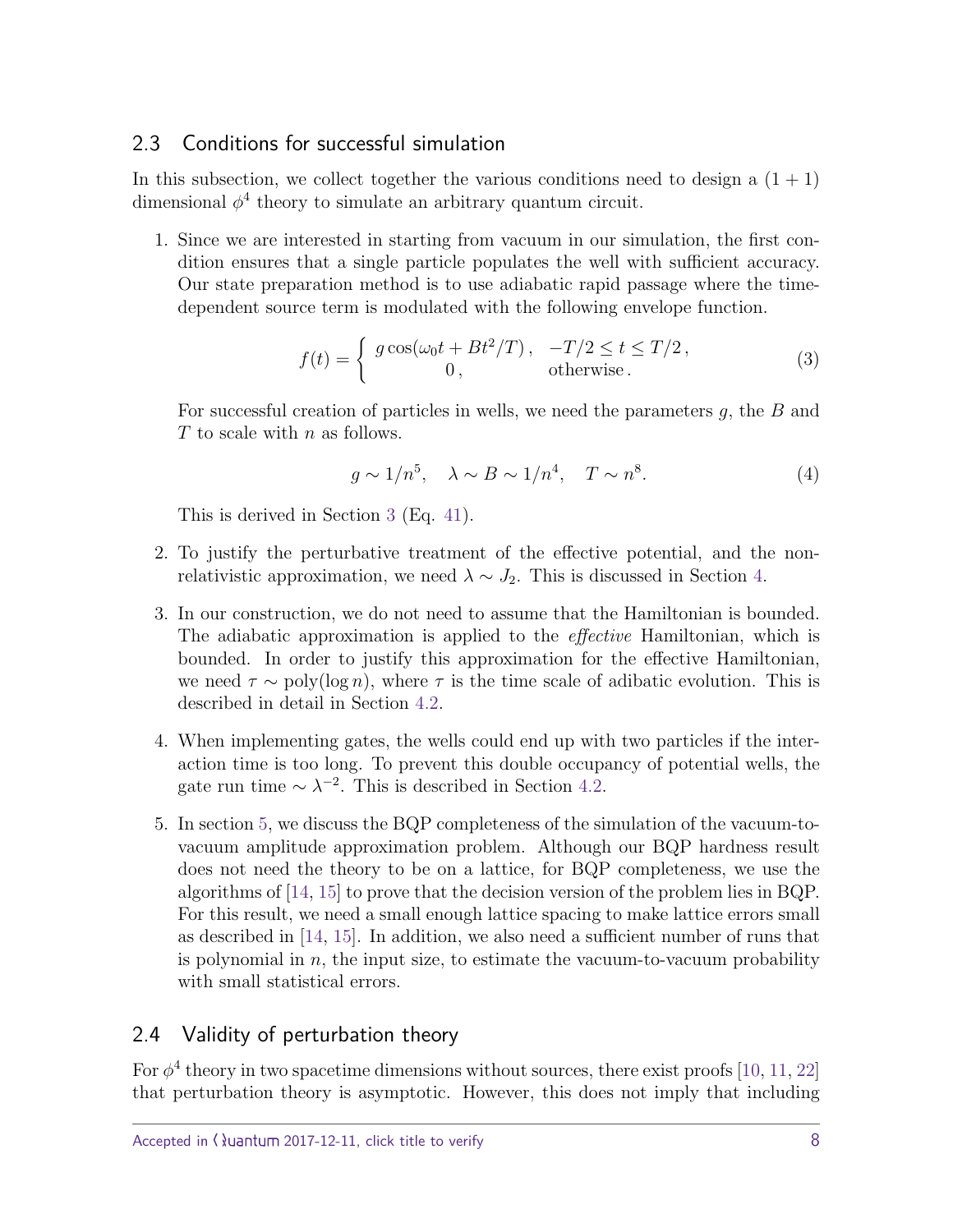## 2.3 Conditions for successful simulation

In this subsection, we collect together the various conditions need to design a $(1+1)$ dimensional $\phi^4$ theory to simulate an arbitrary quantum circuit.

1. Since we are interested in starting from vacuum in our simulation, the first condition ensures that a single particle populates the well with sufficient accuracy. Our state preparation method is to use adiabatic rapid passage where the time-dependent source term is modulated with the following envelope function.

$$f(t) = \begin{cases} g\cos(\omega_0 t + Bt^2/T)\,, & -T/2 \leq t \leq T/2\,, \\ 0\,, & \text{otherwise}\,. \end{cases} \tag{3}$$

   For successful creation of particles in wells, we need the parameters $g$, the $B$ and $T$ to scale with $n$ as follows.

$$g \sim 1/n^5, \quad \lambda \sim B \sim 1/n^4, \quad T \sim n^8. \tag{4}$$

   This is derived in Section 3 (Eq. 41).

2. To justify the perturbative treatment of the effective potential, and the non-relativistic approximation, we need $\lambda \sim J_2$. This is discussed in Section 4.

3. In our construction, we do not need to assume that the Hamiltonian is bounded. The adiabatic approximation is applied to the *effective* Hamiltonian, which is bounded. In order to justify this approximation for the effective Hamiltonian, we need $\tau \sim \mathrm{poly}(\log n)$, where $\tau$ is the time scale of adibatic evolution. This is described in detail in Section 4.2.

4. When implementing gates, the wells could end up with two particles if the interaction time is too long. To prevent this double occupancy of potential wells, the gate run time $\sim \lambda^{-2}$. This is described in Section 4.2.

5. In section 5, we discuss the BQP completeness of the simulation of the vacuum-to-vacuum amplitude approximation problem. Although our BQP hardness result does not need the theory to be on a lattice, for BQP completeness, we use the algorithms of [14, 15] to prove that the decision version of the problem lies in BQP. For this result, we need a small enough lattice spacing to make lattice errors small as described in [14, 15]. In addition, we also need a sufficient number of runs that is polynomial in $n$, the input size, to estimate the vacuum-to-vacuum probability with small statistical errors.

## 2.4 Validity of perturbation theory

For $\phi^4$ theory in two spacetime dimensions without sources, there exist proofs [10, 11, 22] that perturbation theory is asymptotic. However, this does not imply that including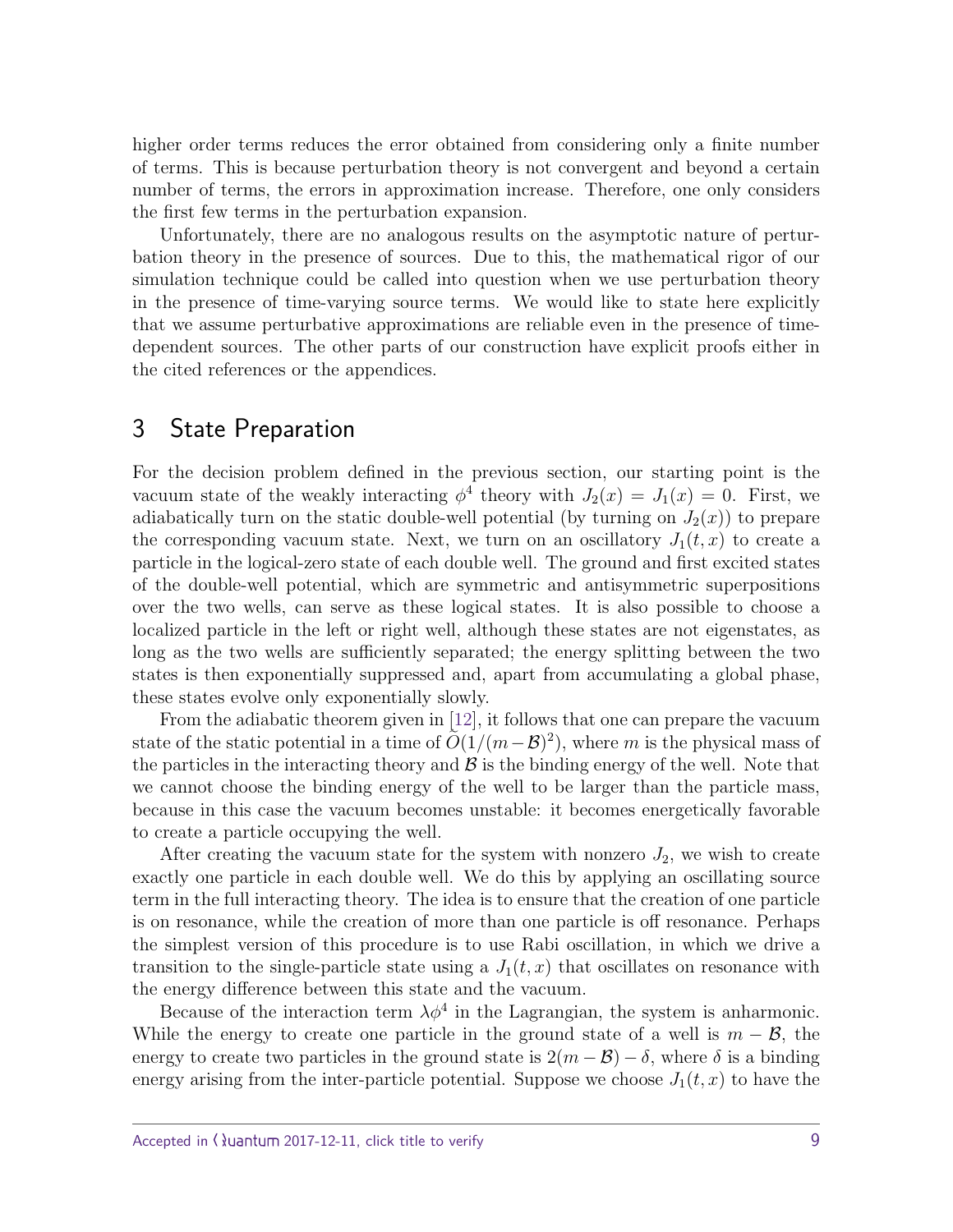higher order terms reduces the error obtained from considering only a finite number of terms. This is because perturbation theory is not convergent and beyond a certain number of terms, the errors in approximation increase. Therefore, one only considers the first few terms in the perturbation expansion.

Unfortunately, there are no analogous results on the asymptotic nature of perturbation theory in the presence of sources. Due to this, the mathematical rigor of our simulation technique could be called into question when we use perturbation theory in the presence of time-varying source terms. We would like to state here explicitly that we assume perturbative approximations are reliable even in the presence of time-dependent sources. The other parts of our construction have explicit proofs either in the cited references or the appendices.

## 3 State Preparation

For the decision problem defined in the previous section, our starting point is the vacuum state of the weakly interacting $\phi^4$ theory with $J_2(x) = J_1(x) = 0$. First, we adiabatically turn on the static double-well potential (by turning on $J_2(x)$) to prepare the corresponding vacuum state. Next, we turn on an oscillatory $J_1(t, x)$ to create a particle in the logical-zero state of each double well. The ground and first excited states of the double-well potential, which are symmetric and antisymmetric superpositions over the two wells, can serve as these logical states. It is also possible to choose a localized particle in the left or right well, although these states are not eigenstates, as long as the two wells are sufficiently separated; the energy splitting between the two states is then exponentially suppressed and, apart from accumulating a global phase, these states evolve only exponentially slowly.

From the adiabatic theorem given in [12], it follows that one can prepare the vacuum state of the static potential in a time of $\tilde{O}(1/(m-\mathcal{B})^2)$, where $m$ is the physical mass of the particles in the interacting theory and $\mathcal{B}$ is the binding energy of the well. Note that we cannot choose the binding energy of the well to be larger than the particle mass, because in this case the vacuum becomes unstable: it becomes energetically favorable to create a particle occupying the well.

After creating the vacuum state for the system with nonzero $J_2$, we wish to create exactly one particle in each double well. We do this by applying an oscillating source term in the full interacting theory. The idea is to ensure that the creation of one particle is on resonance, while the creation of more than one particle is off resonance. Perhaps the simplest version of this procedure is to use Rabi oscillation, in which we drive a transition to the single-particle state using a $J_1(t, x)$ that oscillates on resonance with the energy difference between this state and the vacuum.

Because of the interaction term $\lambda\phi^4$ in the Lagrangian, the system is anharmonic. While the energy to create one particle in the ground state of a well is $m - \mathcal{B}$, the energy to create two particles in the ground state is $2(m - \mathcal{B}) - \delta$, where $\delta$ is a binding energy arising from the inter-particle potential. Suppose we choose $J_1(t, x)$ to have the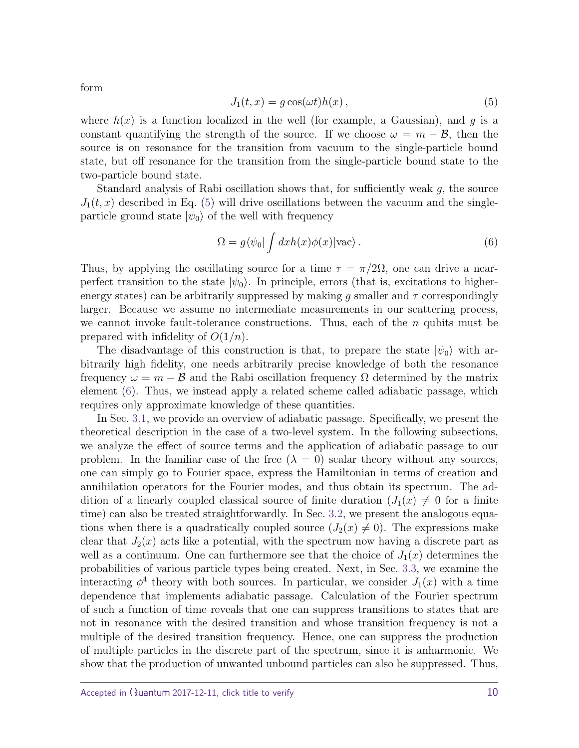form

$$J_1(t,x) = g\cos(\omega t)h(x)\,, \tag{5}$$

where $h(x)$ is a function localized in the well (for example, a Gaussian), and $g$ is a constant quantifying the strength of the source. If we choose $\omega = m - \mathcal{B}$, then the source is on resonance for the transition from vacuum to the single-particle bound state, but off resonance for the transition from the single-particle bound state to the two-particle bound state.

Standard analysis of Rabi oscillation shows that, for sufficiently weak $g$, the source $J_1(t,x)$ described in Eq. (5) will drive oscillations between the vacuum and the single-particle ground state $|\psi_0\rangle$ of the well with frequency

$$\Omega = g\langle\psi_0|\int dx h(x)\phi(x)|\mathrm{vac}\rangle\,. \tag{6}$$

Thus, by applying the oscillating source for a time $\tau = \pi/2\Omega$, one can drive a near-perfect transition to the state $|\psi_0\rangle$. In principle, errors (that is, excitations to higher-energy states) can be arbitrarily suppressed by making $g$ smaller and $\tau$ correspondingly larger. Because we assume no intermediate measurements in our scattering process, we cannot invoke fault-tolerance constructions. Thus, each of the $n$ qubits must be prepared with infidelity of $O(1/n)$.

The disadvantage of this construction is that, to prepare the state $|\psi_0\rangle$ with arbitrarily high fidelity, one needs arbitrarily precise knowledge of both the resonance frequency $\omega = m - \mathcal{B}$ and the Rabi oscillation frequency $\Omega$ determined by the matrix element (6). Thus, we instead apply a related scheme called adiabatic passage, which requires only approximate knowledge of these quantities.

In Sec. 3.1, we provide an overview of adiabatic passage. Specifically, we present the theoretical description in the case of a two-level system. In the following subsections, we analyze the effect of source terms and the application of adiabatic passage to our problem. In the familiar case of the free ($\lambda = 0$) scalar theory without any sources, one can simply go to Fourier space, express the Hamiltonian in terms of creation and annihilation operators for the Fourier modes, and thus obtain its spectrum. The addition of a linearly coupled classical source of finite duration ($J_1(x) \neq 0$ for a finite time) can also be treated straightforwardly. In Sec. 3.2, we present the analogous equations when there is a quadratically coupled source ($J_2(x) \neq 0$). The expressions make clear that $J_2(x)$ acts like a potential, with the spectrum now having a discrete part as well as a continuum. One can furthermore see that the choice of $J_1(x)$ determines the probabilities of various particle types being created. Next, in Sec. 3.3, we examine the interacting $\phi^4$ theory with both sources. In particular, we consider $J_1(x)$ with a time dependence that implements adiabatic passage. Calculation of the Fourier spectrum of such a function of time reveals that one can suppress transitions to states that are not in resonance with the desired transition and whose transition frequency is not a multiple of the desired transition frequency. Hence, one can suppress the production of multiple particles in the discrete part of the spectrum, since it is anharmonic. We show that the production of unwanted unbound particles can also be suppressed. Thus,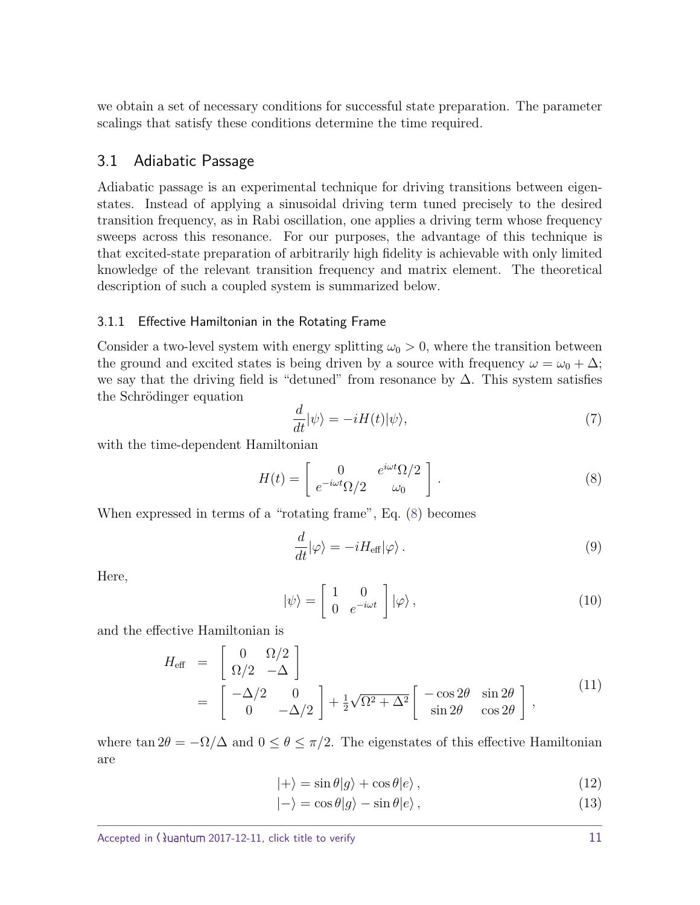we obtain a set of necessary conditions for successful state preparation. The parameter scalings that satisfy these conditions determine the time required.

## 3.1 Adiabatic Passage

Adiabatic passage is an experimental technique for driving transitions between eigenstates. Instead of applying a sinusoidal driving term tuned precisely to the desired transition frequency, as in Rabi oscillation, one applies a driving term whose frequency sweeps across this resonance. For our purposes, the advantage of this technique is that excited-state preparation of arbitrarily high fidelity is achievable with only limited knowledge of the relevant transition frequency and matrix element. The theoretical description of such a coupled system is summarized below.

### 3.1.1 Effective Hamiltonian in the Rotating Frame

Consider a two-level system with energy splitting $\omega_0 > 0$, where the transition between the ground and excited states is being driven by a source with frequency $\omega = \omega_0 + \Delta$; we say that the driving field is "detuned" from resonance by $\Delta$. This system satisfies the Schrödinger equation

$$\frac{d}{dt}|\psi\rangle = -iH(t)|\psi\rangle, \tag{7}$$

with the time-dependent Hamiltonian

$$H(t) = \begin{bmatrix} 0 & e^{i\omega t}\Omega/2 \\ e^{-i\omega t}\Omega/2 & \omega_0 \end{bmatrix}. \tag{8}$$

When expressed in terms of a "rotating frame", Eq. (8) becomes

$$\frac{d}{dt}|\varphi\rangle = -iH_{\text{eff}}|\varphi\rangle\,. \tag{9}$$

Here,

$$|\psi\rangle = \begin{bmatrix} 1 & 0 \\ 0 & e^{-i\omega t} \end{bmatrix}|\varphi\rangle\,, \tag{10}$$

and the effective Hamiltonian is

$$\begin{aligned} H_{\text{eff}} &= \begin{bmatrix} 0 & \Omega/2 \\ \Omega/2 & -\Delta \end{bmatrix} \\ &= \begin{bmatrix} -\Delta/2 & 0 \\ 0 & -\Delta/2 \end{bmatrix} + \tfrac{1}{2}\sqrt{\Omega^2+\Delta^2}\begin{bmatrix} -\cos 2\theta & \sin 2\theta \\ \sin 2\theta & \cos 2\theta \end{bmatrix}, \end{aligned} \tag{11}$$

where $\tan 2\theta = -\Omega/\Delta$ and $0 \le \theta \le \pi/2$. The eigenstates of this effective Hamiltonian are

$$|+\rangle = \sin\theta|g\rangle + \cos\theta|e\rangle\,, \tag{12}$$

$$|-\rangle = \cos\theta|g\rangle - \sin\theta|e\rangle\,, \tag{13}$$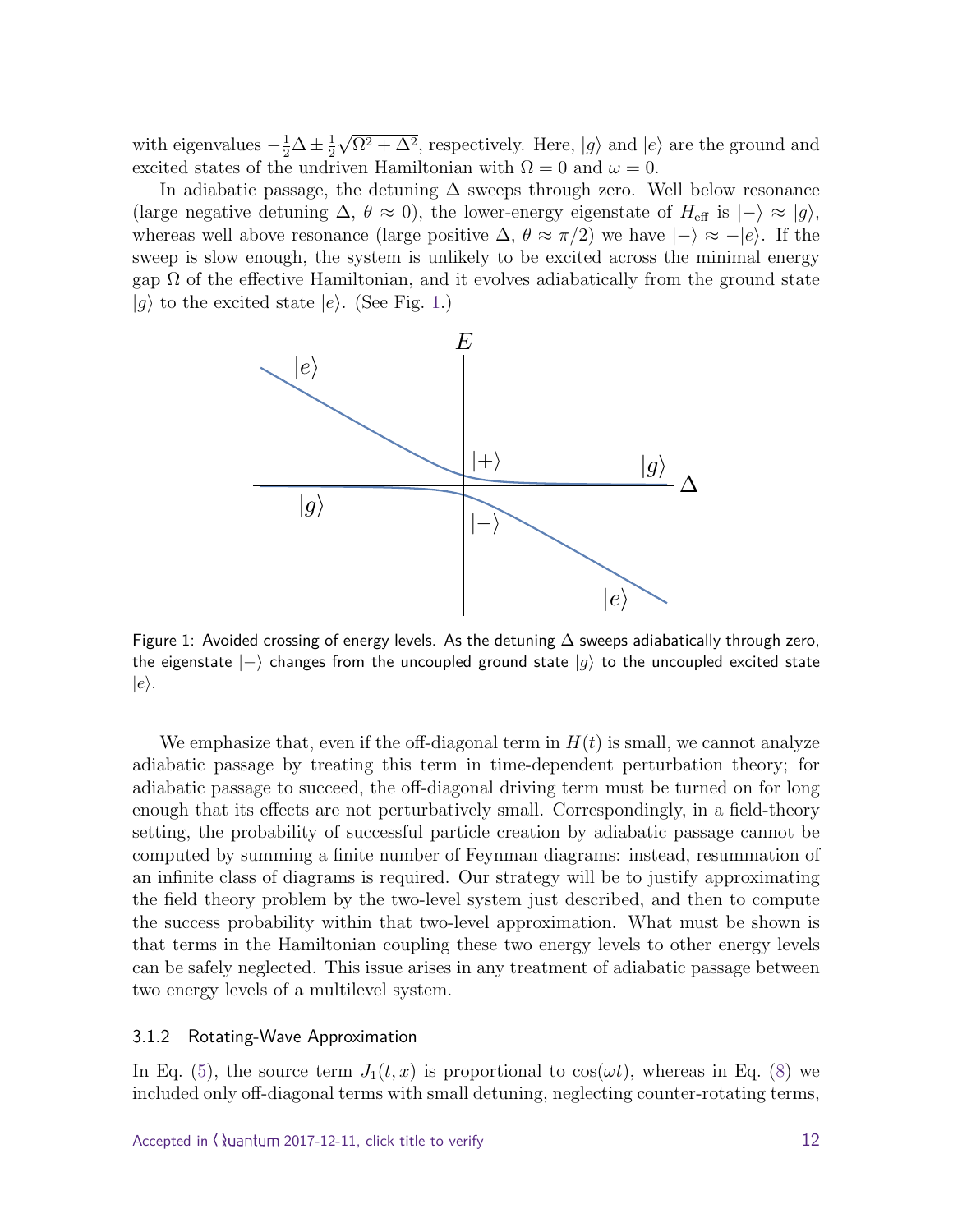with eigenvalues $-\frac{1}{2}\Delta \pm \frac{1}{2}\sqrt{\Omega^2 + \Delta^2}$, respectively. Here, $|g\rangle$ and $|e\rangle$ are the ground and excited states of the undriven Hamiltonian with $\Omega = 0$ and $\omega = 0$.

In adiabatic passage, the detuning $\Delta$ sweeps through zero. Well below resonance (large negative detuning $\Delta$, $\theta \approx 0$), the lower-energy eigenstate of $H_{\text{eff}}$ is $|-\rangle \approx |g\rangle$, whereas well above resonance (large positive $\Delta$, $\theta \approx \pi/2$) we have $|-\rangle \approx -|e\rangle$. If the sweep is slow enough, the system is unlikely to be excited across the minimal energy gap $\Omega$ of the effective Hamiltonian, and it evolves adiabatically from the ground state $|g\rangle$ to the excited state $|e\rangle$. (See Fig. 1.)

Figure 1: Avoided crossing of energy levels. As the detuning $\Delta$ sweeps adiabatically through zero, the eigenstate $|-\rangle$ changes from the uncoupled ground state $|g\rangle$ to the uncoupled excited state $|e\rangle$.

We emphasize that, even if the off-diagonal term in $H(t)$ is small, we cannot analyze adiabatic passage by treating this term in time-dependent perturbation theory; for adiabatic passage to succeed, the off-diagonal driving term must be turned on for long enough that its effects are not perturbatively small. Correspondingly, in a field-theory setting, the probability of successful particle creation by adiabatic passage cannot be computed by summing a finite number of Feynman diagrams: instead, resummation of an infinite class of diagrams is required. Our strategy will be to justify approximating the field theory problem by the two-level system just described, and then to compute the success probability within that two-level approximation. What must be shown is that terms in the Hamiltonian coupling these two energy levels to other energy levels can be safely neglected. This issue arises in any treatment of adiabatic passage between two energy levels of a multilevel system.

### 3.1.2 Rotating-Wave Approximation

In Eq. (5), the source term $J_1(t, x)$ is proportional to $\cos(\omega t)$, whereas in Eq. (8) we included only off-diagonal terms with small detuning, neglecting counter-rotating terms,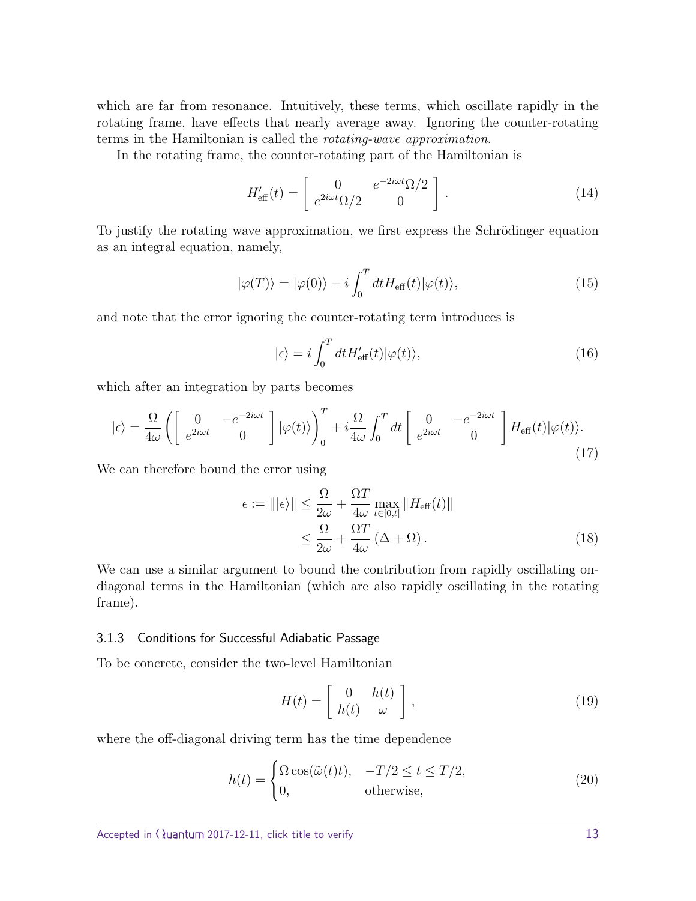which are far from resonance. Intuitively, these terms, which oscillate rapidly in the rotating frame, have effects that nearly average away. Ignoring the counter-rotating terms in the Hamiltonian is called the *rotating-wave approximation*.

In the rotating frame, the counter-rotating part of the Hamiltonian is

$$H'_{\text{eff}}(t) = \begin{bmatrix} 0 & e^{-2i\omega t}\Omega/2 \\ e^{2i\omega t}\Omega/2 & 0 \end{bmatrix}. \tag{14}$$

To justify the rotating wave approximation, we first express the Schrödinger equation as an integral equation, namely,

$$|\varphi(T)\rangle = |\varphi(0)\rangle - i\int_0^T dt H_{\text{eff}}(t)|\varphi(t)\rangle, \tag{15}$$

and note that the error ignoring the counter-rotating term introduces is

$$|\epsilon\rangle = i\int_0^T dt H'_{\text{eff}}(t)|\varphi(t)\rangle, \tag{16}$$

which after an integration by parts becomes

$$|\epsilon\rangle = \frac{\Omega}{4\omega}\left(\begin{bmatrix} 0 & -e^{-2i\omega t} \\ e^{2i\omega t} & 0 \end{bmatrix}|\varphi(t)\rangle\right)_0^T + i\frac{\Omega}{4\omega}\int_0^T dt \begin{bmatrix} 0 & -e^{-2i\omega t} \\ e^{2i\omega t} & 0 \end{bmatrix} H_{\text{eff}}(t)|\varphi(t)\rangle. \tag{17}$$

We can therefore bound the error using

$$\begin{aligned} \epsilon := \||\epsilon\rangle\| &\leq \frac{\Omega}{2\omega} + \frac{\Omega T}{4\omega}\max_{t\in[0,t]}\|H_{\text{eff}}(t)\| \\ &\leq \frac{\Omega}{2\omega} + \frac{\Omega T}{4\omega}(\Delta + \Omega). \end{aligned} \tag{18}$$

We can use a similar argument to bound the contribution from rapidly oscillating on-diagonal terms in the Hamiltonian (which are also rapidly oscillating in the rotating frame).

### 3.1.3 Conditions for Successful Adiabatic Passage

To be concrete, consider the two-level Hamiltonian

$$H(t) = \begin{bmatrix} 0 & h(t) \\ h(t) & \omega \end{bmatrix}, \tag{19}$$

where the off-diagonal driving term has the time dependence

$$h(t) = \begin{cases} \Omega\cos(\tilde{\omega}(t)t), & -T/2 \leq t \leq T/2, \\ 0, & \text{otherwise}, \end{cases} \tag{20}$$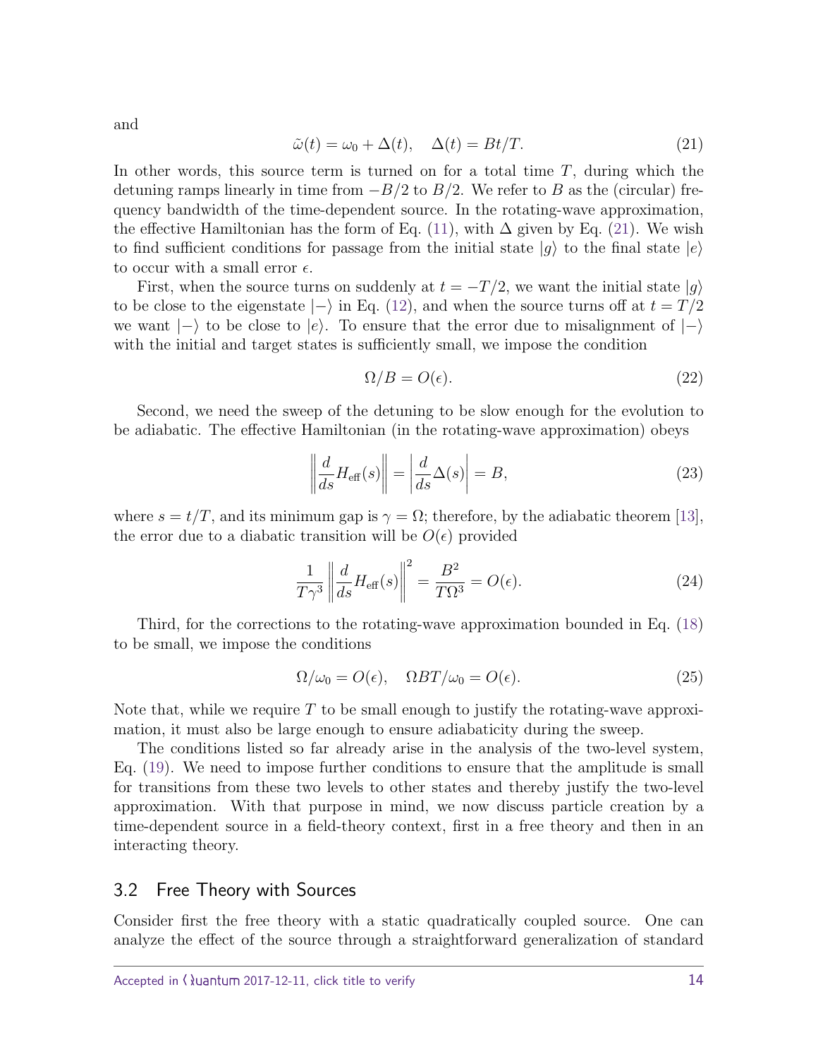and

$$\tilde{\omega}(t) = \omega_0 + \Delta(t), \quad \Delta(t) = Bt/T. \tag{21}$$

In other words, this source term is turned on for a total time $T$, during which the detuning ramps linearly in time from $-B/2$ to $B/2$. We refer to $B$ as the (circular) frequency bandwidth of the time-dependent source. In the rotating-wave approximation, the effective Hamiltonian has the form of Eq. (11), with $\Delta$ given by Eq. (21). We wish to find sufficient conditions for passage from the initial state $|g\rangle$ to the final state $|e\rangle$ to occur with a small error $\epsilon$.

First, when the source turns on suddenly at $t = -T/2$, we want the initial state $|g\rangle$ to be close to the eigenstate $|-\rangle$ in Eq. (12), and when the source turns off at $t = T/2$ we want $|-\rangle$ to be close to $|e\rangle$. To ensure that the error due to misalignment of $|-\rangle$ with the initial and target states is sufficiently small, we impose the condition

$$\Omega/B = O(\epsilon). \tag{22}$$

Second, we need the sweep of the detuning to be slow enough for the evolution to be adiabatic. The effective Hamiltonian (in the rotating-wave approximation) obeys

$$\left\| \frac{d}{ds} H_{\text{eff}}(s) \right\| = \left| \frac{d}{ds} \Delta(s) \right| = B, \tag{23}$$

where $s = t/T$, and its minimum gap is $\gamma = \Omega$; therefore, by the adiabatic theorem [13], the error due to a diabatic transition will be $O(\epsilon)$ provided

$$\frac{1}{T\gamma^3} \left\| \frac{d}{ds} H_{\text{eff}}(s) \right\|^2 = \frac{B^2}{T\Omega^3} = O(\epsilon). \tag{24}$$

Third, for the corrections to the rotating-wave approximation bounded in Eq. (18) to be small, we impose the conditions

$$\Omega/\omega_0 = O(\epsilon), \quad \Omega BT/\omega_0 = O(\epsilon). \tag{25}$$

Note that, while we require $T$ to be small enough to justify the rotating-wave approximation, it must also be large enough to ensure adiabaticity during the sweep.

The conditions listed so far already arise in the analysis of the two-level system, Eq. (19). We need to impose further conditions to ensure that the amplitude is small for transitions from these two levels to other states and thereby justify the two-level approximation. With that purpose in mind, we now discuss particle creation by a time-dependent source in a field-theory context, first in a free theory and then in an interacting theory.

## 3.2 Free Theory with Sources

Consider first the free theory with a static quadratically coupled source. One can analyze the effect of the source through a straightforward generalization of standard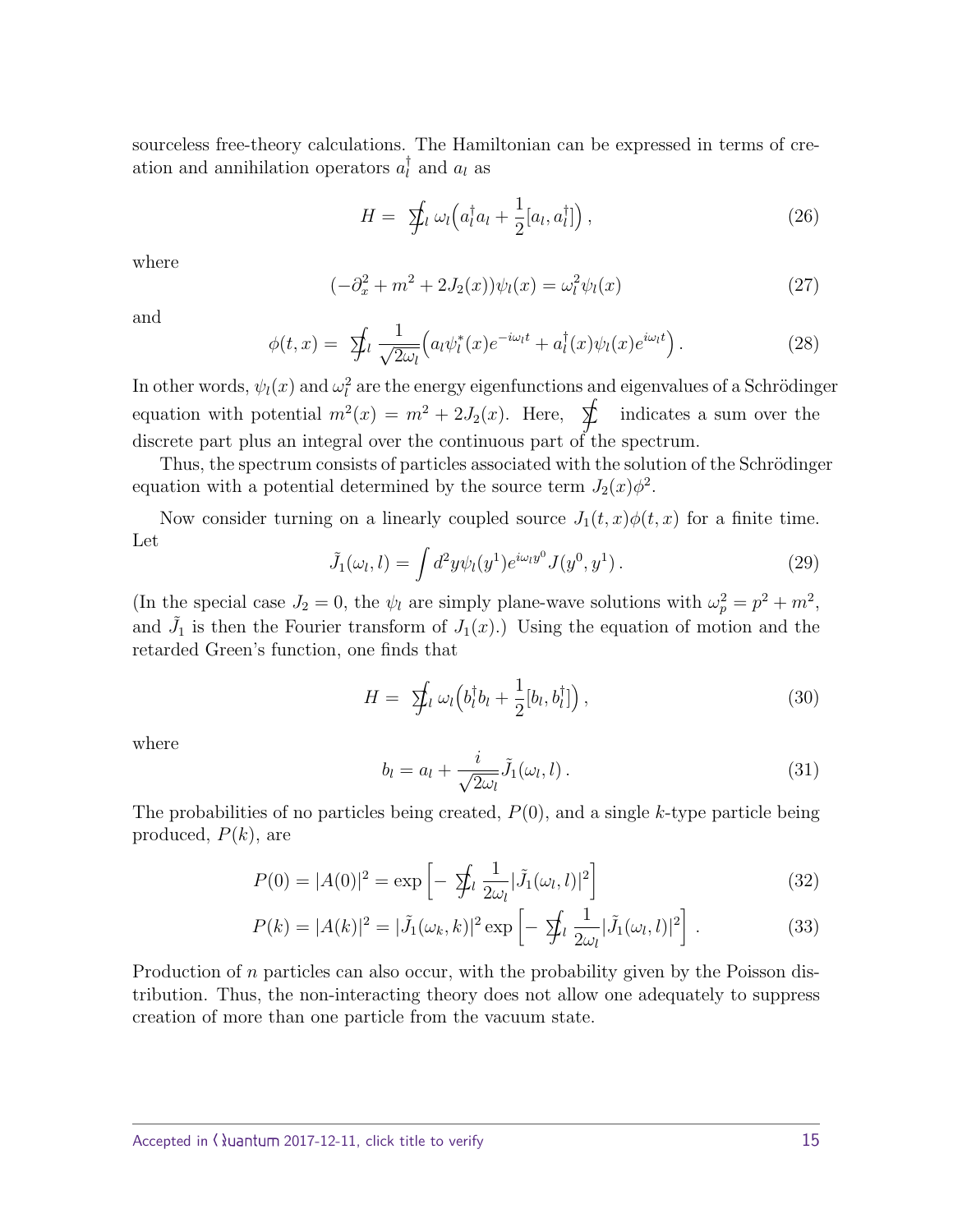sourceless free-theory calculations. The Hamiltonian can be expressed in terms of creation and annihilation operators $a_l^\dagger$ and $a_l$ as

$$H = \sum\!\!\!\!\!\!\int_l \omega_l \Big( a_l^\dagger a_l + \frac{1}{2}[a_l, a_l^\dagger] \Big) \,, \tag{26}$$

where

$$(-\partial_x^2 + m^2 + 2J_2(x))\psi_l(x) = \omega_l^2 \psi_l(x) \tag{27}$$

and

$$\phi(t,x) = \sum\!\!\!\!\!\!\int_l \frac{1}{\sqrt{2\omega_l}} \Big( a_l \psi_l^*(x) e^{-i\omega_l t} + a_l^\dagger(x) \psi_l(x) e^{i\omega_l t} \Big) \,. \tag{28}$$

In other words, $\psi_l(x)$ and $\omega_l^2$ are the energy eigenfunctions and eigenvalues of a Schrödinger equation with potential $m^2(x) = m^2 + 2J_2(x)$. Here, $\sum\!\!\!\!\!\!\int$ indicates a sum over the discrete part plus an integral over the continuous part of the spectrum.

Thus, the spectrum consists of particles associated with the solution of the Schrödinger equation with a potential determined by the source term $J_2(x)\phi^2$.

Now consider turning on a linearly coupled source $J_1(t,x)\phi(t,x)$ for a finite time. Let

$$\tilde{J}_1(\omega_l, l) = \int d^2y \psi_l(y^1) e^{i\omega_l y^0} J(y^0, y^1) \,. \tag{29}$$

(In the special case $J_2 = 0$, the $\psi_l$ are simply plane-wave solutions with $\omega_p^2 = p^2 + m^2$, and $\tilde{J}_1$ is then the Fourier transform of $J_1(x)$.) Using the equation of motion and the retarded Green's function, one finds that

$$H = \sum\!\!\!\!\!\!\int_l \omega_l \Big( b_l^\dagger b_l + \frac{1}{2}[b_l, b_l^\dagger] \Big) \,, \tag{30}$$

where

$$b_l = a_l + \frac{i}{\sqrt{2\omega_l}} \tilde{J}_1(\omega_l, l) \,. \tag{31}$$

The probabilities of no particles being created, $P(0)$, and a single $k$-type particle being produced, $P(k)$, are

$$P(0) = |A(0)|^2 = \exp\Big[ - \sum\!\!\!\!\!\!\int_l \frac{1}{2\omega_l} |\tilde{J}_1(\omega_l, l)|^2 \Big] \tag{32}$$

$$P(k) = |A(k)|^2 = |\tilde{J}_1(\omega_k, k)|^2 \exp\Big[ - \sum\!\!\!\!\!\!\int_l \frac{1}{2\omega_l} |\tilde{J}_1(\omega_l, l)|^2 \Big] \,. \tag{33}$$

Production of $n$ particles can also occur, with the probability given by the Poisson distribution. Thus, the non-interacting theory does not allow one adequately to suppress creation of more than one particle from the vacuum state.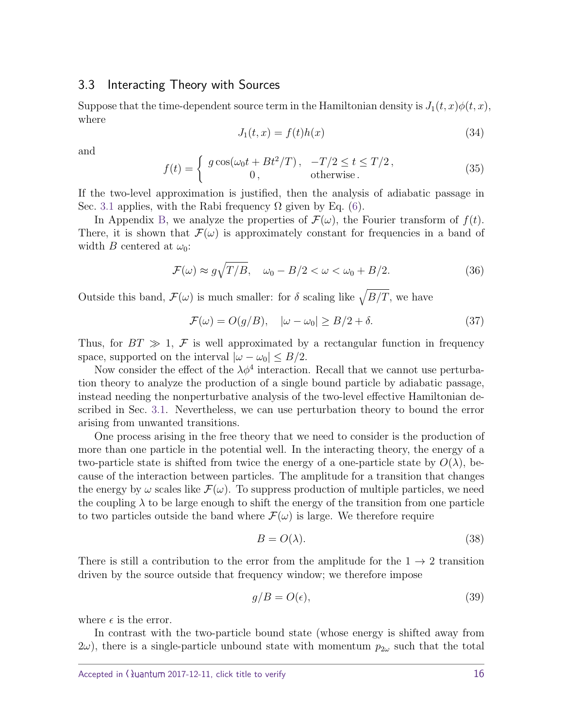### 3.3 Interacting Theory with Sources

Suppose that the time-dependent source term in the Hamiltonian density is $J_1(t,x)\phi(t,x)$, where

$$J_1(t,x) = f(t)h(x) \tag{34}$$

and

$$f(t) = \begin{cases} g\cos(\omega_0 t + Bt^2/T)\,, & -T/2 \le t \le T/2\,, \\ 0\,, & \text{otherwise}\,. \end{cases} \tag{35}$$

If the two-level approximation is justified, then the analysis of adiabatic passage in Sec. 3.1 applies, with the Rabi frequency $\Omega$ given by Eq. (6).

In Appendix B, we analyze the properties of $\mathcal{F}(\omega)$, the Fourier transform of $f(t)$. There, it is shown that $\mathcal{F}(\omega)$ is approximately constant for frequencies in a band of width $B$ centered at $\omega_0$:

$$\mathcal{F}(\omega) \approx g\sqrt{T/B}, \quad \omega_0 - B/2 < \omega < \omega_0 + B/2. \tag{36}$$

Outside this band, $\mathcal{F}(\omega)$ is much smaller: for $\delta$ scaling like $\sqrt{B/T}$, we have

$$\mathcal{F}(\omega) = O(g/B), \quad |\omega - \omega_0| \ge B/2 + \delta. \tag{37}$$

Thus, for $BT \gg 1$, $\mathcal{F}$ is well approximated by a rectangular function in frequency space, supported on the interval $|\omega - \omega_0| \le B/2$.

Now consider the effect of the $\lambda\phi^4$ interaction. Recall that we cannot use perturbation theory to analyze the production of a single bound particle by adiabatic passage, instead needing the nonperturbative analysis of the two-level effective Hamiltonian described in Sec. 3.1. Nevertheless, we can use perturbation theory to bound the error arising from unwanted transitions.

One process arising in the free theory that we need to consider is the production of more than one particle in the potential well. In the interacting theory, the energy of a two-particle state is shifted from twice the energy of a one-particle state by $O(\lambda)$, because of the interaction between particles. The amplitude for a transition that changes the energy by $\omega$ scales like $\mathcal{F}(\omega)$. To suppress production of multiple particles, we need the coupling $\lambda$ to be large enough to shift the energy of the transition from one particle to two particles outside the band where $\mathcal{F}(\omega)$ is large. We therefore require

$$B = O(\lambda). \tag{38}$$

There is still a contribution to the error from the amplitude for the $1 \to 2$ transition driven by the source outside that frequency window; we therefore impose

$$g/B = O(\epsilon), \tag{39}$$

where $\epsilon$ is the error.

In contrast with the two-particle bound state (whose energy is shifted away from $2\omega$), there is a single-particle unbound state with momentum $p_{2\omega}$ such that the total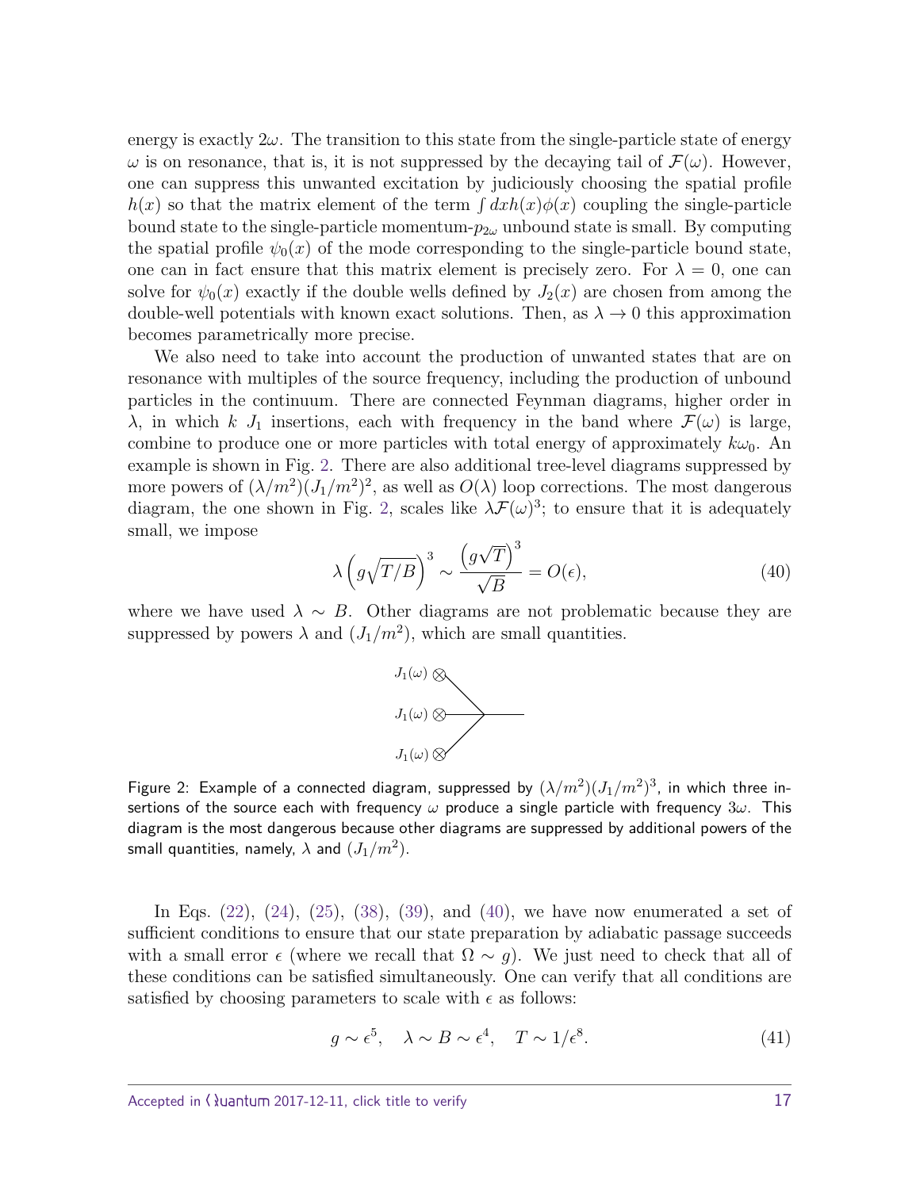energy is exactly $2\omega$. The transition to this state from the single-particle state of energy $\omega$ is on resonance, that is, it is not suppressed by the decaying tail of $\mathcal{F}(\omega)$. However, one can suppress this unwanted excitation by judiciously choosing the spatial profile $h(x)$ so that the matrix element of the term $\int dx h(x)\phi(x)$ coupling the single-particle bound state to the single-particle momentum-$p_{2\omega}$ unbound state is small. By computing the spatial profile $\psi_0(x)$ of the mode corresponding to the single-particle bound state, one can in fact ensure that this matrix element is precisely zero. For $\lambda = 0$, one can solve for $\psi_0(x)$ exactly if the double wells defined by $J_2(x)$ are chosen from among the double-well potentials with known exact solutions. Then, as $\lambda \to 0$ this approximation becomes parametrically more precise.

We also need to take into account the production of unwanted states that are on resonance with multiples of the source frequency, including the production of unbound particles in the continuum. There are connected Feynman diagrams, higher order in $\lambda$, in which $k$ $J_1$ insertions, each with frequency in the band where $\mathcal{F}(\omega)$ is large, combine to produce one or more particles with total energy of approximately $k\omega_0$. An example is shown in Fig. 2. There are also additional tree-level diagrams suppressed by more powers of $(\lambda/m^2)(J_1/m^2)^2$, as well as $O(\lambda)$ loop corrections. The most dangerous diagram, the one shown in Fig. 2, scales like $\lambda\mathcal{F}(\omega)^3$; to ensure that it is adequately small, we impose

$$\lambda\left(g\sqrt{T/B}\right)^3 \sim \frac{\left(g\sqrt{T}\right)^3}{\sqrt{B}} = O(\epsilon), \tag{40}$$

where we have used $\lambda \sim B$. Other diagrams are not problematic because they are suppressed by powers $\lambda$ and $(J_1/m^2)$, which are small quantities.

Figure 2: Example of a connected diagram, suppressed by $(\lambda/m^2)(J_1/m^2)^3$, in which three insertions of the source each with frequency $\omega$ produce a single particle with frequency $3\omega$. This diagram is the most dangerous because other diagrams are suppressed by additional powers of the small quantities, namely, $\lambda$ and $(J_1/m^2)$.

In Eqs. (22), (24), (25), (38), (39), and (40), we have now enumerated a set of sufficient conditions to ensure that our state preparation by adiabatic passage succeeds with a small error $\epsilon$ (where we recall that $\Omega \sim g$). We just need to check that all of these conditions can be satisfied simultaneously. One can verify that all conditions are satisfied by choosing parameters to scale with $\epsilon$ as follows:

$$g \sim \epsilon^5, \quad \lambda \sim B \sim \epsilon^4, \quad T \sim 1/\epsilon^8. \tag{41}$$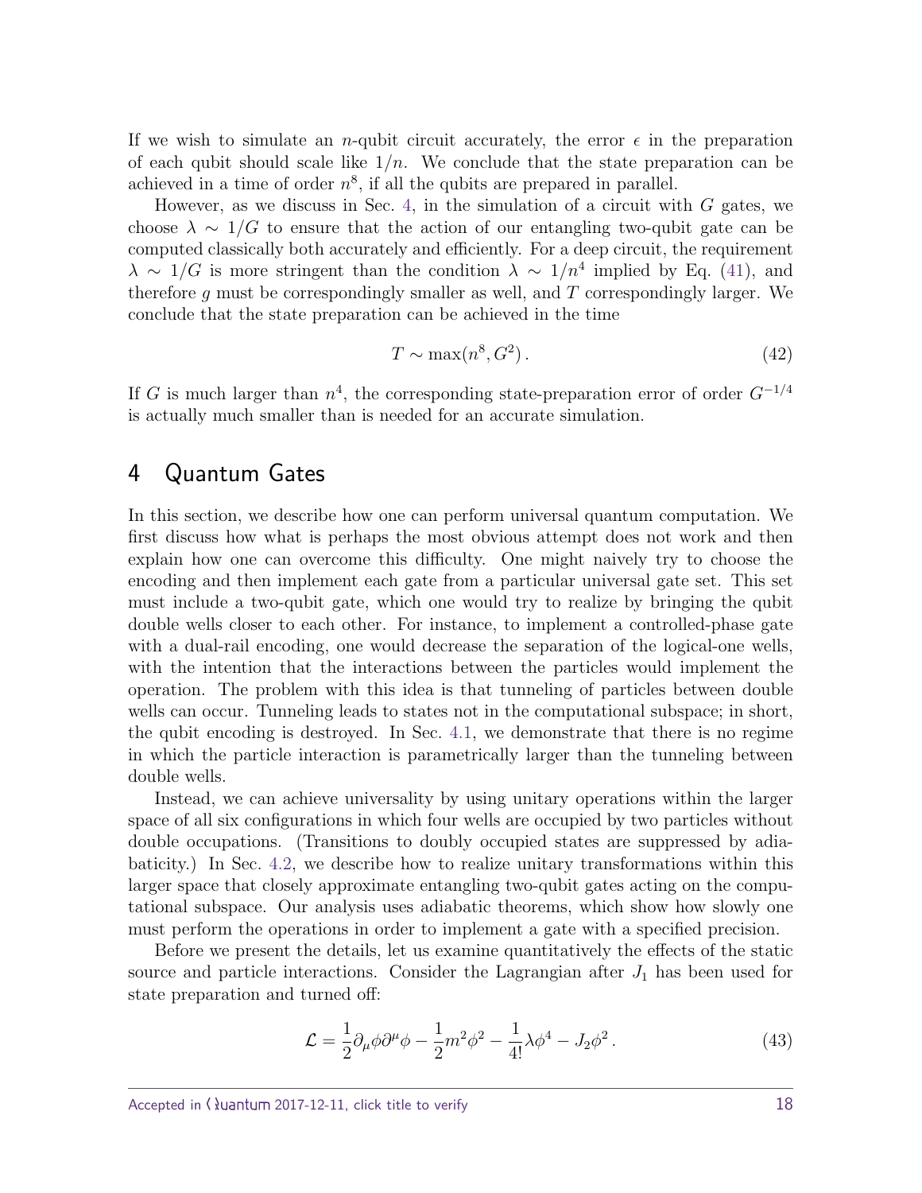If we wish to simulate an $n$-qubit circuit accurately, the error $\epsilon$ in the preparation of each qubit should scale like $1/n$. We conclude that the state preparation can be achieved in a time of order $n^8$, if all the qubits are prepared in parallel.

However, as we discuss in Sec. 4, in the simulation of a circuit with $G$ gates, we choose $\lambda \sim 1/G$ to ensure that the action of our entangling two-qubit gate can be computed classically both accurately and efficiently. For a deep circuit, the requirement $\lambda \sim 1/G$ is more stringent than the condition $\lambda \sim 1/n^4$ implied by Eq. (41), and therefore $g$ must be correspondingly smaller as well, and $T$ correspondingly larger. We conclude that the state preparation can be achieved in the time

$$T \sim \max(n^8, G^2)\,. \tag{42}$$

If $G$ is much larger than $n^4$, the corresponding state-preparation error of order $G^{-1/4}$ is actually much smaller than is needed for an accurate simulation.

# 4 Quantum Gates

In this section, we describe how one can perform universal quantum computation. We first discuss how what is perhaps the most obvious attempt does not work and then explain how one can overcome this difficulty. One might naively try to choose the encoding and then implement each gate from a particular universal gate set. This set must include a two-qubit gate, which one would try to realize by bringing the qubit double wells closer to each other. For instance, to implement a controlled-phase gate with a dual-rail encoding, one would decrease the separation of the logical-one wells, with the intention that the interactions between the particles would implement the operation. The problem with this idea is that tunneling of particles between double wells can occur. Tunneling leads to states not in the computational subspace; in short, the qubit encoding is destroyed. In Sec. 4.1, we demonstrate that there is no regime in which the particle interaction is parametrically larger than the tunneling between double wells.

Instead, we can achieve universality by using unitary operations within the larger space of all six configurations in which four wells are occupied by two particles without double occupations. (Transitions to doubly occupied states are suppressed by adiabaticity.) In Sec. 4.2, we describe how to realize unitary transformations within this larger space that closely approximate entangling two-qubit gates acting on the computational subspace. Our analysis uses adiabatic theorems, which show how slowly one must perform the operations in order to implement a gate with a specified precision.

Before we present the details, let us examine quantitatively the effects of the static source and particle interactions. Consider the Lagrangian after $J_1$ has been used for state preparation and turned off:

$$\mathcal{L} = \frac{1}{2}\partial_\mu\phi\partial^\mu\phi - \frac{1}{2}m^2\phi^2 - \frac{1}{4!}\lambda\phi^4 - J_2\phi^2\,. \tag{43}$$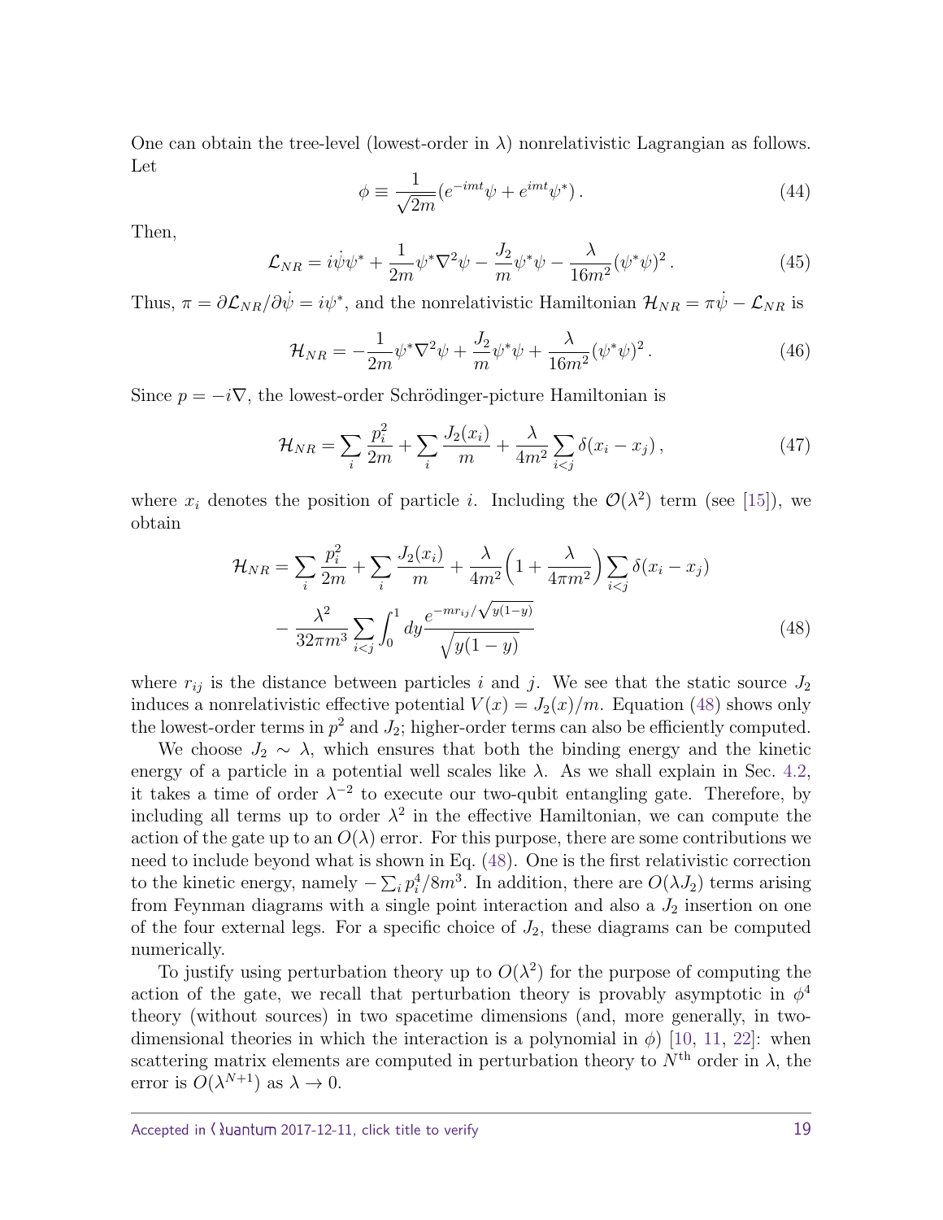One can obtain the tree-level (lowest-order in $\lambda$) nonrelativistic Lagrangian as follows. Let

$$\phi \equiv \frac{1}{\sqrt{2m}}(e^{-imt}\psi + e^{imt}\psi^*) \,. \tag{44}$$

Then,

$$\mathcal{L}_{NR} = i\dot{\psi}\psi^* + \frac{1}{2m}\psi^*\nabla^2\psi - \frac{J_2}{m}\psi^*\psi - \frac{\lambda}{16m^2}(\psi^*\psi)^2 \,. \tag{45}$$

Thus, $\pi = \partial\mathcal{L}_{NR}/\partial\dot{\psi} = i\psi^*$, and the nonrelativistic Hamiltonian $\mathcal{H}_{NR} = \pi\dot{\psi} - \mathcal{L}_{NR}$ is

$$\mathcal{H}_{NR} = -\frac{1}{2m}\psi^*\nabla^2\psi + \frac{J_2}{m}\psi^*\psi + \frac{\lambda}{16m^2}(\psi^*\psi)^2 \,. \tag{46}$$

Since $p = -i\nabla$, the lowest-order Schrödinger-picture Hamiltonian is

$$\mathcal{H}_{NR} = \sum_i \frac{p_i^2}{2m} + \sum_i \frac{J_2(x_i)}{m} + \frac{\lambda}{4m^2}\sum_{i<j}\delta(x_i - x_j) \,, \tag{47}$$

where $x_i$ denotes the position of particle $i$. Including the $\mathcal{O}(\lambda^2)$ term (see [15]), we obtain

$$\begin{aligned}\mathcal{H}_{NR} = &\sum_i \frac{p_i^2}{2m} + \sum_i \frac{J_2(x_i)}{m} + \frac{\lambda}{4m^2}\Big(1 + \frac{\lambda}{4\pi m^2}\Big)\sum_{i<j}\delta(x_i - x_j) \\ &- \frac{\lambda^2}{32\pi m^3}\sum_{i<j}\int_0^1 dy \frac{e^{-mr_{ij}/\sqrt{y(1-y)}}}{\sqrt{y(1-y)}}\end{aligned} \tag{48}$$

where $r_{ij}$ is the distance between particles $i$ and $j$. We see that the static source $J_2$ induces a nonrelativistic effective potential $V(x) = J_2(x)/m$. Equation (48) shows only the lowest-order terms in $p^2$ and $J_2$; higher-order terms can also be efficiently computed.

We choose $J_2 \sim \lambda$, which ensures that both the binding energy and the kinetic energy of a particle in a potential well scales like $\lambda$. As we shall explain in Sec. 4.2, it takes a time of order $\lambda^{-2}$ to execute our two-qubit entangling gate. Therefore, by including all terms up to order $\lambda^2$ in the effective Hamiltonian, we can compute the action of the gate up to an $O(\lambda)$ error. For this purpose, there are some contributions we need to include beyond what is shown in Eq. (48). One is the first relativistic correction to the kinetic energy, namely $-\sum_i p_i^4/8m^3$. In addition, there are $O(\lambda J_2)$ terms arising from Feynman diagrams with a single point interaction and also a $J_2$ insertion on one of the four external legs. For a specific choice of $J_2$, these diagrams can be computed numerically.

To justify using perturbation theory up to $O(\lambda^2)$ for the purpose of computing the action of the gate, we recall that perturbation theory is provably asymptotic in $\phi^4$ theory (without sources) in two spacetime dimensions (and, more generally, in two-dimensional theories in which the interaction is a polynomial in $\phi$) [10, 11, 22]: when scattering matrix elements are computed in perturbation theory to $N^{\text{th}}$ order in $\lambda$, the error is $O(\lambda^{N+1})$ as $\lambda \to 0$.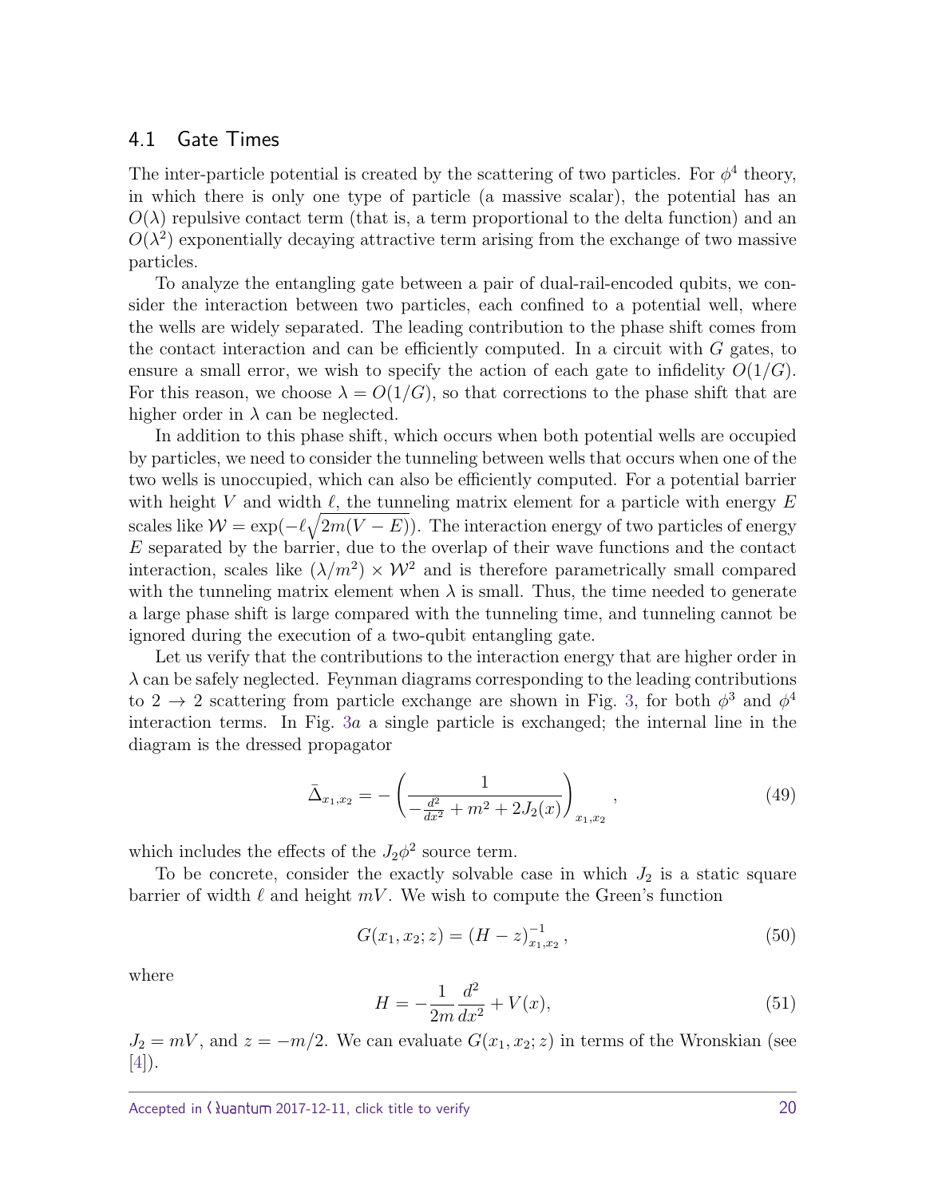### 4.1 Gate Times

The inter-particle potential is created by the scattering of two particles. For $\phi^4$ theory, in which there is only one type of particle (a massive scalar), the potential has an $O(\lambda)$ repulsive contact term (that is, a term proportional to the delta function) and an $O(\lambda^2)$ exponentially decaying attractive term arising from the exchange of two massive particles.

To analyze the entangling gate between a pair of dual-rail-encoded qubits, we consider the interaction between two particles, each confined to a potential well, where the wells are widely separated. The leading contribution to the phase shift comes from the contact interaction and can be efficiently computed. In a circuit with $G$ gates, to ensure a small error, we wish to specify the action of each gate to infidelity $O(1/G)$. For this reason, we choose $\lambda = O(1/G)$, so that corrections to the phase shift that are higher order in $\lambda$ can be neglected.

In addition to this phase shift, which occurs when both potential wells are occupied by particles, we need to consider the tunneling between wells that occurs when one of the two wells is unoccupied, which can also be efficiently computed. For a potential barrier with height $V$ and width $\ell$, the tunneling matrix element for a particle with energy $E$ scales like $\mathcal{W} = \exp(-\ell\sqrt{2m(V-E)})$. The interaction energy of two particles of energy $E$ separated by the barrier, due to the overlap of their wave functions and the contact interaction, scales like $(\lambda/m^2) \times \mathcal{W}^2$ and is therefore parametrically small compared with the tunneling matrix element when $\lambda$ is small. Thus, the time needed to generate a large phase shift is large compared with the tunneling time, and tunneling cannot be ignored during the execution of a two-qubit entangling gate.

Let us verify that the contributions to the interaction energy that are higher order in $\lambda$ can be safely neglected. Feynman diagrams corresponding to the leading contributions to 2 $\rightarrow$ 2 scattering from particle exchange are shown in Fig. 3, for both $\phi^3$ and $\phi^4$ interaction terms. In Fig. 3*a* a single particle is exchanged; the internal line in the diagram is the dressed propagator

$$\bar{\Delta}_{x_1,x_2} = -\left(\frac{1}{-\frac{d^2}{dx^2} + m^2 + 2J_2(x)}\right)_{x_1,x_2}, \tag{49}$$

which includes the effects of the $J_2\phi^2$ source term.

To be concrete, consider the exactly solvable case in which $J_2$ is a static square barrier of width $\ell$ and height $mV$. We wish to compute the Green's function

$$G(x_1, x_2; z) = (H - z)^{-1}_{x_1,x_2}, \tag{50}$$

where

$$H = -\frac{1}{2m}\frac{d^2}{dx^2} + V(x), \tag{51}$$

$J_2 = mV$, and $z = -m/2$. We can evaluate $G(x_1, x_2; z)$ in terms of the Wronskian (see [4]).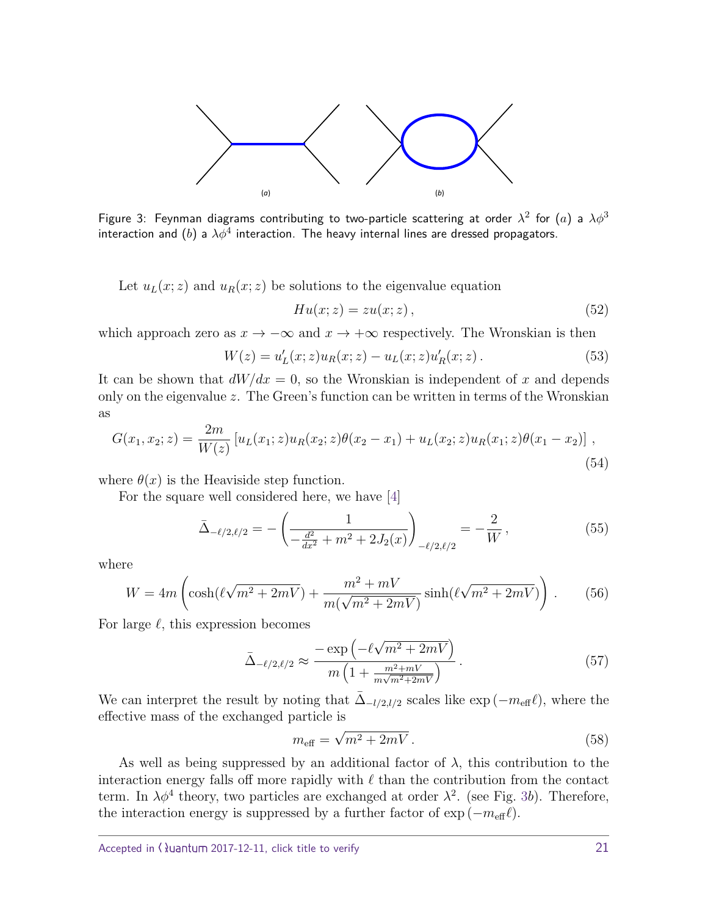Figure 3: Feynman diagrams contributing to two-particle scattering at order $\lambda^2$ for $(a)$ a $\lambda\phi^3$ interaction and $(b)$ a $\lambda\phi^4$ interaction. The heavy internal lines are dressed propagators.

Let $u_L(x;z)$ and $u_R(x;z)$ be solutions to the eigenvalue equation

$$Hu(x;z) = zu(x;z)\,, \tag{52}$$

which approach zero as $x \to -\infty$ and $x \to +\infty$ respectively. The Wronskian is then

$$W(z) = u_L'(x;z)u_R(x;z) - u_L(x;z)u_R'(x;z)\,. \tag{53}$$

It can be shown that $dW/dx = 0$, so the Wronskian is independent of $x$ and depends only on the eigenvalue $z$. The Green's function can be written in terms of the Wronskian as

$$G(x_1, x_2; z) = \frac{2m}{W(z)}\left[u_L(x_1;z)u_R(x_2;z)\theta(x_2 - x_1) + u_L(x_2;z)u_R(x_1;z)\theta(x_1 - x_2)\right]\,, \tag{54}$$

where $\theta(x)$ is the Heaviside step function.

For the square well considered here, we have [4]

$$\bar{\Delta}_{-\ell/2,\ell/2} = -\left(\frac{1}{-\frac{d^2}{dx^2} + m^2 + 2J_2(x)}\right)_{-\ell/2,\ell/2} = -\frac{2}{W}\,, \tag{55}$$

where

$$W = 4m\left(\cosh(\ell\sqrt{m^2+2mV}) + \frac{m^2+mV}{m(\sqrt{m^2+2mV})}\sinh(\ell\sqrt{m^2+2mV})\right)\,. \tag{56}$$

For large $\ell$, this expression becomes

$$\bar{\Delta}_{-\ell/2,\ell/2} \approx \frac{-\exp\left(-\ell\sqrt{m^2+2mV}\right)}{m\left(1 + \frac{m^2+mV}{m\sqrt{m^2+2mV}}\right)}\,. \tag{57}$$

We can interpret the result by noting that $\bar{\Delta}_{-l/2,l/2}$ scales like $\exp(-m_{\text{eff}}\ell)$, where the effective mass of the exchanged particle is

$$m_{\text{eff}} = \sqrt{m^2+2mV}\,. \tag{58}$$

As well as being suppressed by an additional factor of $\lambda$, this contribution to the interaction energy falls off more rapidly with $\ell$ than the contribution from the contact term. In $\lambda\phi^4$ theory, two particles are exchanged at order $\lambda^2$. (see Fig. 3$b$). Therefore, the interaction energy is suppressed by a further factor of $\exp(-m_{\text{eff}}\ell)$.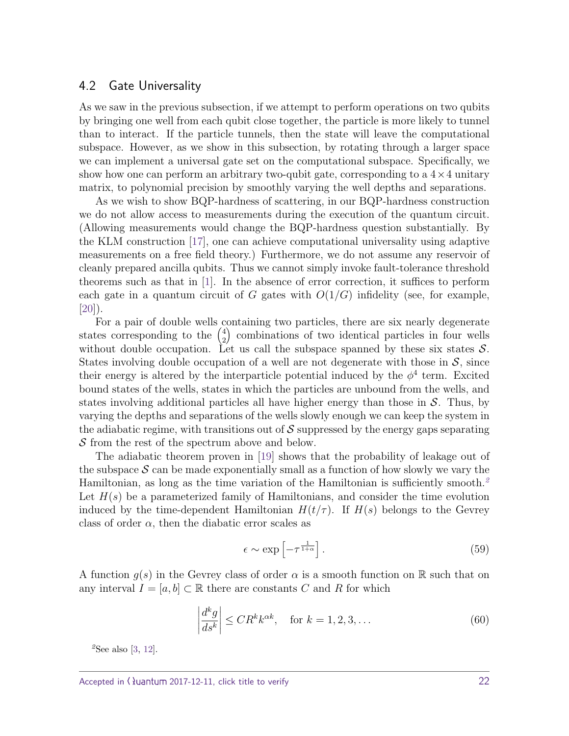## 4.2 Gate Universality

As we saw in the previous subsection, if we attempt to perform operations on two qubits by bringing one well from each qubit close together, the particle is more likely to tunnel than to interact. If the particle tunnels, then the state will leave the computational subspace. However, as we show in this subsection, by rotating through a larger space we can implement a universal gate set on the computational subspace. Specifically, we show how one can perform an arbitrary two-qubit gate, corresponding to a $4\times 4$ unitary matrix, to polynomial precision by smoothly varying the well depths and separations.

As we wish to show BQP-hardness of scattering, in our BQP-hardness construction we do not allow access to measurements during the execution of the quantum circuit. (Allowing measurements would change the BQP-hardness question substantially. By the KLM construction [17], one can achieve computational universality using adaptive measurements on a free field theory.) Furthermore, we do not assume any reservoir of cleanly prepared ancilla qubits. Thus we cannot simply invoke fault-tolerance threshold theorems such as that in [1]. In the absence of error correction, it suffices to perform each gate in a quantum circuit of $G$ gates with $O(1/G)$ infidelity (see, for example, [20]).

For a pair of double wells containing two particles, there are six nearly degenerate states corresponding to the $\binom{4}{2}$ combinations of two identical particles in four wells without double occupation. Let us call the subspace spanned by these six states $\mathcal{S}$. States involving double occupation of a well are not degenerate with those in $\mathcal{S}$, since their energy is altered by the interparticle potential induced by the $\phi^4$ term. Excited bound states of the wells, states in which the particles are unbound from the wells, and states involving additional particles all have higher energy than those in $\mathcal{S}$. Thus, by varying the depths and separations of the wells slowly enough we can keep the system in the adiabatic regime, with transitions out of $\mathcal{S}$ suppressed by the energy gaps separating $\mathcal{S}$ from the rest of the spectrum above and below.

The adiabatic theorem proven in [19] shows that the probability of leakage out of the subspace $\mathcal{S}$ can be made exponentially small as a function of how slowly we vary the Hamiltonian, as long as the time variation of the Hamiltonian is sufficiently smooth.[2] Let $H(s)$ be a parameterized family of Hamiltonians, and consider the time evolution induced by the time-dependent Hamiltonian $H(t/\tau)$. If $H(s)$ belongs to the Gevrey class of order $\alpha$, then the diabatic error scales as

$$\epsilon \sim \exp\left[-\tau^{\frac{1}{1+\alpha}}\right]. \tag{59}$$

A function $g(s)$ in the Gevrey class of order $\alpha$ is a smooth function on $\mathbb{R}$ such that on any interval $I = [a,b] \subset \mathbb{R}$ there are constants $C$ and $R$ for which

$$\left|\frac{d^k g}{ds^k}\right| \leq C R^k k^{\alpha k}, \quad \text{for } k = 1, 2, 3, \ldots \tag{60}$$

[2] See also [3, 12].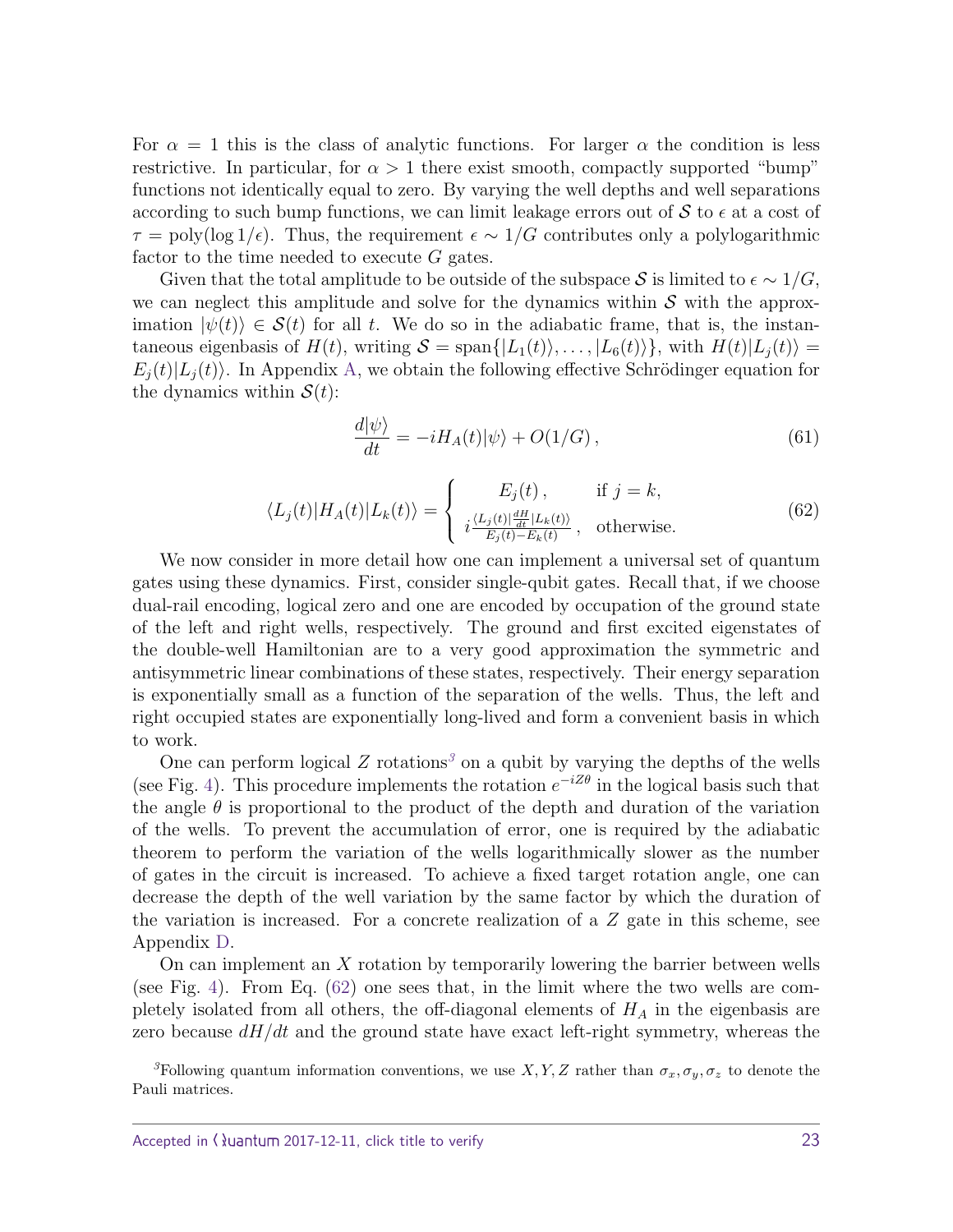For $\alpha = 1$ this is the class of analytic functions. For larger $\alpha$ the condition is less restrictive. In particular, for $\alpha > 1$ there exist smooth, compactly supported "bump" functions not identically equal to zero. By varying the well depths and well separations according to such bump functions, we can limit leakage errors out of $\mathcal{S}$ to $\epsilon$ at a cost of $\tau = \text{poly}(\log 1/\epsilon)$. Thus, the requirement $\epsilon \sim 1/G$ contributes only a polylogarithmic factor to the time needed to execute $G$ gates.

Given that the total amplitude to be outside of the subspace $\mathcal{S}$ is limited to $\epsilon \sim 1/G$, we can neglect this amplitude and solve for the dynamics within $\mathcal{S}$ with the approximation $|\psi(t)\rangle \in \mathcal{S}(t)$ for all $t$. We do so in the adiabatic frame, that is, the instantaneous eigenbasis of $H(t)$, writing $\mathcal{S} = \text{span}\{|L_1(t)\rangle, \ldots, |L_6(t)\rangle\}$, with $H(t)|L_j(t)\rangle = E_j(t)|L_j(t)\rangle$. In Appendix A, we obtain the following effective Schrödinger equation for the dynamics within $\mathcal{S}(t)$:

$$\frac{d|\psi\rangle}{dt} = -iH_A(t)|\psi\rangle + O(1/G)\,, \tag{61}$$

$$\langle L_j(t)|H_A(t)|L_k(t)\rangle = \begin{cases} E_j(t)\,, & \text{if } j = k, \\ i\frac{\langle L_j(t)|\frac{dH}{dt}|L_k(t)\rangle}{E_j(t)-E_k(t)}\,, & \text{otherwise.} \end{cases} \tag{62}$$

We now consider in more detail how one can implement a universal set of quantum gates using these dynamics. First, consider single-qubit gates. Recall that, if we choose dual-rail encoding, logical zero and one are encoded by occupation of the ground state of the left and right wells, respectively. The ground and first excited eigenstates of the double-well Hamiltonian are to a very good approximation the symmetric and antisymmetric linear combinations of these states, respectively. Their energy separation is exponentially small as a function of the separation of the wells. Thus, the left and right occupied states are exponentially long-lived and form a convenient basis in which to work.

One can perform logical $Z$ rotations[3] on a qubit by varying the depths of the wells (see Fig. 4). This procedure implements the rotation $e^{-iZ\theta}$ in the logical basis such that the angle $\theta$ is proportional to the product of the depth and duration of the variation of the wells. To prevent the accumulation of error, one is required by the adiabatic theorem to perform the variation of the wells logarithmically slower as the number of gates in the circuit is increased. To achieve a fixed target rotation angle, one can decrease the depth of the well variation by the same factor by which the duration of the variation is increased. For a concrete realization of a $Z$ gate in this scheme, see Appendix D.

On can implement an $X$ rotation by temporarily lowering the barrier between wells (see Fig. 4). From Eq. (62) one sees that, in the limit where the two wells are completely isolated from all others, the off-diagonal elements of $H_A$ in the eigenbasis are zero because $dH/dt$ and the ground state have exact left-right symmetry, whereas the

[3]Following quantum information conventions, we use $X, Y, Z$ rather than $\sigma_x, \sigma_y, \sigma_z$ to denote the Pauli matrices.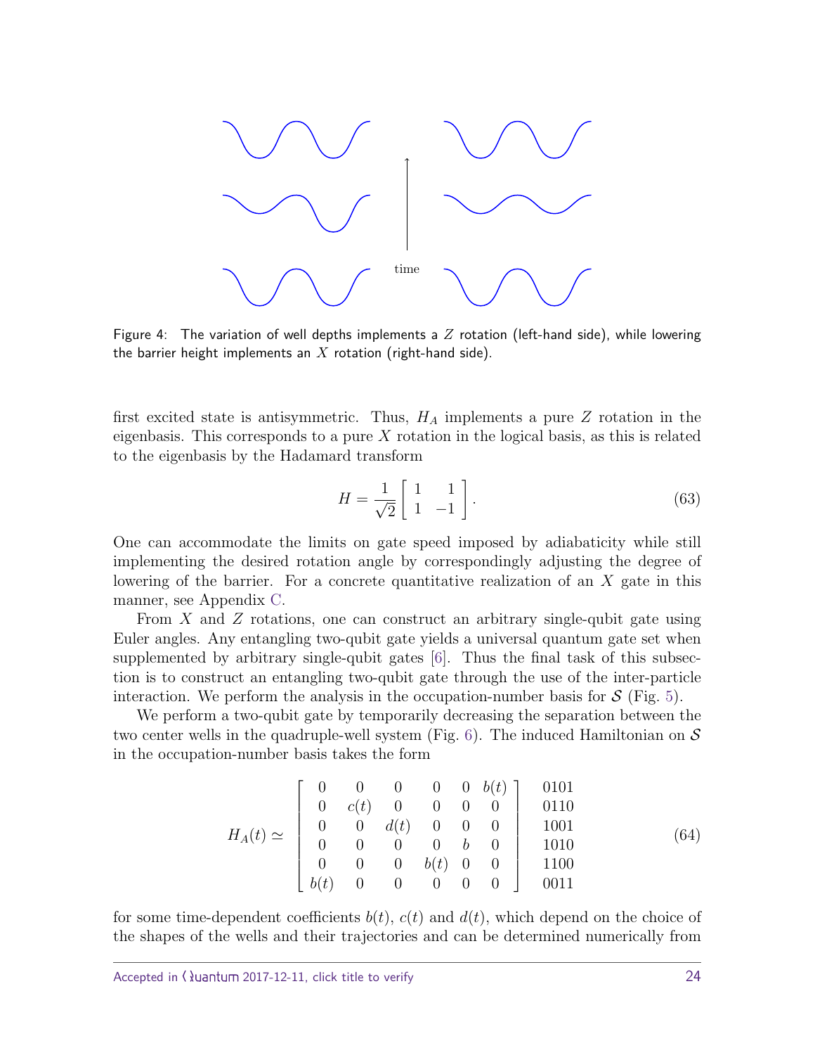Figure 4: The variation of well depths implements a $Z$ rotation (left-hand side), while lowering the barrier height implements an $X$ rotation (right-hand side).

first excited state is antisymmetric. Thus, $H_A$ implements a pure $Z$ rotation in the eigenbasis. This corresponds to a pure $X$ rotation in the logical basis, as this is related to the eigenbasis by the Hadamard transform

$$H = \frac{1}{\sqrt{2}} \begin{bmatrix} 1 & 1 \\ 1 & -1 \end{bmatrix}. \tag{63}$$

One can accommodate the limits on gate speed imposed by adiabaticity while still implementing the desired rotation angle by correspondingly adjusting the degree of lowering of the barrier. For a concrete quantitative realization of an $X$ gate in this manner, see Appendix C.

From $X$ and $Z$ rotations, one can construct an arbitrary single-qubit gate using Euler angles. Any entangling two-qubit gate yields a universal quantum gate set when supplemented by arbitrary single-qubit gates [6]. Thus the final task of this subsection is to construct an entangling two-qubit gate through the use of the inter-particle interaction. We perform the analysis in the occupation-number basis for $\mathcal{S}$ (Fig. 5).

We perform a two-qubit gate by temporarily decreasing the separation between the two center wells in the quadruple-well system (Fig. 6). The induced Hamiltonian on $\mathcal{S}$ in the occupation-number basis takes the form

$$H_A(t) \simeq \begin{bmatrix} 0 & 0 & 0 & 0 & 0 & b(t) \\ 0 & c(t) & 0 & 0 & 0 & 0 \\ 0 & 0 & d(t) & 0 & 0 & 0 \\ 0 & 0 & 0 & 0 & b & 0 \\ 0 & 0 & 0 & b(t) & 0 & 0 \\ b(t) & 0 & 0 & 0 & 0 & 0 \end{bmatrix} \begin{matrix} 0101 \\ 0110 \\ 1001 \\ 1010 \\ 1100 \\ 0011 \end{matrix} \tag{64}$$

for some time-dependent coefficients $b(t)$, $c(t)$ and $d(t)$, which depend on the choice of the shapes of the wells and their trajectories and can be determined numerically from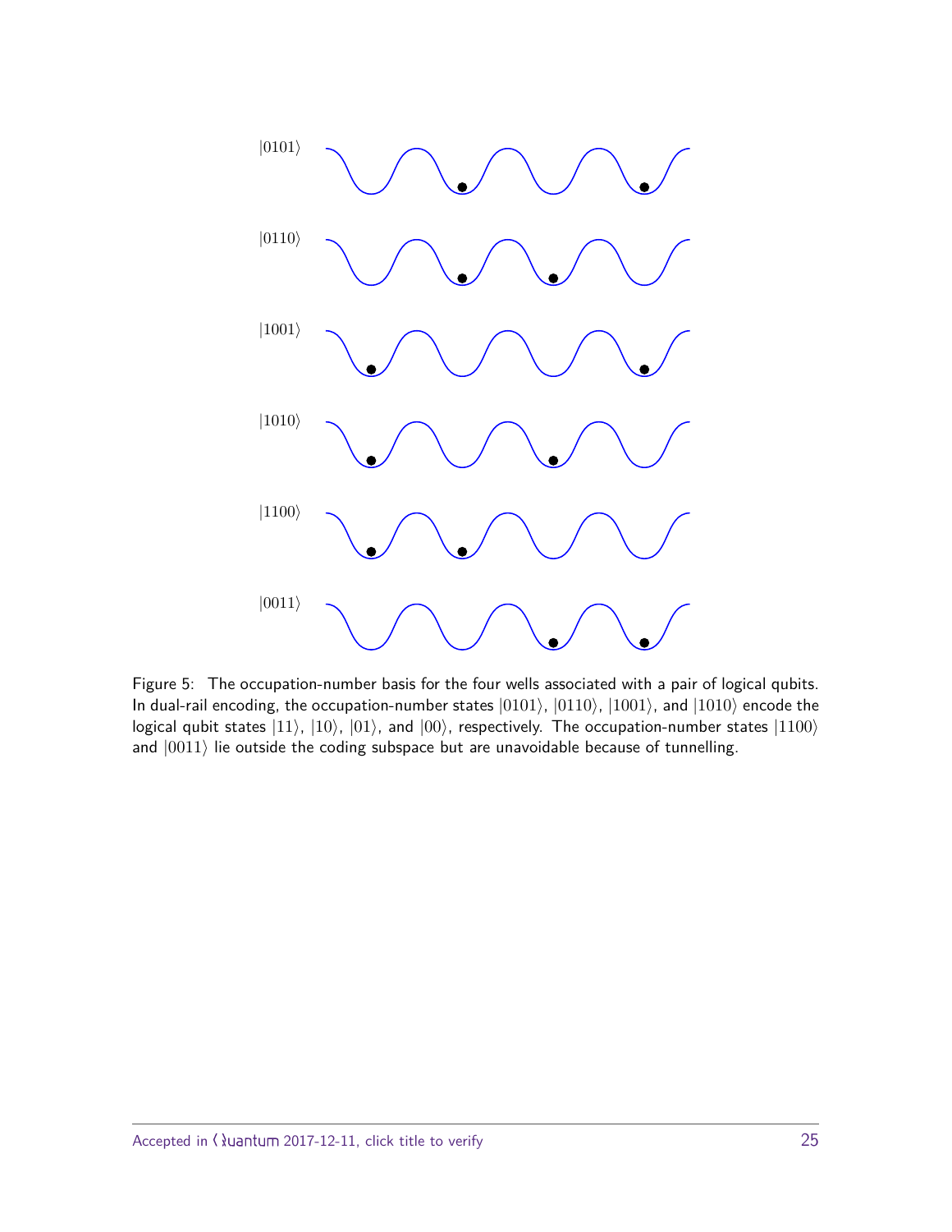Figure 5: The occupation-number basis for the four wells associated with a pair of logical qubits. In dual-rail encoding, the occupation-number states $|0101\rangle$, $|0110\rangle$, $|1001\rangle$, and $|1010\rangle$ encode the logical qubit states $|11\rangle$, $|10\rangle$, $|01\rangle$, and $|00\rangle$, respectively. The occupation-number states $|1100\rangle$ and $|0011\rangle$ lie outside the coding subspace but are unavoidable because of tunnelling.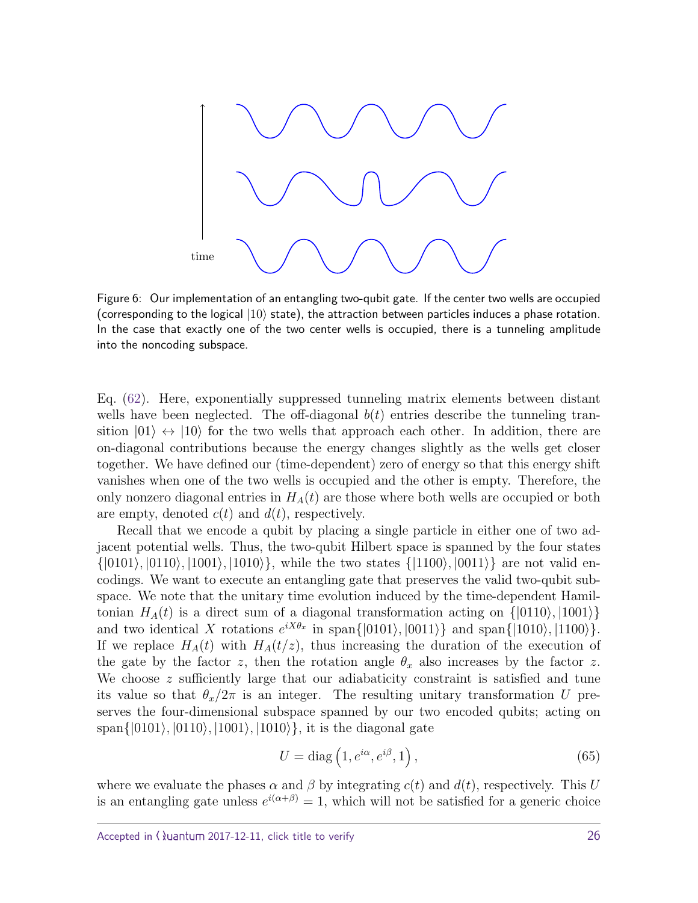Figure 6: Our implementation of an entangling two-qubit gate. If the center two wells are occupied (corresponding to the logical $|10\rangle$ state), the attraction between particles induces a phase rotation. In the case that exactly one of the two center wells is occupied, there is a tunneling amplitude into the noncoding subspace.

Eq. (62). Here, exponentially suppressed tunneling matrix elements between distant wells have been neglected. The off-diagonal $b(t)$ entries describe the tunneling transition $|01\rangle \leftrightarrow |10\rangle$ for the two wells that approach each other. In addition, there are on-diagonal contributions because the energy changes slightly as the wells get closer together. We have defined our (time-dependent) zero of energy so that this energy shift vanishes when one of the two wells is occupied and the other is empty. Therefore, the only nonzero diagonal entries in $H_A(t)$ are those where both wells are occupied or both are empty, denoted $c(t)$ and $d(t)$, respectively.

Recall that we encode a qubit by placing a single particle in either one of two adjacent potential wells. Thus, the two-qubit Hilbert space is spanned by the four states $\{|0101\rangle, |0110\rangle, |1001\rangle, |1010\rangle\}$, while the two states $\{|1100\rangle, |0011\rangle\}$ are not valid encodings. We want to execute an entangling gate that preserves the valid two-qubit subspace. We note that the unitary time evolution induced by the time-dependent Hamiltonian $H_A(t)$ is a direct sum of a diagonal transformation acting on $\{|0110\rangle, |1001\rangle\}$ and two identical $X$ rotations $e^{iX\theta_x}$ in $\text{span}\{|0101\rangle, |0011\rangle\}$ and $\text{span}\{|1010\rangle, |1100\rangle\}$. If we replace $H_A(t)$ with $H_A(t/z)$, thus increasing the duration of the execution of the gate by the factor $z$, then the rotation angle $\theta_x$ also increases by the factor $z$. We choose $z$ sufficiently large that our adiabaticity constraint is satisfied and tune its value so that $\theta_x/2\pi$ is an integer. The resulting unitary transformation $U$ preserves the four-dimensional subspace spanned by our two encoded qubits; acting on $\text{span}\{|0101\rangle, |0110\rangle, |1001\rangle, |1010\rangle\}$, it is the diagonal gate

$$U = \text{diag}\left(1, e^{i\alpha}, e^{i\beta}, 1\right), \tag{65}$$

where we evaluate the phases $\alpha$ and $\beta$ by integrating $c(t)$ and $d(t)$, respectively. This $U$ is an entangling gate unless $e^{i(\alpha+\beta)} = 1$, which will not be satisfied for a generic choice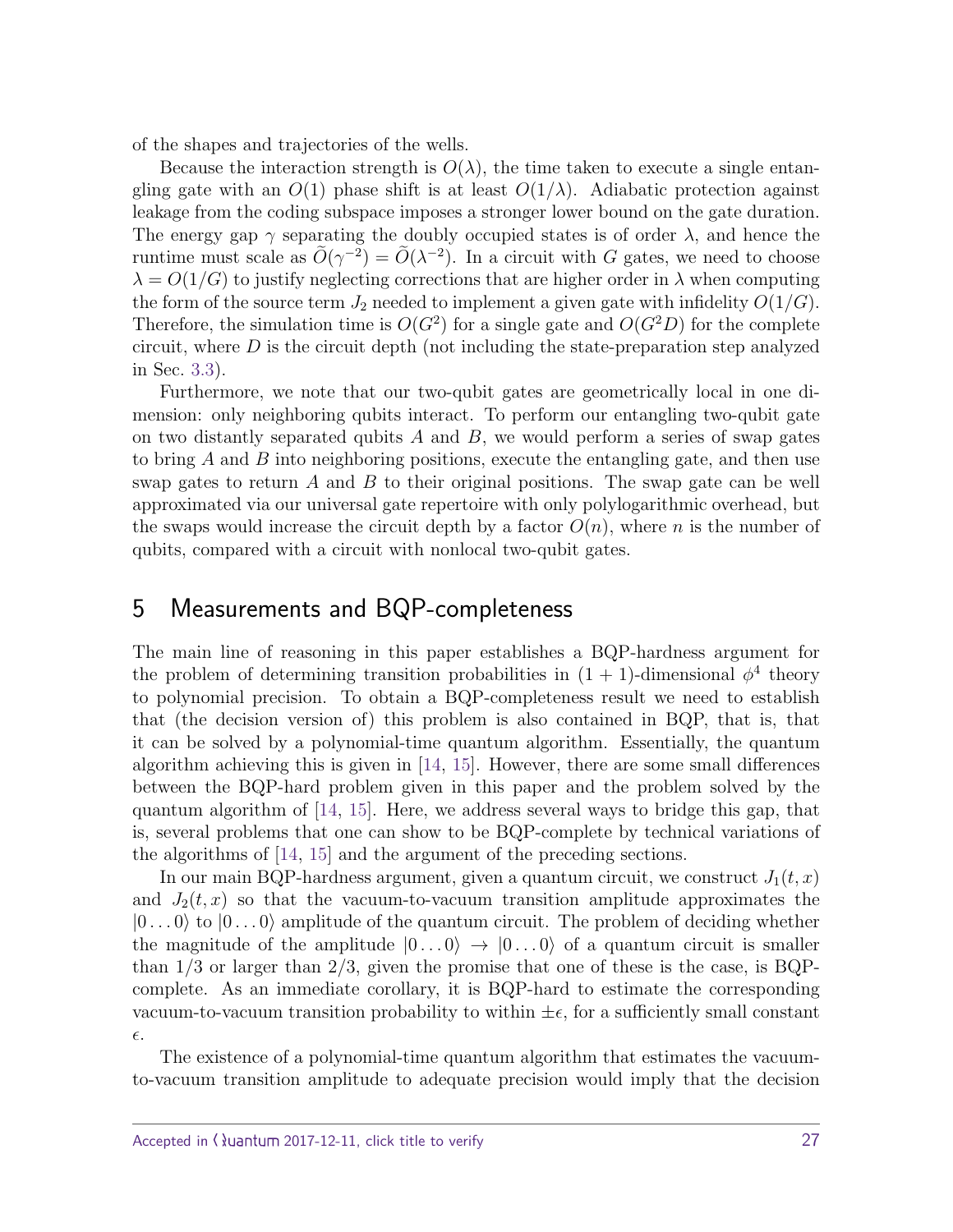of the shapes and trajectories of the wells.

Because the interaction strength is $O(\lambda)$, the time taken to execute a single entangling gate with an $O(1)$ phase shift is at least $O(1/\lambda)$. Adiabatic protection against leakage from the coding subspace imposes a stronger lower bound on the gate duration. The energy gap $\gamma$ separating the doubly occupied states is of order $\lambda$, and hence the runtime must scale as $\widetilde{O}(\gamma^{-2}) = \widetilde{O}(\lambda^{-2})$. In a circuit with $G$ gates, we need to choose $\lambda = O(1/G)$ to justify neglecting corrections that are higher order in $\lambda$ when computing the form of the source term $J_2$ needed to implement a given gate with infidelity $O(1/G)$. Therefore, the simulation time is $O(G^2)$ for a single gate and $O(G^2 D)$ for the complete circuit, where $D$ is the circuit depth (not including the state-preparation step analyzed in Sec. 3.3).

Furthermore, we note that our two-qubit gates are geometrically local in one dimension: only neighboring qubits interact. To perform our entangling two-qubit gate on two distantly separated qubits $A$ and $B$, we would perform a series of swap gates to bring $A$ and $B$ into neighboring positions, execute the entangling gate, and then use swap gates to return $A$ and $B$ to their original positions. The swap gate can be well approximated via our universal gate repertoire with only polylogarithmic overhead, but the swaps would increase the circuit depth by a factor $O(n)$, where $n$ is the number of qubits, compared with a circuit with nonlocal two-qubit gates.

## 5 Measurements and BQP-completeness

The main line of reasoning in this paper establishes a BQP-hardness argument for the problem of determining transition probabilities in $(1 + 1)$-dimensional $\phi^4$ theory to polynomial precision. To obtain a BQP-completeness result we need to establish that (the decision version of) this problem is also contained in BQP, that is, that it can be solved by a polynomial-time quantum algorithm. Essentially, the quantum algorithm achieving this is given in [14, 15]. However, there are some small differences between the BQP-hard problem given in this paper and the problem solved by the quantum algorithm of [14, 15]. Here, we address several ways to bridge this gap, that is, several problems that one can show to be BQP-complete by technical variations of the algorithms of [14, 15] and the argument of the preceding sections.

In our main BQP-hardness argument, given a quantum circuit, we construct $J_1(t, x)$ and $J_2(t, x)$ so that the vacuum-to-vacuum transition amplitude approximates the $|0 \ldots 0\rangle$ to $|0 \ldots 0\rangle$ amplitude of the quantum circuit. The problem of deciding whether the magnitude of the amplitude $|0 \ldots 0\rangle \to |0 \ldots 0\rangle$ of a quantum circuit is smaller than $1/3$ or larger than $2/3$, given the promise that one of these is the case, is BQP-complete. As an immediate corollary, it is BQP-hard to estimate the corresponding vacuum-to-vacuum transition probability to within $\pm\epsilon$, for a sufficiently small constant $\epsilon$.

The existence of a polynomial-time quantum algorithm that estimates the vacuum-to-vacuum transition amplitude to adequate precision would imply that the decision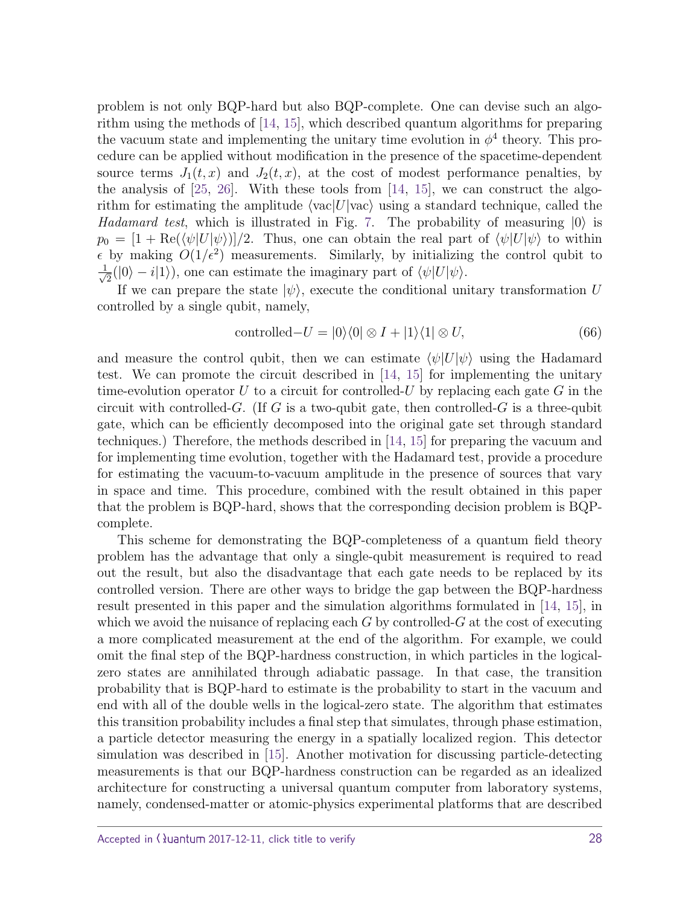problem is not only BQP-hard but also BQP-complete. One can devise such an algorithm using the methods of [14, 15], which described quantum algorithms for preparing the vacuum state and implementing the unitary time evolution in $\phi^4$ theory. This procedure can be applied without modification in the presence of the spacetime-dependent source terms $J_1(t,x)$ and $J_2(t,x)$, at the cost of modest performance penalties, by the analysis of [25, 26]. With these tools from [14, 15], we can construct the algorithm for estimating the amplitude $\langle \text{vac}|U|\text{vac}\rangle$ using a standard technique, called the *Hadamard test*, which is illustrated in Fig. 7. The probability of measuring $|0\rangle$ is $p_0 = [1 + \text{Re}(\langle\psi|U|\psi\rangle)]/2$. Thus, one can obtain the real part of $\langle\psi|U|\psi\rangle$ to within $\epsilon$ by making $O(1/\epsilon^2)$ measurements. Similarly, by initializing the control qubit to $\frac{1}{\sqrt{2}}(|0\rangle - i|1\rangle)$, one can estimate the imaginary part of $\langle\psi|U|\psi\rangle$.

If we can prepare the state $|\psi\rangle$, execute the conditional unitary transformation $U$ controlled by a single qubit, namely,

$$\text{controlled}-U = |0\rangle\langle 0| \otimes I + |1\rangle\langle 1| \otimes U, \tag{66}$$

and measure the control qubit, then we can estimate $\langle\psi|U|\psi\rangle$ using the Hadamard test. We can promote the circuit described in [14, 15] for implementing the unitary time-evolution operator $U$ to a circuit for controlled-$U$ by replacing each gate $G$ in the circuit with controlled-$G$. (If $G$ is a two-qubit gate, then controlled-$G$ is a three-qubit gate, which can be efficiently decomposed into the original gate set through standard techniques.) Therefore, the methods described in [14, 15] for preparing the vacuum and for implementing time evolution, together with the Hadamard test, provide a procedure for estimating the vacuum-to-vacuum amplitude in the presence of sources that vary in space and time. This procedure, combined with the result obtained in this paper that the problem is BQP-hard, shows that the corresponding decision problem is BQP-complete.

This scheme for demonstrating the BQP-completeness of a quantum field theory problem has the advantage that only a single-qubit measurement is required to read out the result, but also the disadvantage that each gate needs to be replaced by its controlled version. There are other ways to bridge the gap between the BQP-hardness result presented in this paper and the simulation algorithms formulated in [14, 15], in which we avoid the nuisance of replacing each $G$ by controlled-$G$ at the cost of executing a more complicated measurement at the end of the algorithm. For example, we could omit the final step of the BQP-hardness construction, in which particles in the logical-zero states are annihilated through adiabatic passage. In that case, the transition probability that is BQP-hard to estimate is the probability to start in the vacuum and end with all of the double wells in the logical-zero state. The algorithm that estimates this transition probability includes a final step that simulates, through phase estimation, a particle detector measuring the energy in a spatially localized region. This detector simulation was described in [15]. Another motivation for discussing particle-detecting measurements is that our BQP-hardness construction can be regarded as an idealized architecture for constructing a universal quantum computer from laboratory systems, namely, condensed-matter or atomic-physics experimental platforms that are described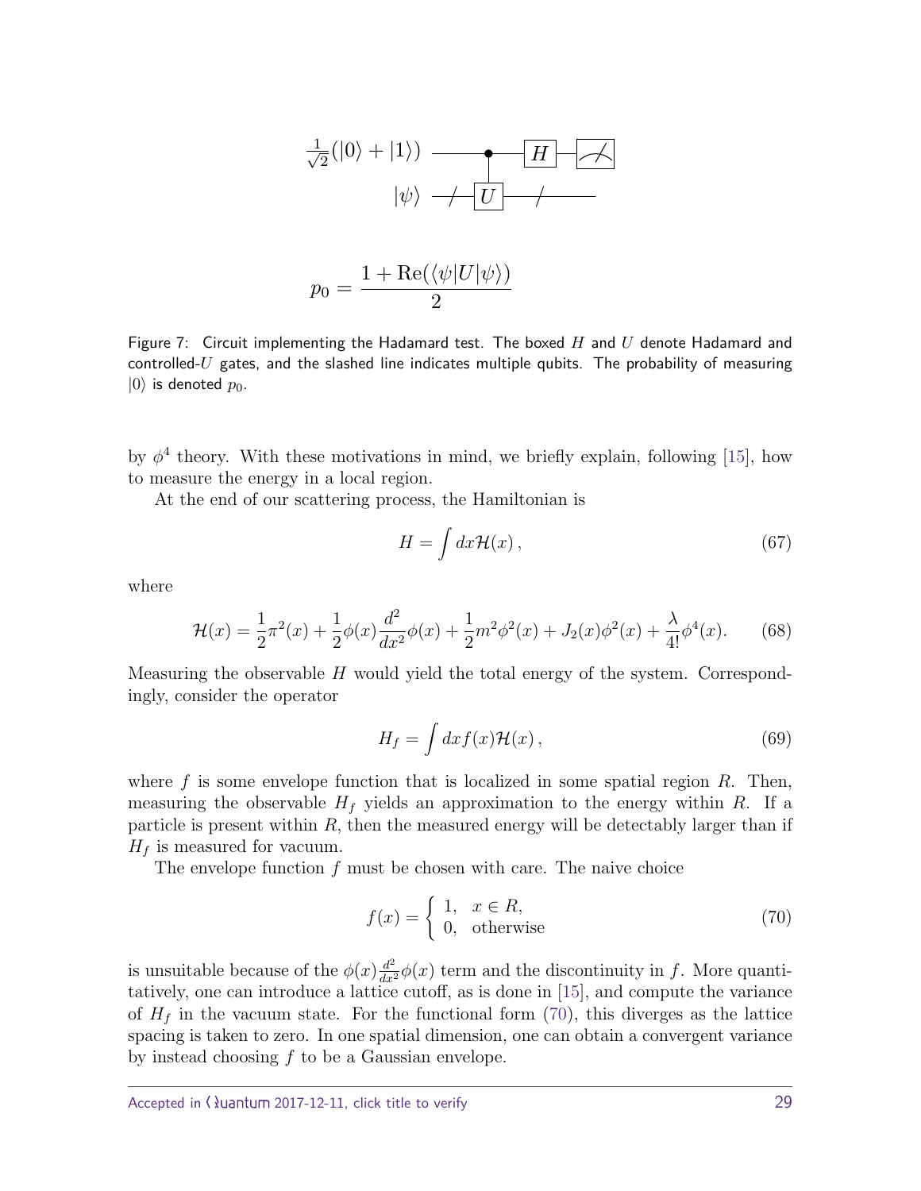$$p_0 = \frac{1 + \text{Re}(\langle\psi|U|\psi\rangle)}{2}$$

Figure 7: Circuit implementing the Hadamard test. The boxed $H$ and $U$ denote Hadamard and controlled-$U$ gates, and the slashed line indicates multiple qubits. The probability of measuring $|0\rangle$ is denoted $p_0$.

by $\phi^4$ theory. With these motivations in mind, we briefly explain, following [15], how to measure the energy in a local region.

At the end of our scattering process, the Hamiltonian is

$$H = \int dx \mathcal{H}(x)\,, \tag{67}$$

where

$$\mathcal{H}(x) = \frac{1}{2}\pi^2(x) + \frac{1}{2}\phi(x)\frac{d^2}{dx^2}\phi(x) + \frac{1}{2}m^2\phi^2(x) + J_2(x)\phi^2(x) + \frac{\lambda}{4!}\phi^4(x). \tag{68}$$

Measuring the observable $H$ would yield the total energy of the system. Correspondingly, consider the operator

$$H_f = \int dx f(x)\mathcal{H}(x)\,, \tag{69}$$

where $f$ is some envelope function that is localized in some spatial region $R$. Then, measuring the observable $H_f$ yields an approximation to the energy within $R$. If a particle is present within $R$, then the measured energy will be detectably larger than if $H_f$ is measured for vacuum.

The envelope function $f$ must be chosen with care. The naive choice

$$f(x) = \begin{cases} 1, & x \in R, \\ 0, & \text{otherwise} \end{cases} \tag{70}$$

is unsuitable because of the $\phi(x)\frac{d^2}{dx^2}\phi(x)$ term and the discontinuity in $f$. More quantitatively, one can introduce a lattice cutoff, as is done in [15], and compute the variance of $H_f$ in the vacuum state. For the functional form (70), this diverges as the lattice spacing is taken to zero. In one spatial dimension, one can obtain a convergent variance by instead choosing $f$ to be a Gaussian envelope.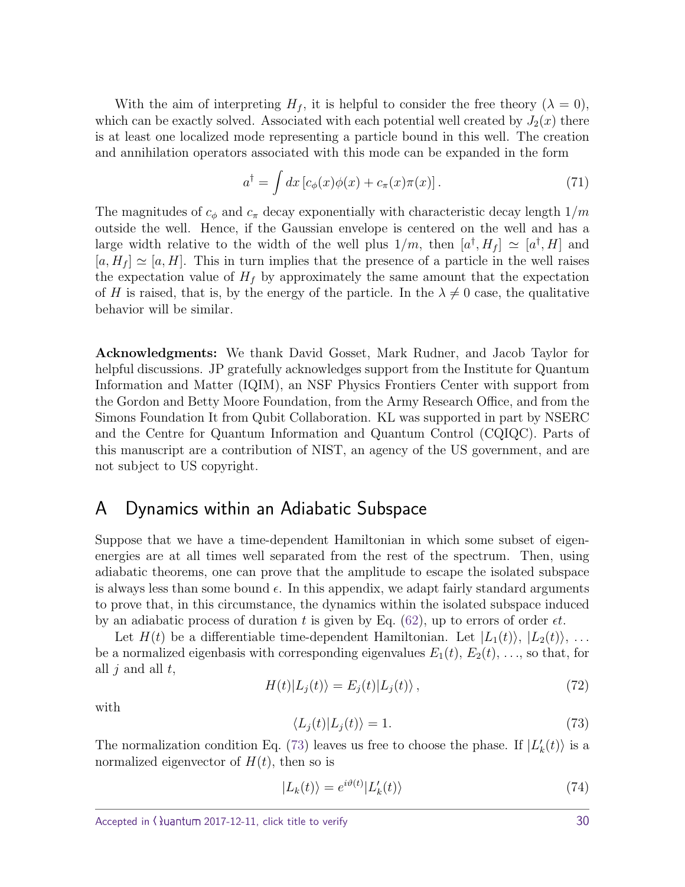With the aim of interpreting $H_f$, it is helpful to consider the free theory ($\lambda = 0$), which can be exactly solved. Associated with each potential well created by $J_2(x)$ there is at least one localized mode representing a particle bound in this well. The creation and annihilation operators associated with this mode can be expanded in the form

$$a^\dagger = \int dx \left[ c_\phi(x)\phi(x) + c_\pi(x)\pi(x) \right]. \tag{71}$$

The magnitudes of $c_\phi$ and $c_\pi$ decay exponentially with characteristic decay length $1/m$ outside the well. Hence, if the Gaussian envelope is centered on the well and has a large width relative to the width of the well plus $1/m$, then $[a^\dagger, H_f] \simeq [a^\dagger, H]$ and $[a, H_f] \simeq [a, H]$. This in turn implies that the presence of a particle in the well raises the expectation value of $H_f$ by approximately the same amount that the expectation of $H$ is raised, that is, by the energy of the particle. In the $\lambda \neq 0$ case, the qualitative behavior will be similar.

**Acknowledgments:** We thank David Gosset, Mark Rudner, and Jacob Taylor for helpful discussions. JP gratefully acknowledges support from the Institute for Quantum Information and Matter (IQIM), an NSF Physics Frontiers Center with support from the Gordon and Betty Moore Foundation, from the Army Research Office, and from the Simons Foundation It from Qubit Collaboration. KL was supported in part by NSERC and the Centre for Quantum Information and Quantum Control (CQIQC). Parts of this manuscript are a contribution of NIST, an agency of the US government, and are not subject to US copyright.

# A Dynamics within an Adiabatic Subspace

Suppose that we have a time-dependent Hamiltonian in which some subset of eigenenergies are at all times well separated from the rest of the spectrum. Then, using adiabatic theorems, one can prove that the amplitude to escape the isolated subspace is always less than some bound $\epsilon$. In this appendix, we adapt fairly standard arguments to prove that, in this circumstance, the dynamics within the isolated subspace induced by an adiabatic process of duration $t$ is given by Eq. (62), up to errors of order $\epsilon t$.

Let $H(t)$ be a differentiable time-dependent Hamiltonian. Let $|L_1(t)\rangle$, $|L_2(t)\rangle$, ... be a normalized eigenbasis with corresponding eigenvalues $E_1(t)$, $E_2(t)$, ..., so that, for all $j$ and all $t$,

$$H(t)|L_j(t)\rangle = E_j(t)|L_j(t)\rangle, \tag{72}$$

with

$$\langle L_j(t)|L_j(t)\rangle = 1. \tag{73}$$

The normalization condition Eq. (73) leaves us free to choose the phase. If $|L'_k(t)\rangle$ is a normalized eigenvector of $H(t)$, then so is

$$|L_k(t)\rangle = e^{i\vartheta(t)}|L'_k(t)\rangle \tag{74}$$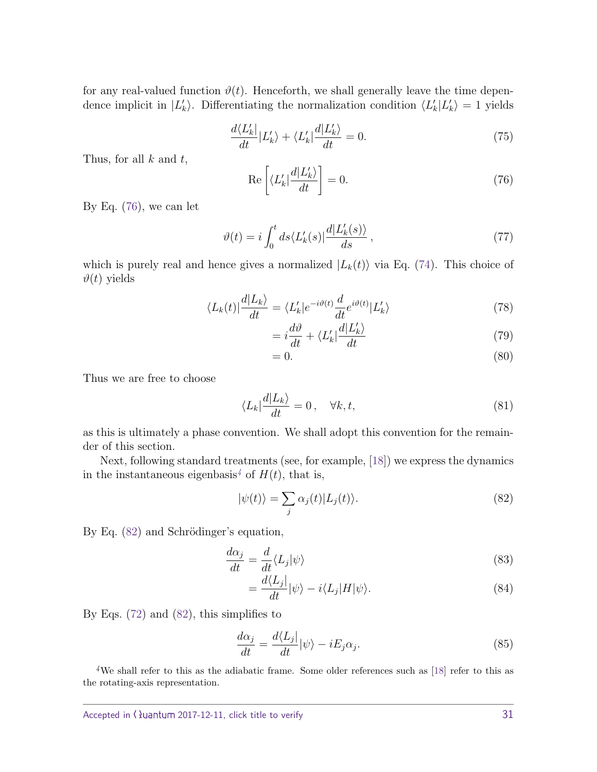for any real-valued function $\vartheta(t)$. Henceforth, we shall generally leave the time dependence implicit in $|L'_k\rangle$. Differentiating the normalization condition $\langle L'_k|L'_k\rangle = 1$ yields

$$\frac{d\langle L'_k|}{dt}|L'_k\rangle + \langle L'_k|\frac{d|L'_k\rangle}{dt} = 0. \tag{75}$$

Thus, for all $k$ and $t$,

$$\mathrm{Re}\left[\langle L'_k|\frac{d|L'_k\rangle}{dt}\right] = 0. \tag{76}$$

By Eq. (76), we can let

$$\vartheta(t) = i\int_0^t ds \langle L'_k(s)|\frac{d|L'_k(s)\rangle}{ds}\,, \tag{77}$$

which is purely real and hence gives a normalized $|L_k(t)\rangle$ via Eq. (74). This choice of $\vartheta(t)$ yields

$$\langle L_k(t)|\frac{d|L_k\rangle}{dt} = \langle L'_k|e^{-i\vartheta(t)}\frac{d}{dt}e^{i\vartheta(t)}|L'_k\rangle \tag{78}$$

$$= i\frac{d\vartheta}{dt} + \langle L'_k|\frac{d|L'_k\rangle}{dt} \tag{79}$$

$$= 0. \tag{80}$$

Thus we are free to choose

$$\langle L_k|\frac{d|L_k\rangle}{dt} = 0\,, \quad \forall k, t, \tag{81}$$

as this is ultimately a phase convention. We shall adopt this convention for the remainder of this section.

Next, following standard treatments (see, for example, [18]) we express the dynamics in the instantaneous eigenbasis[4] of $H(t)$, that is,

$$|\psi(t)\rangle = \sum_j \alpha_j(t)|L_j(t)\rangle. \tag{82}$$

By Eq. (82) and Schrödinger's equation,

$$\frac{d\alpha_j}{dt} = \frac{d}{dt}\langle L_j|\psi\rangle \tag{83}$$

$$= \frac{d\langle L_j|}{dt}|\psi\rangle - i\langle L_j|H|\psi\rangle. \tag{84}$$

By Eqs. (72) and (82), this simplifies to

$$\frac{d\alpha_j}{dt} = \frac{d\langle L_j|}{dt}|\psi\rangle - iE_j\alpha_j. \tag{85}$$

[4] We shall refer to this as the adiabatic frame. Some older references such as [18] refer to this as the rotating-axis representation.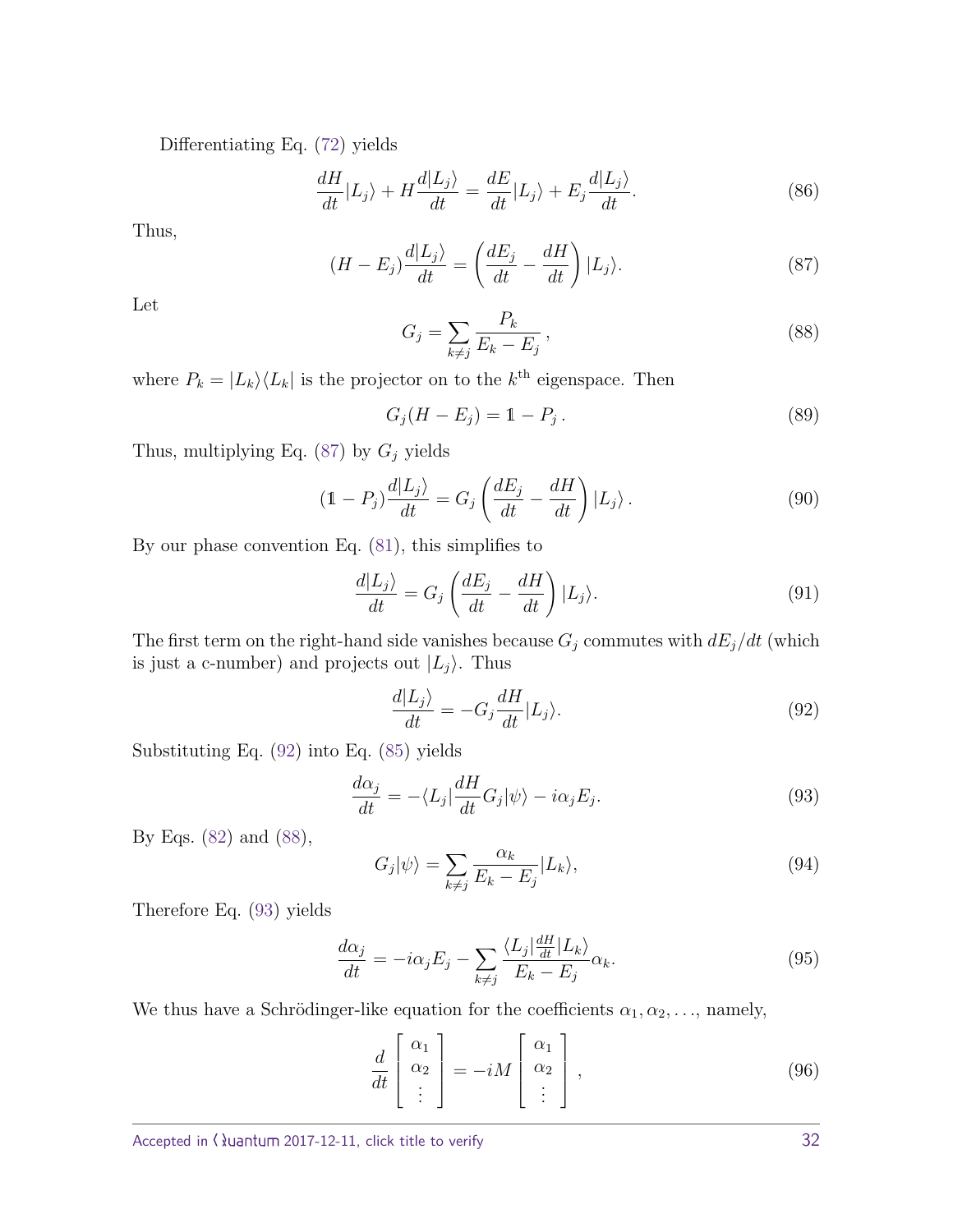Differentiating Eq. (72) yields

$$\frac{dH}{dt}|L_j\rangle + H\frac{d|L_j\rangle}{dt} = \frac{dE}{dt}|L_j\rangle + E_j\frac{d|L_j\rangle}{dt}. \tag{86}$$

Thus,

$$(H - E_j)\frac{d|L_j\rangle}{dt} = \left(\frac{dE_j}{dt} - \frac{dH}{dt}\right)|L_j\rangle. \tag{87}$$

Let

$$G_j = \sum_{k \neq j} \frac{P_k}{E_k - E_j}, \tag{88}$$

where $P_k = |L_k\rangle\langle L_k|$ is the projector on to the $k^{\text{th}}$ eigenspace. Then

$$G_j(H - E_j) = \mathbb{1} - P_j. \tag{89}$$

Thus, multiplying Eq. (87) by $G_j$ yields

$$(\mathbb{1} - P_j)\frac{d|L_j\rangle}{dt} = G_j\left(\frac{dE_j}{dt} - \frac{dH}{dt}\right)|L_j\rangle. \tag{90}$$

By our phase convention Eq. (81), this simplifies to

$$\frac{d|L_j\rangle}{dt} = G_j\left(\frac{dE_j}{dt} - \frac{dH}{dt}\right)|L_j\rangle. \tag{91}$$

The first term on the right-hand side vanishes because $G_j$ commutes with $dE_j/dt$ (which is just a c-number) and projects out $|L_j\rangle$. Thus

$$\frac{d|L_j\rangle}{dt} = -G_j\frac{dH}{dt}|L_j\rangle. \tag{92}$$

Substituting Eq. (92) into Eq. (85) yields

$$\frac{d\alpha_j}{dt} = -\langle L_j|\frac{dH}{dt}G_j|\psi\rangle - i\alpha_j E_j. \tag{93}$$

By Eqs. (82) and (88),

$$G_j|\psi\rangle = \sum_{k \neq j} \frac{\alpha_k}{E_k - E_j}|L_k\rangle, \tag{94}$$

Therefore Eq. (93) yields

$$\frac{d\alpha_j}{dt} = -i\alpha_j E_j - \sum_{k \neq j} \frac{\langle L_j|\frac{dH}{dt}|L_k\rangle}{E_k - E_j}\alpha_k. \tag{95}$$

We thus have a Schrödinger-like equation for the coefficients $\alpha_1, \alpha_2, \ldots$, namely,

$$\frac{d}{dt}\begin{bmatrix}\alpha_1 \\ \alpha_2 \\ \vdots\end{bmatrix} = -iM\begin{bmatrix}\alpha_1 \\ \alpha_2 \\ \vdots\end{bmatrix}, \tag{96}$$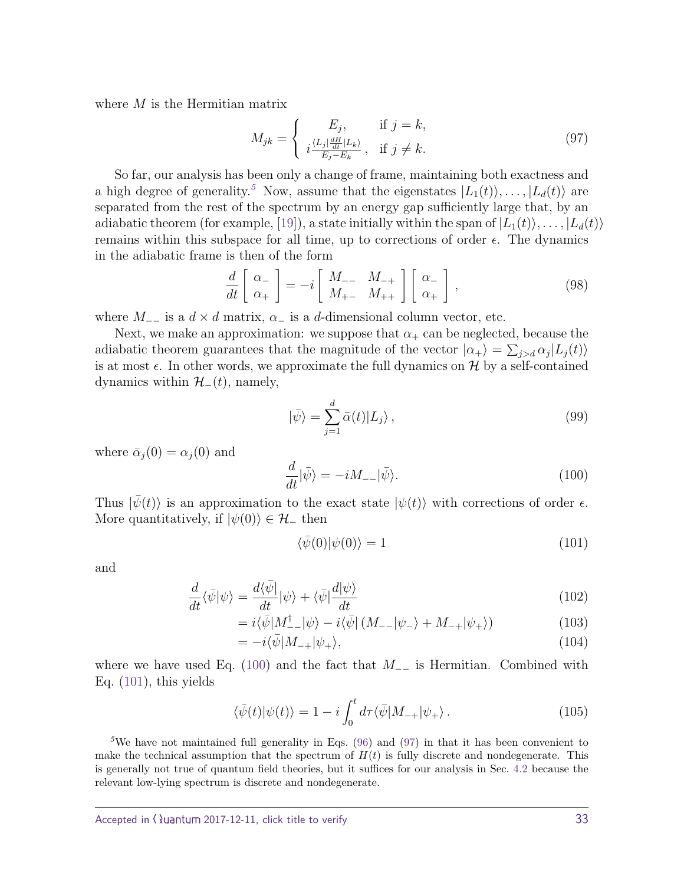where $M$ is the Hermitian matrix

$$M_{jk} = \begin{cases} E_j, & \text{if } j = k, \\ i\frac{\langle L_j | \frac{dH}{dt} | L_k \rangle}{E_j - E_k}, & \text{if } j \neq k. \end{cases} \tag{97}$$

So far, our analysis has been only a change of frame, maintaining both exactness and a high degree of generality.[5] Now, assume that the eigenstates $|L_1(t)\rangle, \ldots, |L_d(t)\rangle$ are separated from the rest of the spectrum by an energy gap sufficiently large that, by an adiabatic theorem (for example, [19]), a state initially within the span of $|L_1(t)\rangle, \ldots, |L_d(t)\rangle$ remains within this subspace for all time, up to corrections of order $\epsilon$. The dynamics in the adiabatic frame is then of the form

$$\frac{d}{dt}\left[\begin{array}{c} \alpha_- \\ \alpha_+ \end{array}\right] = -i\left[\begin{array}{cc} M_{--} & M_{-+} \\ M_{+-} & M_{++} \end{array}\right]\left[\begin{array}{c} \alpha_- \\ \alpha_+ \end{array}\right], \tag{98}$$

where $M_{--}$ is a $d \times d$ matrix, $\alpha_-$ is a $d$-dimensional column vector, etc.

Next, we make an approximation: we suppose that $\alpha_+$ can be neglected, because the adiabatic theorem guarantees that the magnitude of the vector $|\alpha_+\rangle = \sum_{j>d} \alpha_j |L_j(t)\rangle$ is at most $\epsilon$. In other words, we approximate the full dynamics on $\mathcal{H}$ by a self-contained dynamics within $\mathcal{H}_-(t)$, namely,

$$|\bar{\psi}\rangle = \sum_{j=1}^{d} \bar{\alpha}(t)|L_j\rangle, \tag{99}$$

where $\bar{\alpha}_j(0) = \alpha_j(0)$ and

$$\frac{d}{dt}|\bar{\psi}\rangle = -iM_{--}|\bar{\psi}\rangle. \tag{100}$$

Thus $|\bar{\psi}(t)\rangle$ is an approximation to the exact state $|\psi(t)\rangle$ with corrections of order $\epsilon$. More quantitatively, if $|\psi(0)\rangle \in \mathcal{H}_-$ then

$$\langle\bar{\psi}(0)|\psi(0)\rangle = 1 \tag{101}$$

and

$$\frac{d}{dt}\langle\bar{\psi}|\psi\rangle = \frac{d\langle\bar{\psi}|}{dt}|\psi\rangle + \langle\bar{\psi}|\frac{d|\psi\rangle}{dt} \tag{102}$$

$$= i\langle\bar{\psi}|M_{--}^{\dagger}|\psi\rangle - i\langle\bar{\psi}|\left(M_{--}|\psi_-\rangle + M_{-+}|\psi_+\rangle\right) \tag{103}$$

$$= -i\langle\bar{\psi}|M_{-+}|\psi_+\rangle, \tag{104}$$

where we have used Eq. (100) and the fact that $M_{--}$ is Hermitian. Combined with Eq. (101), this yields

$$\langle\bar{\psi}(t)|\psi(t)\rangle = 1 - i\int_0^t d\tau \langle\bar{\psi}|M_{-+}|\psi_+\rangle. \tag{105}$$

[5] We have not maintained full generality in Eqs. (96) and (97) in that it has been convenient to make the technical assumption that the spectrum of $H(t)$ is fully discrete and nondegenerate. This is generally not true of quantum field theories, but it suffices for our analysis in Sec. 4.2 because the relevant low-lying spectrum is discrete and nondegenerate.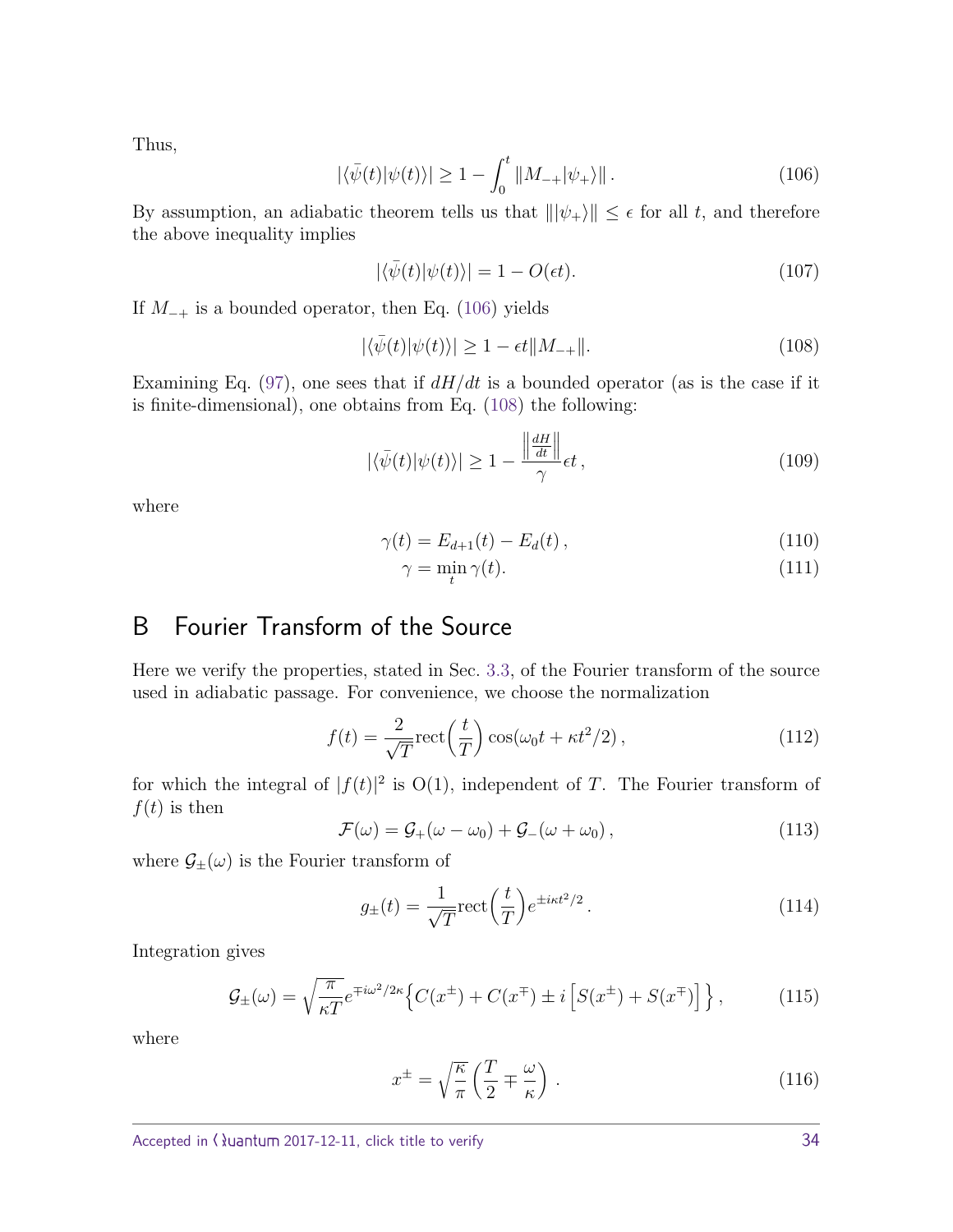Thus,

$$|\langle\bar{\psi}(t)|\psi(t)\rangle| \geq 1 - \int_0^t \|M_{-+}|\psi_+\rangle\| \,. \tag{106}$$

By assumption, an adiabatic theorem tells us that $\||\psi_+\rangle\| \leq \epsilon$ for all $t$, and therefore the above inequality implies

$$|\langle\bar{\psi}(t)|\psi(t)\rangle| = 1 - O(\epsilon t). \tag{107}$$

If $M_{-+}$ is a bounded operator, then Eq. (106) yields

$$|\langle\bar{\psi}(t)|\psi(t)\rangle| \geq 1 - \epsilon t \|M_{-+}\|. \tag{108}$$

Examining Eq. (97), one sees that if $dH/dt$ is a bounded operator (as is the case if it is finite-dimensional), one obtains from Eq. (108) the following:

$$|\langle\bar{\psi}(t)|\psi(t)\rangle| \geq 1 - \frac{\left\|\frac{dH}{dt}\right\|}{\gamma}\epsilon t \,, \tag{109}$$

where

$$\gamma(t) = E_{d+1}(t) - E_d(t) \,, \tag{110}$$

$$\gamma = \min_t \gamma(t). \tag{111}$$

# B Fourier Transform of the Source

Here we verify the properties, stated in Sec. 3.3, of the Fourier transform of the source used in adiabatic passage. For convenience, we choose the normalization

$$f(t) = \frac{2}{\sqrt{T}} \mathrm{rect}\Big(\frac{t}{T}\Big) \cos(\omega_0 t + \kappa t^2/2) \,, \tag{112}$$

for which the integral of $|f(t)|^2$ is O(1), independent of $T$. The Fourier transform of $f(t)$ is then

$$\mathcal{F}(\omega) = \mathcal{G}_+(\omega - \omega_0) + \mathcal{G}_-(\omega + \omega_0) \,, \tag{113}$$

where $\mathcal{G}_\pm(\omega)$ is the Fourier transform of

$$g_\pm(t) = \frac{1}{\sqrt{T}} \mathrm{rect}\Big(\frac{t}{T}\Big) e^{\pm i\kappa t^2/2} \,. \tag{114}$$

Integration gives

$$\mathcal{G}_\pm(\omega) = \sqrt{\frac{\pi}{\kappa T}} e^{\mp i\omega^2/2\kappa} \Big\{ C(x^\pm) + C(x^\mp) \pm i \left[ S(x^\pm) + S(x^\mp) \right] \Big\} \,, \tag{115}$$

where

$$x^\pm = \sqrt{\frac{\kappa}{\pi}} \left( \frac{T}{2} \mp \frac{\omega}{\kappa} \right) \,. \tag{116}$$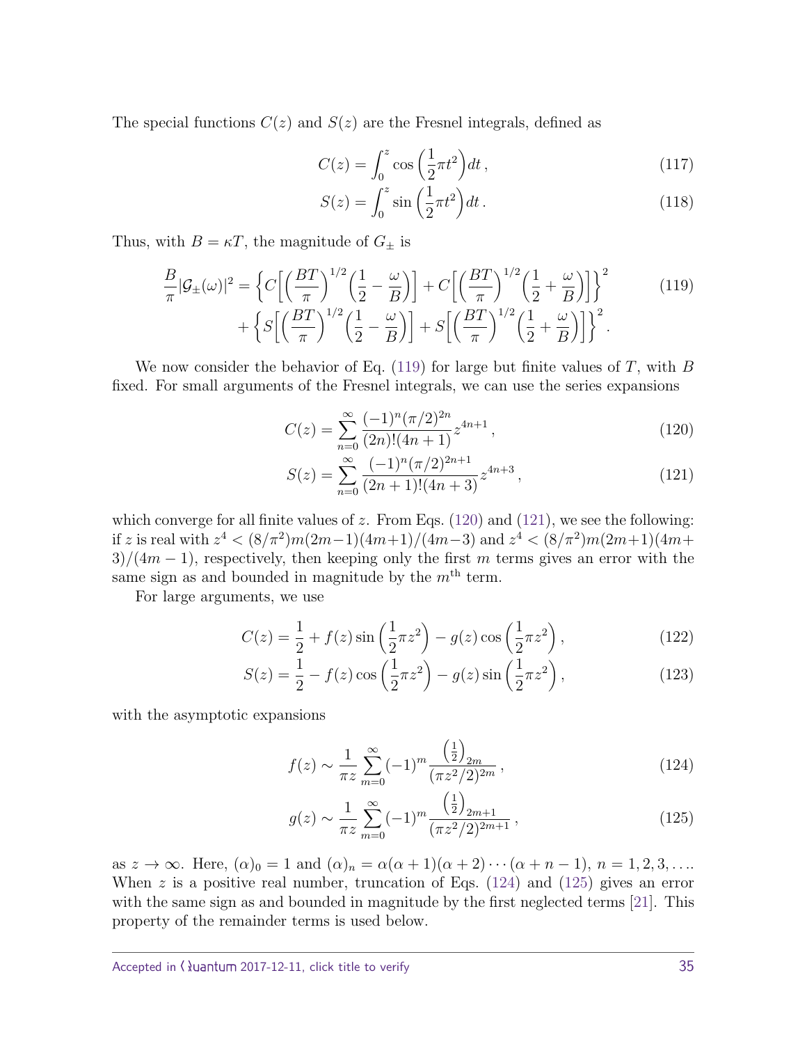The special functions $C(z)$ and $S(z)$ are the Fresnel integrals, defined as

$$C(z) = \int_0^z \cos\left(\frac{1}{2}\pi t^2\right) dt\,, \tag{117}$$

$$S(z) = \int_0^z \sin\left(\frac{1}{2}\pi t^2\right) dt\,. \tag{118}$$

Thus, with $B = \kappa T$, the magnitude of $G_\pm$ is

$$\begin{aligned}\frac{B}{\pi}|\mathcal{G}_\pm(\omega)|^2 = &\left\{C\left[\left(\frac{BT}{\pi}\right)^{1/2}\left(\frac{1}{2} - \frac{\omega}{B}\right)\right] + C\left[\left(\frac{BT}{\pi}\right)^{1/2}\left(\frac{1}{2} + \frac{\omega}{B}\right)\right]\right\}^2 \\ &+ \left\{S\left[\left(\frac{BT}{\pi}\right)^{1/2}\left(\frac{1}{2} - \frac{\omega}{B}\right)\right] + S\left[\left(\frac{BT}{\pi}\right)^{1/2}\left(\frac{1}{2} + \frac{\omega}{B}\right)\right]\right\}^2.\end{aligned} \tag{119}$$

We now consider the behavior of Eq. (119) for large but finite values of $T$, with $B$ fixed. For small arguments of the Fresnel integrals, we can use the series expansions

$$C(z) = \sum_{n=0}^{\infty} \frac{(-1)^n(\pi/2)^{2n}}{(2n)!(4n+1)} z^{4n+1}\,, \tag{120}$$

$$S(z) = \sum_{n=0}^{\infty} \frac{(-1)^n(\pi/2)^{2n+1}}{(2n+1)!(4n+3)} z^{4n+3}\,, \tag{121}$$

which converge for all finite values of $z$. From Eqs. (120) and (121), we see the following: if $z$ is real with $z^4 < (8/\pi^2)m(2m-1)(4m+1)/(4m-3)$ and $z^4 < (8/\pi^2)m(2m+1)(4m+3)/(4m-1)$, respectively, then keeping only the first $m$ terms gives an error with the same sign as and bounded in magnitude by the $m^{\text{th}}$ term.

For large arguments, we use

$$C(z) = \frac{1}{2} + f(z)\sin\left(\frac{1}{2}\pi z^2\right) - g(z)\cos\left(\frac{1}{2}\pi z^2\right), \tag{122}$$

$$S(z) = \frac{1}{2} - f(z)\cos\left(\frac{1}{2}\pi z^2\right) - g(z)\sin\left(\frac{1}{2}\pi z^2\right), \tag{123}$$

with the asymptotic expansions

$$f(z) \sim \frac{1}{\pi z}\sum_{m=0}^{\infty}(-1)^m \frac{\left(\frac{1}{2}\right)_{2m}}{(\pi z^2/2)^{2m}}\,, \tag{124}$$

$$g(z) \sim \frac{1}{\pi z}\sum_{m=0}^{\infty}(-1)^m \frac{\left(\frac{1}{2}\right)_{2m+1}}{(\pi z^2/2)^{2m+1}}\,, \tag{125}$$

as $z \to \infty$. Here, $(\alpha)_0 = 1$ and $(\alpha)_n = \alpha(\alpha+1)(\alpha+2)\cdots(\alpha+n-1)$, $n = 1, 2, 3, \ldots$. When $z$ is a positive real number, truncation of Eqs. (124) and (125) gives an error with the same sign as and bounded in magnitude by the first neglected terms [21]. This property of the remainder terms is used below.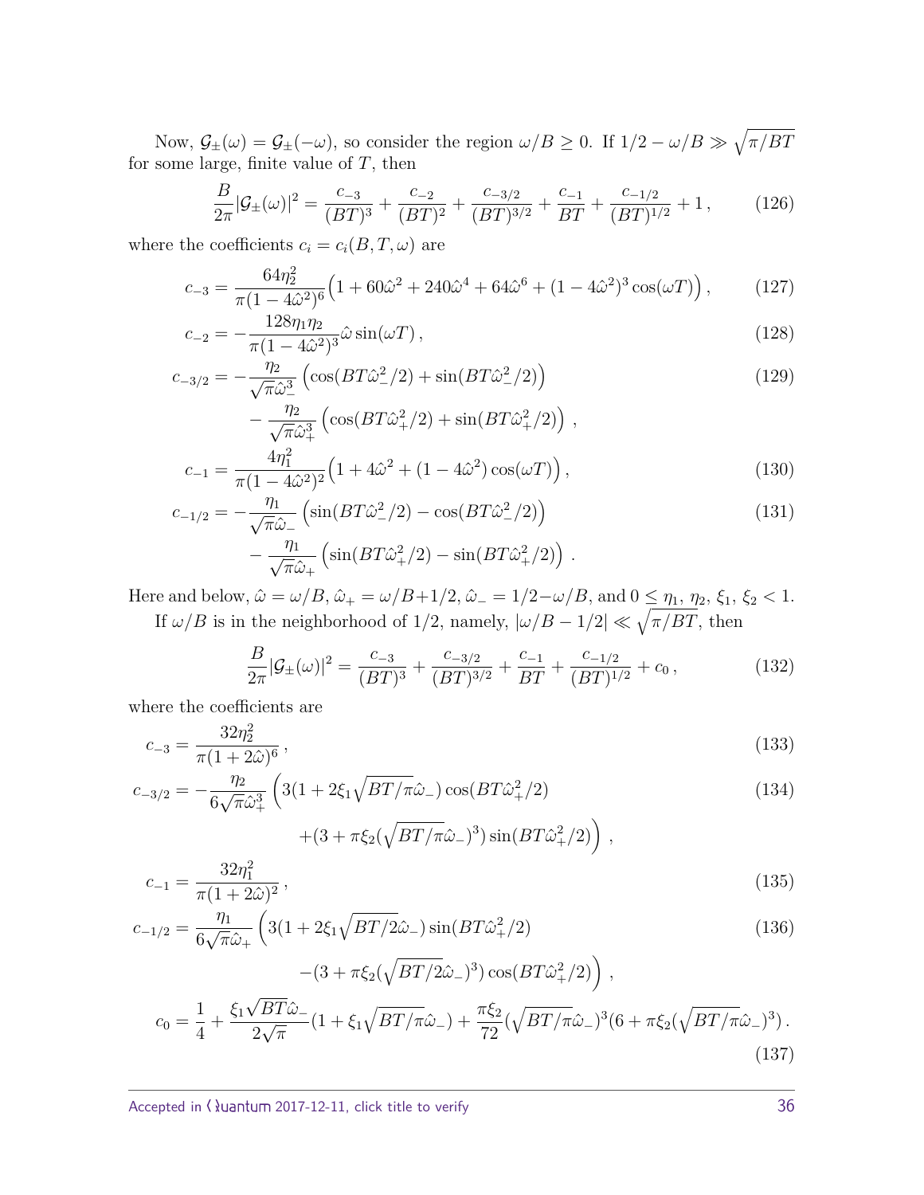Now, $\mathcal{G}_\pm(\omega) = \mathcal{G}_\pm(-\omega)$, so consider the region $\omega/B \geq 0$. If $1/2 - \omega/B \gg \sqrt{\pi/BT}$ for some large, finite value of $T$, then

$$\frac{B}{2\pi}|\mathcal{G}_\pm(\omega)|^2 = \frac{c_{-3}}{(BT)^3} + \frac{c_{-2}}{(BT)^2} + \frac{c_{-3/2}}{(BT)^{3/2}} + \frac{c_{-1}}{BT} + \frac{c_{-1/2}}{(BT)^{1/2}} + 1\,, \tag{126}$$

where the coefficients $c_i = c_i(B,T,\omega)$ are

$$c_{-3} = \frac{64\eta_2^2}{\pi(1-4\hat{\omega}^2)^6}\Big(1 + 60\hat{\omega}^2 + 240\hat{\omega}^4 + 64\hat{\omega}^6 + (1-4\hat{\omega}^2)^3\cos(\omega T)\Big)\,, \tag{127}$$

$$c_{-2} = -\frac{128\eta_1\eta_2}{\pi(1-4\hat{\omega}^2)^3}\hat{\omega}\sin(\omega T)\,, \tag{128}$$

$$\begin{aligned} c_{-3/2} = &-\frac{\eta_2}{\sqrt{\pi}\hat{\omega}_-^3}\left(\cos(BT\hat{\omega}_-^2/2) + \sin(BT\hat{\omega}_-^2/2)\right) \\ &-\frac{\eta_2}{\sqrt{\pi}\hat{\omega}_+^3}\left(\cos(BT\hat{\omega}_+^2/2) + \sin(BT\hat{\omega}_+^2/2)\right)\,, \end{aligned} \tag{129}$$

$$c_{-1} = \frac{4\eta_1^2}{\pi(1-4\hat{\omega}^2)^2}\Big(1 + 4\hat{\omega}^2 + (1-4\hat{\omega}^2)\cos(\omega T)\Big)\,, \tag{130}$$

$$\begin{aligned} c_{-1/2} = &-\frac{\eta_1}{\sqrt{\pi}\hat{\omega}_-}\left(\sin(BT\hat{\omega}_-^2/2) - \cos(BT\hat{\omega}_-^2/2)\right) \\ &-\frac{\eta_1}{\sqrt{\pi}\hat{\omega}_+}\left(\sin(BT\hat{\omega}_+^2/2) - \sin(BT\hat{\omega}_+^2/2)\right)\,. \end{aligned} \tag{131}$$

Here and below, $\hat{\omega} = \omega/B$, $\hat{\omega}_+ = \omega/B + 1/2$, $\hat{\omega}_- = 1/2 - \omega/B$, and $0 \leq \eta_1, \eta_2, \xi_1, \xi_2 < 1$.

If $\omega/B$ is in the neighborhood of 1/2, namely, $|\omega/B - 1/2| \ll \sqrt{\pi/BT}$, then

$$\frac{B}{2\pi}|\mathcal{G}_\pm(\omega)|^2 = \frac{c_{-3}}{(BT)^3} + \frac{c_{-3/2}}{(BT)^{3/2}} + \frac{c_{-1}}{BT} + \frac{c_{-1/2}}{(BT)^{1/2}} + c_0\,, \tag{132}$$

where the coefficients are

$$c_{-3} = \frac{32\eta_2^2}{\pi(1+2\hat{\omega})^6}\,, \tag{133}$$

$$\begin{aligned} c_{-3/2} = -\frac{\eta_2}{6\sqrt{\pi}\hat{\omega}_+^3}\Big(&3(1 + 2\xi_1\sqrt{BT/\pi}\hat{\omega}_-)\cos(BT\hat{\omega}_+^2/2) \\ &+(3 + \pi\xi_2(\sqrt{BT/\pi}\hat{\omega}_-)^3)\sin(BT\hat{\omega}_+^2/2)\Big)\,, \end{aligned} \tag{134}$$

$$c_{-1} = \frac{32\eta_1^2}{\pi(1+2\hat{\omega})^2}\,, \tag{135}$$

$$\begin{aligned} c_{-1/2} = \frac{\eta_1}{6\sqrt{\pi}\hat{\omega}_+}\Big(&3(1 + 2\xi_1\sqrt{BT/2}\hat{\omega}_-)\sin(BT\hat{\omega}_+^2/2) \\ &-(3 + \pi\xi_2(\sqrt{BT/2}\hat{\omega}_-)^3)\cos(BT\hat{\omega}_+^2/2)\Big)\,, \end{aligned} \tag{136}$$

$$c_0 = \frac{1}{4} + \frac{\xi_1\sqrt{BT}\hat{\omega}_-}{2\sqrt{\pi}}(1 + \xi_1\sqrt{BT/\pi}\hat{\omega}_-) + \frac{\pi\xi_2}{72}(\sqrt{BT/\pi}\hat{\omega}_-)^3(6 + \pi\xi_2(\sqrt{BT/\pi}\hat{\omega}_-)^3)\,. \tag{137}$$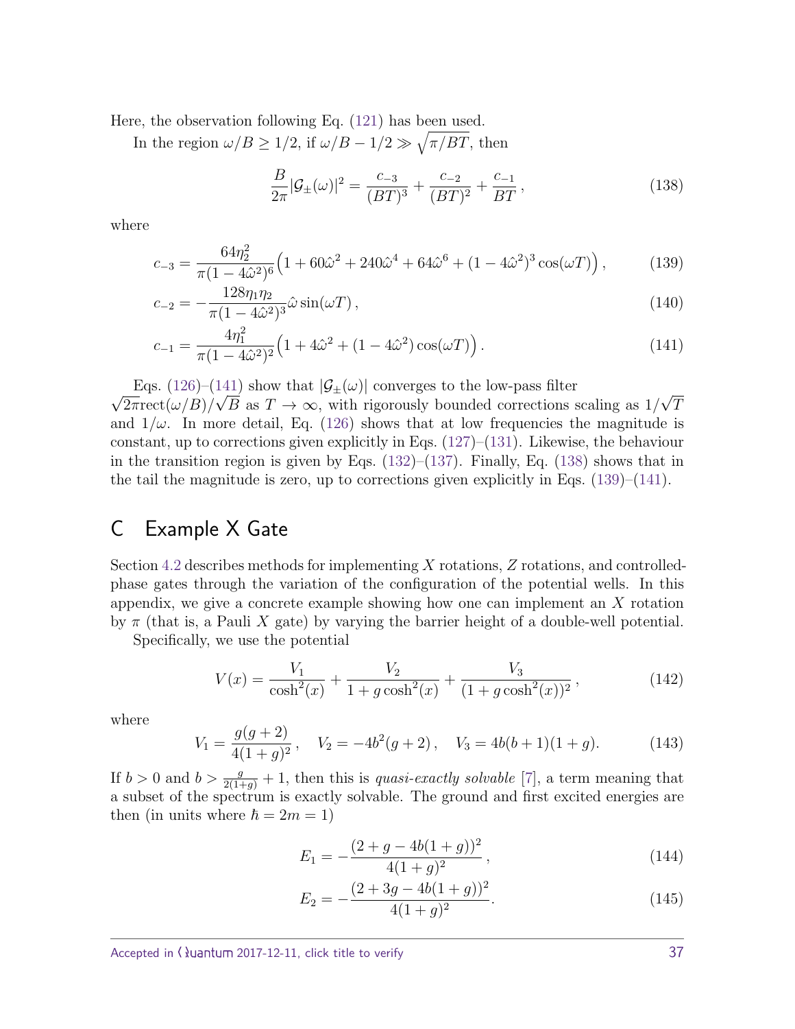Here, the observation following Eq. (121) has been used.

In the region $\omega/B \geq 1/2$, if $\omega/B - 1/2 \gg \sqrt{\pi/BT}$, then

$$\frac{B}{2\pi}|\mathcal{G}_{\pm}(\omega)|^2 = \frac{c_{-3}}{(BT)^3} + \frac{c_{-2}}{(BT)^2} + \frac{c_{-1}}{BT}\,, \tag{138}$$

where

$$c_{-3} = \frac{64\eta_2^2}{\pi(1-4\hat{\omega}^2)^6}\Big(1 + 60\hat{\omega}^2 + 240\hat{\omega}^4 + 64\hat{\omega}^6 + (1-4\hat{\omega}^2)^3\cos(\omega T)\Big)\,, \tag{139}$$

$$c_{-2} = -\frac{128\eta_1\eta_2}{\pi(1-4\hat{\omega}^2)^3}\hat{\omega}\sin(\omega T)\,, \tag{140}$$

$$c_{-1} = \frac{4\eta_1^2}{\pi(1-4\hat{\omega}^2)^2}\Big(1 + 4\hat{\omega}^2 + (1-4\hat{\omega}^2)\cos(\omega T)\Big)\,. \tag{141}$$

Eqs. (126)–(141) show that $|\mathcal{G}_{\pm}(\omega)|$ converges to the low-pass filter $\sqrt{2\pi}\mathrm{rect}(\omega/B)/\sqrt{B}$ as $T \to \infty$, with rigorously bounded corrections scaling as $1/\sqrt{T}$ and $1/\omega$. In more detail, Eq. (126) shows that at low frequencies the magnitude is constant, up to corrections given explicitly in Eqs. (127)–(131). Likewise, the behaviour in the transition region is given by Eqs. (132)–(137). Finally, Eq. (138) shows that in the tail the magnitude is zero, up to corrections given explicitly in Eqs. (139)–(141).

## C Example X Gate

Section 4.2 describes methods for implementing $X$ rotations, $Z$ rotations, and controlled-phase gates through the variation of the configuration of the potential wells. In this appendix, we give a concrete example showing how one can implement an $X$ rotation by $\pi$ (that is, a Pauli $X$ gate) by varying the barrier height of a double-well potential.

Specifically, we use the potential

$$V(x) = \frac{V_1}{\cosh^2(x)} + \frac{V_2}{1 + g\cosh^2(x)} + \frac{V_3}{(1+g\cosh^2(x))^2}\,, \tag{142}$$

where

$$V_1 = \frac{g(g+2)}{4(1+g)^2}\,, \quad V_2 = -4b^2(g+2)\,, \quad V_3 = 4b(b+1)(1+g). \tag{143}$$

If $b > 0$ and $b > \frac{g}{2(1+g)} + 1$, then this is *quasi-exactly solvable* [7], a term meaning that a subset of the spectrum is exactly solvable. The ground and first excited energies are then (in units where $\hbar = 2m = 1$)

$$E_1 = -\frac{(2+g-4b(1+g))^2}{4(1+g)^2}\,, \tag{144}$$

$$E_2 = -\frac{(2+3g-4b(1+g))^2}{4(1+g)^2}. \tag{145}$$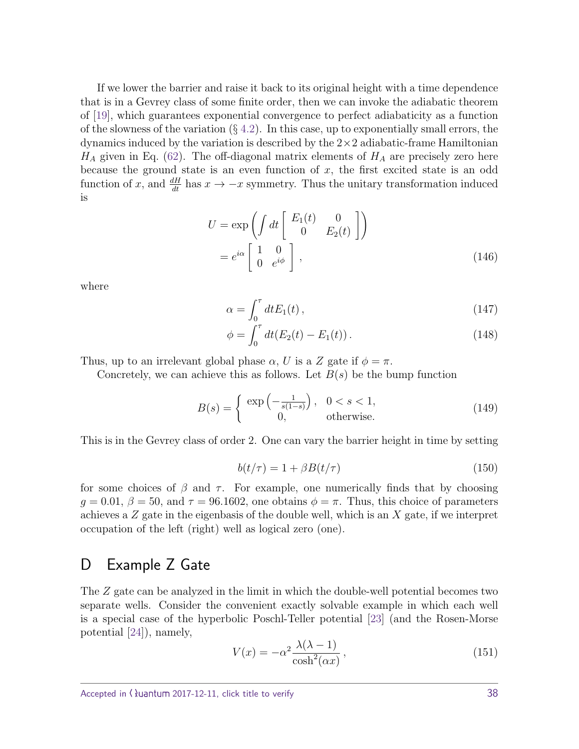If we lower the barrier and raise it back to its original height with a time dependence that is in a Gevrey class of some finite order, then we can invoke the adiabatic theorem of [19], which guarantees exponential convergence to perfect adiabaticity as a function of the slowness of the variation (§ 4.2). In this case, up to exponentially small errors, the dynamics induced by the variation is described by the $2\times 2$ adiabatic-frame Hamiltonian $H_A$ given in Eq. (62). The off-diagonal matrix elements of $H_A$ are precisely zero here because the ground state is an even function of $x$, the first excited state is an odd function of $x$, and $\frac{dH}{dt}$ has $x \to -x$ symmetry. Thus the unitary transformation induced is

$$
\begin{aligned}
U &= \exp\left( \int dt \begin{bmatrix} E_1(t) & 0 \\ 0 & E_2(t) \end{bmatrix} \right) \\
&= e^{i\alpha} \begin{bmatrix} 1 & 0 \\ 0 & e^{i\phi} \end{bmatrix} ,
\end{aligned}
\tag{146}
$$

where

$$
\alpha = \int_0^\tau dt E_1(t) \,, \tag{147}
$$

$$
\phi = \int_0^\tau dt (E_2(t) - E_1(t)) \,. \tag{148}
$$

Thus, up to an irrelevant global phase $\alpha$, $U$ is a $Z$ gate if $\phi = \pi$.

Concretely, we can achieve this as follows. Let $B(s)$ be the bump function

$$
B(s) = \begin{cases} \exp\left(-\frac{1}{s(1-s)}\right), & 0 < s < 1, \\ 0, & \text{otherwise.} \end{cases} \tag{149}
$$

This is in the Gevrey class of order 2. One can vary the barrier height in time by setting

$$
b(t/\tau) = 1 + \beta B(t/\tau) \tag{150}
$$

for some choices of $\beta$ and $\tau$. For example, one numerically finds that by choosing $g = 0.01$, $\beta = 50$, and $\tau = 96.1602$, one obtains $\phi = \pi$. Thus, this choice of parameters achieves a $Z$ gate in the eigenbasis of the double well, which is an $X$ gate, if we interpret occupation of the left (right) well as logical zero (one).

## D Example Z Gate

The $Z$ gate can be analyzed in the limit in which the double-well potential becomes two separate wells. Consider the convenient exactly solvable example in which each well is a special case of the hyperbolic Poschl-Teller potential [23] (and the Rosen-Morse potential [24]), namely,

$$
V(x) = -\alpha^2 \frac{\lambda(\lambda - 1)}{\cosh^2(\alpha x)} \,, \tag{151}
$$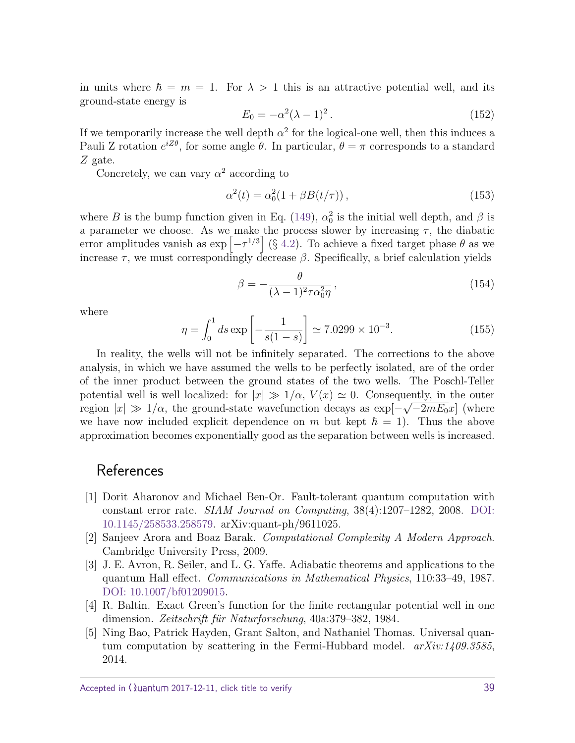in units where $\hbar = m = 1$. For $\lambda > 1$ this is an attractive potential well, and its ground-state energy is

$$E_0 = -\alpha^2(\lambda - 1)^2 \,. \tag{152}$$

If we temporarily increase the well depth $\alpha^2$ for the logical-one well, then this induces a Pauli Z rotation $e^{iZ\theta}$, for some angle $\theta$. In particular, $\theta = \pi$ corresponds to a standard $Z$ gate.

Concretely, we can vary $\alpha^2$ according to

$$\alpha^2(t) = \alpha_0^2(1 + \beta B(t/\tau)) \,, \tag{153}$$

where $B$ is the bump function given in Eq. (149), $\alpha_0^2$ is the initial well depth, and $\beta$ is a parameter we choose. As we make the process slower by increasing $\tau$, the diabatic error amplitudes vanish as $\exp\left[-\tau^{1/3}\right]$ (§ 4.2). To achieve a fixed target phase $\theta$ as we increase $\tau$, we must correspondingly decrease $\beta$. Specifically, a brief calculation yields

$$\beta = -\frac{\theta}{(\lambda - 1)^2 \tau \alpha_0^2 \eta} \,, \tag{154}$$

where

$$\eta = \int_0^1 ds \exp\left[-\frac{1}{s(1-s)}\right] \simeq 7.0299 \times 10^{-3}. \tag{155}$$

In reality, the wells will not be infinitely separated. The corrections to the above analysis, in which we have assumed the wells to be perfectly isolated, are of the order of the inner product between the ground states of the two wells. The Poschl-Teller potential well is well localized: for $|x| \gg 1/\alpha$, $V(x) \simeq 0$. Consequently, in the outer region $|x| \gg 1/\alpha$, the ground-state wavefunction decays as $\exp[-\sqrt{-2mE_0}x]$ (where we have now included explicit dependence on $m$ but kept $\hbar = 1$). Thus the above approximation becomes exponentially good as the separation between wells is increased.

# References

[1] Dorit Aharonov and Michael Ben-Or. Fault-tolerant quantum computation with constant error rate. *SIAM Journal on Computing*, 38(4):1207–1282, 2008. DOI: 10.1145/258533.258579. arXiv:quant-ph/9611025.

[2] Sanjeev Arora and Boaz Barak. *Computational Complexity A Modern Approach*. Cambridge University Press, 2009.

[3] J. E. Avron, R. Seiler, and L. G. Yaffe. Adiabatic theorems and applications to the quantum Hall effect. *Communications in Mathematical Physics*, 110:33–49, 1987. DOI: 10.1007/bf01209015.

[4] R. Baltin. Exact Green's function for the finite rectangular potential well in one dimension. *Zeitschrift für Naturforschung*, 40a:379–382, 1984.

[5] Ning Bao, Patrick Hayden, Grant Salton, and Nathaniel Thomas. Universal quantum computation by scattering in the Fermi-Hubbard model. *arXiv:1409.3585*, 2014.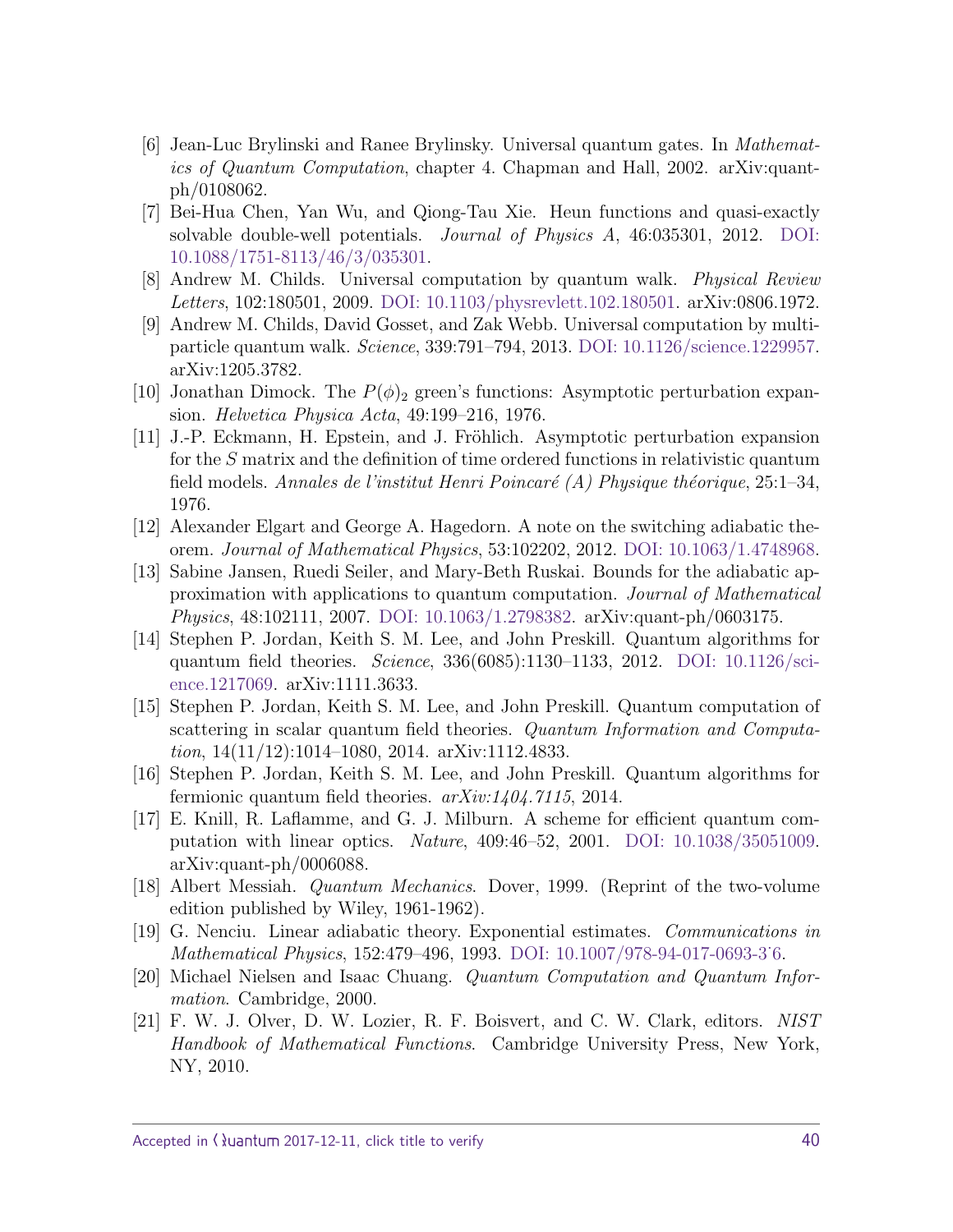[6] Jean-Luc Brylinski and Ranee Brylinsky. Universal quantum gates. In *Mathematics of Quantum Computation*, chapter 4. Chapman and Hall, 2002. arXiv:quant-ph/0108062.

[7] Bei-Hua Chen, Yan Wu, and Qiong-Tau Xie. Heun functions and quasi-exactly solvable double-well potentials. *Journal of Physics A*, 46:035301, 2012. DOI: 10.1088/1751-8113/46/3/035301.

[8] Andrew M. Childs. Universal computation by quantum walk. *Physical Review Letters*, 102:180501, 2009. DOI: 10.1103/physrevlett.102.180501. arXiv:0806.1972.

[9] Andrew M. Childs, David Gosset, and Zak Webb. Universal computation by multiparticle quantum walk. *Science*, 339:791–794, 2013. DOI: 10.1126/science.1229957. arXiv:1205.3782.

[10] Jonathan Dimock. The $P(\phi)_2$ green's functions: Asymptotic perturbation expansion. *Helvetica Physica Acta*, 49:199–216, 1976.

[11] J.-P. Eckmann, H. Epstein, and J. Fröhlich. Asymptotic perturbation expansion for the $S$ matrix and the definition of time ordered functions in relativistic quantum field models. *Annales de l'institut Henri Poincaré (A) Physique théorique*, 25:1–34, 1976.

[12] Alexander Elgart and George A. Hagedorn. A note on the switching adiabatic theorem. *Journal of Mathematical Physics*, 53:102202, 2012. DOI: 10.1063/1.4748968.

[13] Sabine Jansen, Ruedi Seiler, and Mary-Beth Ruskai. Bounds for the adiabatic approximation with applications to quantum computation. *Journal of Mathematical Physics*, 48:102111, 2007. DOI: 10.1063/1.2798382. arXiv:quant-ph/0603175.

[14] Stephen P. Jordan, Keith S. M. Lee, and John Preskill. Quantum algorithms for quantum field theories. *Science*, 336(6085):1130–1133, 2012. DOI: 10.1126/science.1217069. arXiv:1111.3633.

[15] Stephen P. Jordan, Keith S. M. Lee, and John Preskill. Quantum computation of scattering in scalar quantum field theories. *Quantum Information and Computation*, 14(11/12):1014–1080, 2014. arXiv:1112.4833.

[16] Stephen P. Jordan, Keith S. M. Lee, and John Preskill. Quantum algorithms for fermionic quantum field theories. *arXiv:1404.7115*, 2014.

[17] E. Knill, R. Laflamme, and G. J. Milburn. A scheme for efficient quantum computation with linear optics. *Nature*, 409:46–52, 2001. DOI: 10.1038/35051009. arXiv:quant-ph/0006088.

[18] Albert Messiah. *Quantum Mechanics*. Dover, 1999. (Reprint of the two-volume edition published by Wiley, 1961-1962).

[19] G. Nenciu. Linear adiabatic theory. Exponential estimates. *Communications in Mathematical Physics*, 152:479–496, 1993. DOI: 10.1007/978-94-017-0693-3˙6.

[20] Michael Nielsen and Isaac Chuang. *Quantum Computation and Quantum Information*. Cambridge, 2000.

[21] F. W. J. Olver, D. W. Lozier, R. F. Boisvert, and C. W. Clark, editors. *NIST Handbook of Mathematical Functions*. Cambridge University Press, New York, NY, 2010.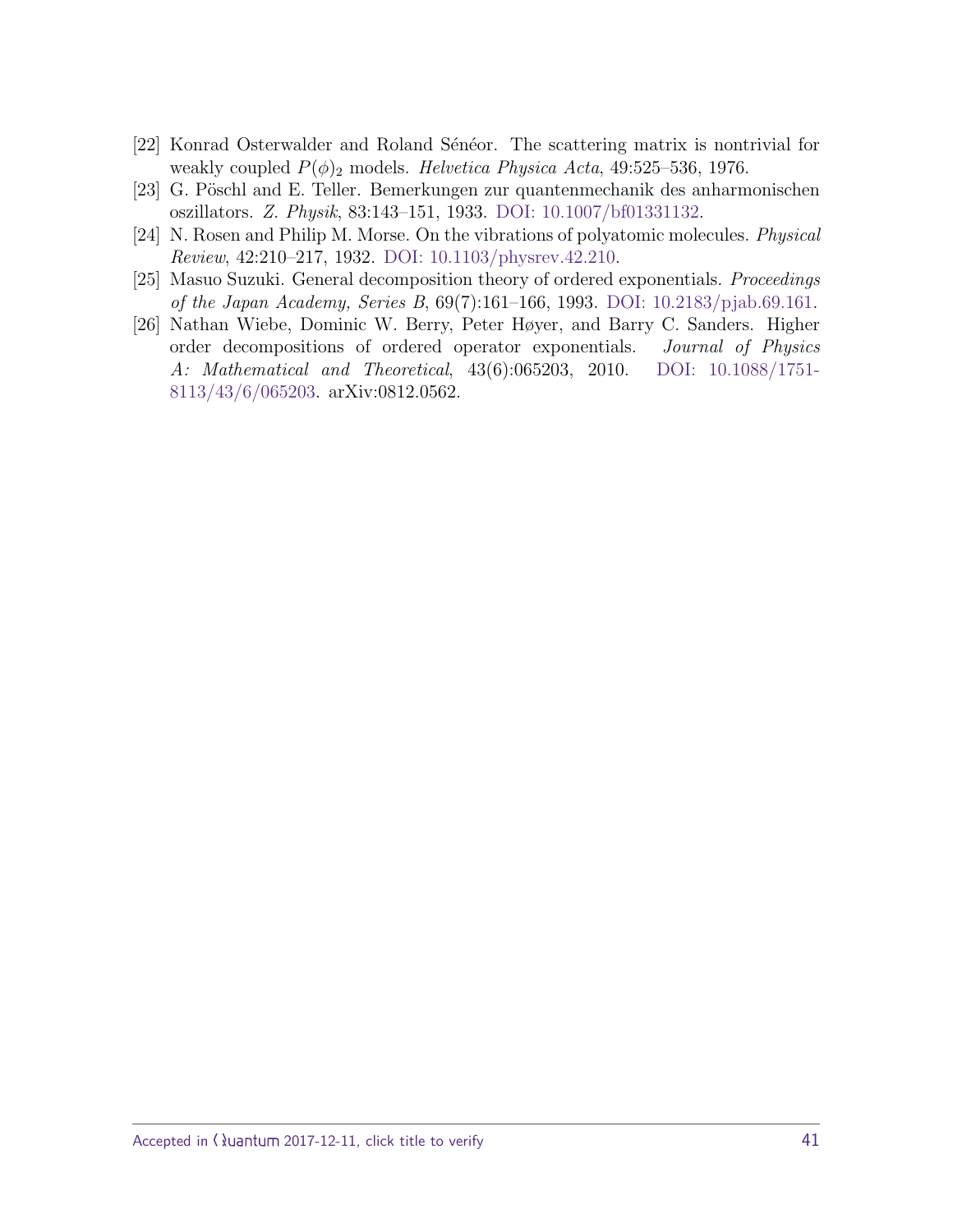[22] Konrad Osterwalder and Roland Sénéor. The scattering matrix is nontrivial for weakly coupled $P(\phi)_2$ models. *Helvetica Physica Acta*, 49:525–536, 1976.

[23] G. Pöschl and E. Teller. Bemerkungen zur quantenmechanik des anharmonischen oszillators. *Z. Physik*, 83:143–151, 1933. DOI: 10.1007/bf01331132.

[24] N. Rosen and Philip M. Morse. On the vibrations of polyatomic molecules. *Physical Review*, 42:210–217, 1932. DOI: 10.1103/physrev.42.210.

[25] Masuo Suzuki. General decomposition theory of ordered exponentials. *Proceedings of the Japan Academy, Series B*, 69(7):161–166, 1993. DOI: 10.2183/pjab.69.161.

[26] Nathan Wiebe, Dominic W. Berry, Peter Høyer, and Barry C. Sanders. Higher order decompositions of ordered operator exponentials. *Journal of Physics A: Mathematical and Theoretical*, 43(6):065203, 2010. DOI: 10.1088/1751-8113/43/6/065203. arXiv:0812.0562.